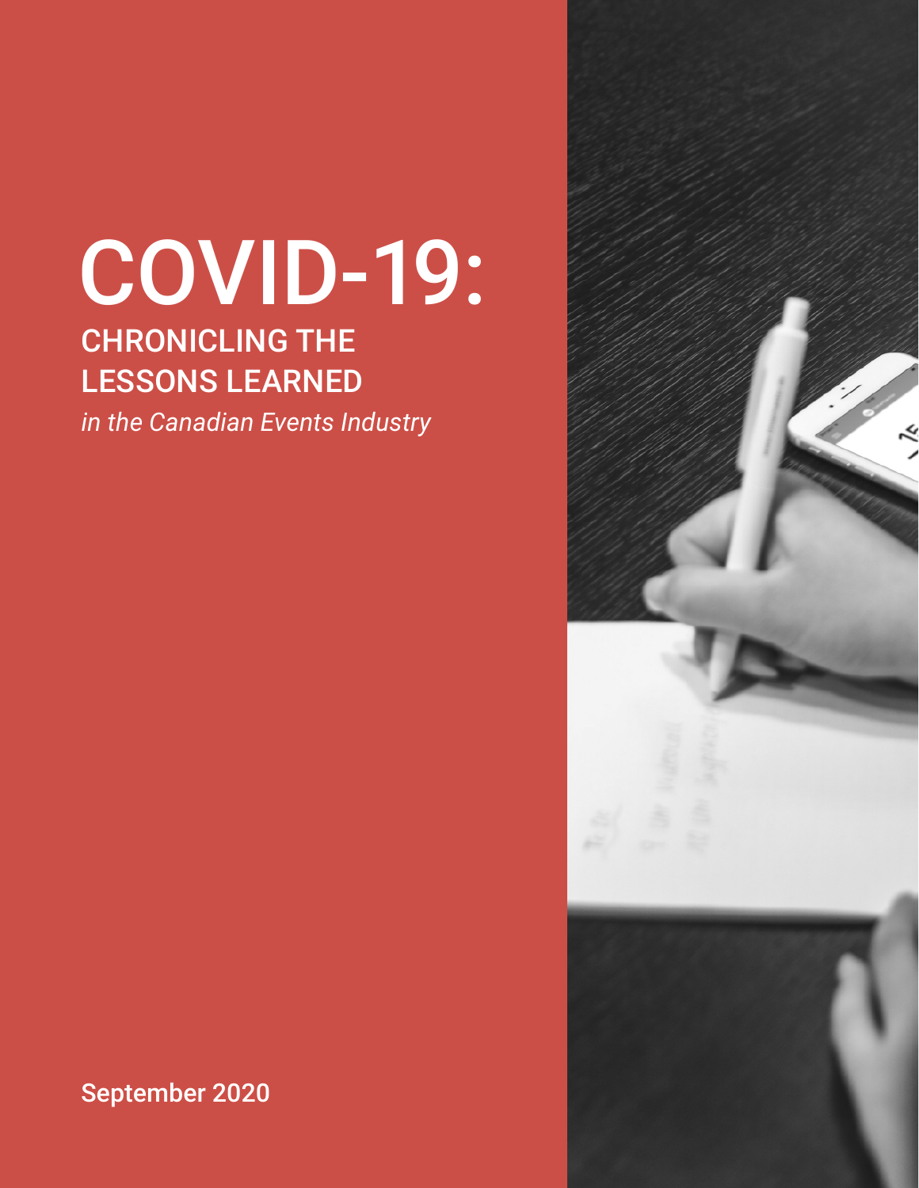# COVID-19:

## CHRONICLING THE LESSONS LEARNED

*in the Canadian Events Industry*

September 2020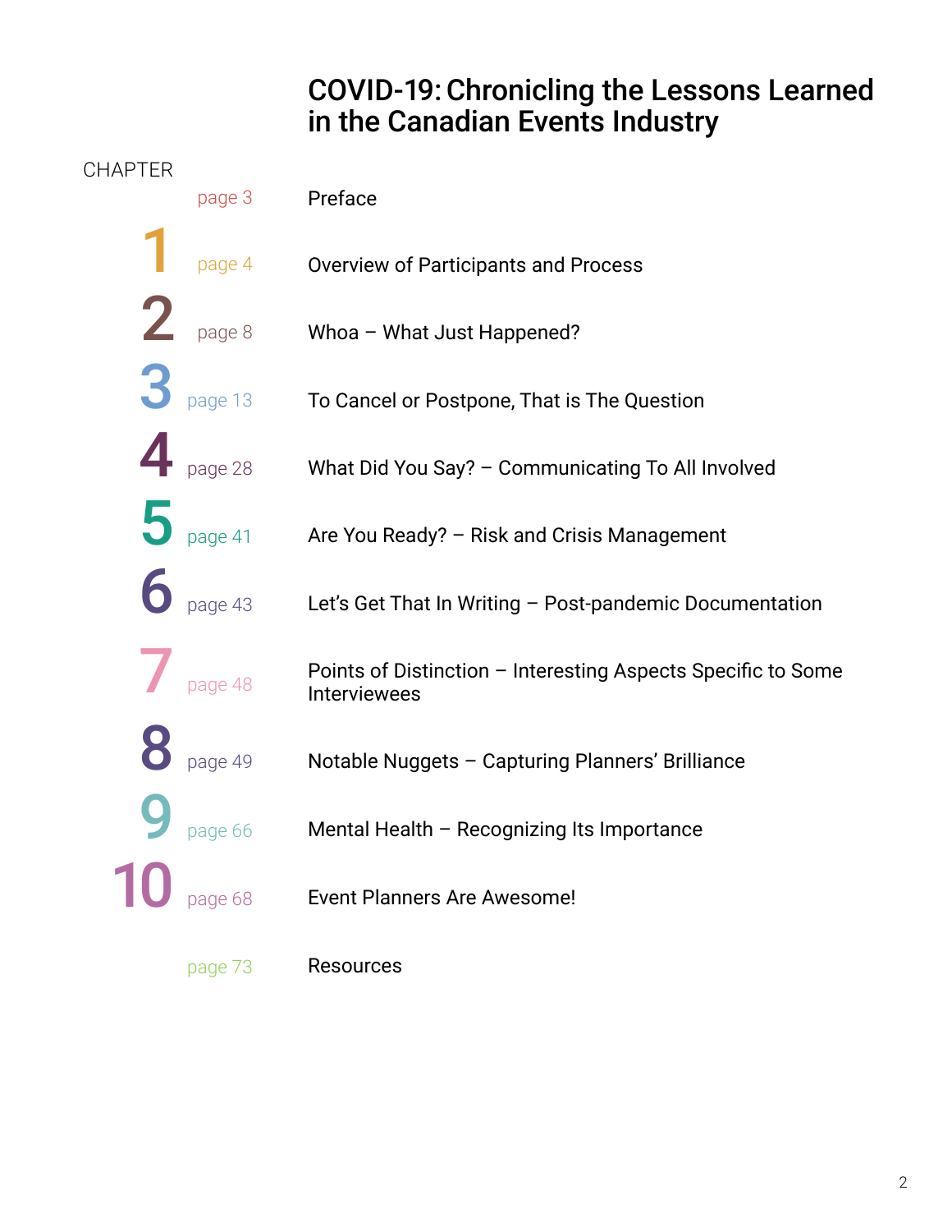# COVID-19: Chronicling the Lessons Learned in the Canadian Events Industry

| CHAPTER | | |
|---|---|---|
| | page 3 | Preface |
| 1 | page 4 | Overview of Participants and Process |
| 2 | page 8 | Whoa – What Just Happened? |
| 3 | page 13 | To Cancel or Postpone, That is The Question |
| 4 | page 28 | What Did You Say? – Communicating To All Involved |
| 5 | page 41 | Are You Ready? – Risk and Crisis Management |
| 6 | page 43 | Let's Get That In Writing – Post-pandemic Documentation |
| 7 | page 48 | Points of Distinction – Interesting Aspects Specific to Some Interviewees |
| 8 | page 49 | Notable Nuggets – Capturing Planners' Brilliance |
| 9 | page 66 | Mental Health – Recognizing Its Importance |
| 10 | page 68 | Event Planners Are Awesome! |
| | page 73 | Resources |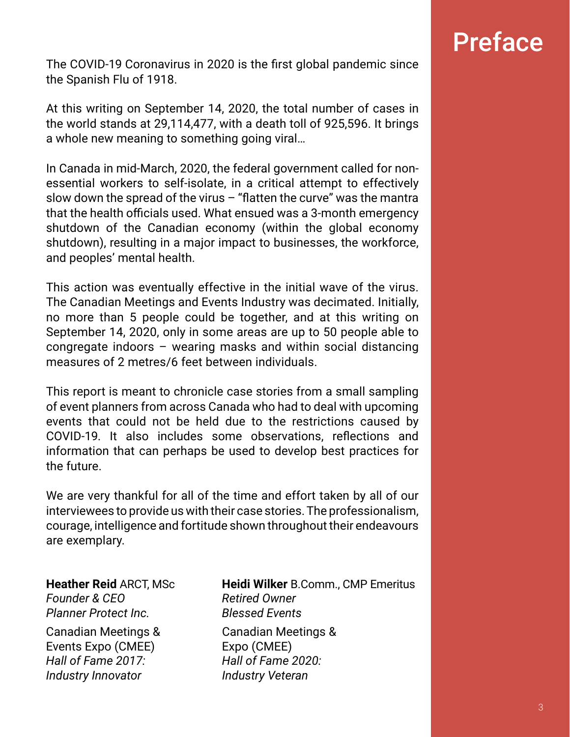# Preface

The COVID-19 Coronavirus in 2020 is the first global pandemic since the Spanish Flu of 1918.

At this writing on September 14, 2020, the total number of cases in the world stands at 29,114,477, with a death toll of 925,596. It brings a whole new meaning to something going viral…

In Canada in mid-March, 2020, the federal government called for non-essential workers to self-isolate, in a critical attempt to effectively slow down the spread of the virus – "flatten the curve" was the mantra that the health officials used. What ensued was a 3-month emergency shutdown of the Canadian economy (within the global economy shutdown), resulting in a major impact to businesses, the workforce, and peoples' mental health.

This action was eventually effective in the initial wave of the virus. The Canadian Meetings and Events Industry was decimated. Initially, no more than 5 people could be together, and at this writing on September 14, 2020, only in some areas are up to 50 people able to congregate indoors – wearing masks and within social distancing measures of 2 metres/6 feet between individuals.

This report is meant to chronicle case stories from a small sampling of event planners from across Canada who had to deal with upcoming events that could not be held due to the restrictions caused by COVID-19. It also includes some observations, reflections and information that can perhaps be used to develop best practices for the future.

We are very thankful for all of the time and effort taken by all of our interviewees to provide us with their case stories. The professionalism, courage, intelligence and fortitude shown throughout their endeavours are exemplary.

**Heather Reid** ARCT, MSc
*Founder & CEO*
*Planner Protect Inc.*

Canadian Meetings & Events Expo (CMEE)
*Hall of Fame 2017: Industry Innovator*

**Heidi Wilker** B.Comm., CMP Emeritus
*Retired Owner*
*Blessed Events*

Canadian Meetings & Expo (CMEE)
*Hall of Fame 2020: Industry Veteran*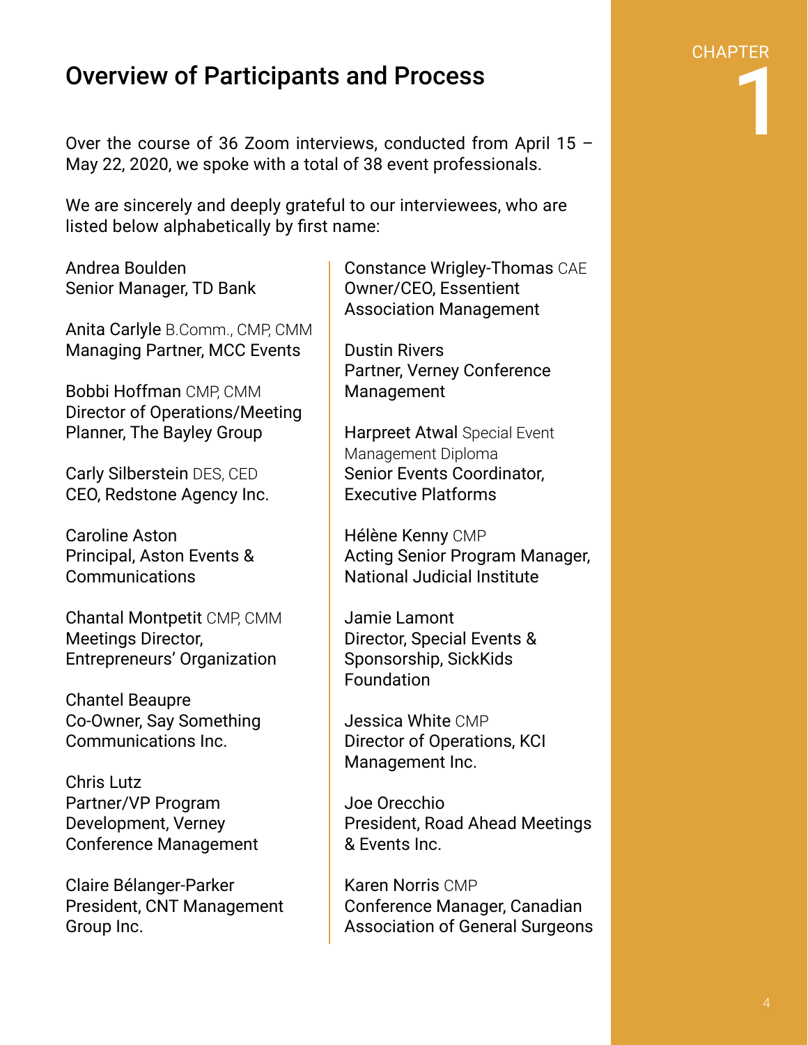CHAPTER 1

# Overview of Participants and Process

Over the course of 36 Zoom interviews, conducted from April 15 – May 22, 2020, we spoke with a total of 38 event professionals.

We are sincerely and deeply grateful to our interviewees, who are listed below alphabetically by first name:

Andrea Boulden
Senior Manager, TD Bank

Anita Carlyle B.Comm., CMP, CMM
Managing Partner, MCC Events

Bobbi Hoffman CMP, CMM
Director of Operations/Meeting Planner, The Bayley Group

Carly Silberstein DES, CED
CEO, Redstone Agency Inc.

Caroline Aston
Principal, Aston Events & Communications

Chantal Montpetit CMP, CMM
Meetings Director, Entrepreneurs' Organization

Chantel Beaupre
Co-Owner, Say Something Communications Inc.

Chris Lutz
Partner/VP Program Development, Verney Conference Management

Claire Bélanger-Parker
President, CNT Management Group Inc.

Constance Wrigley-Thomas CAE
Owner/CEO, Essentient Association Management

Dustin Rivers
Partner, Verney Conference Management

Harpreet Atwal Special Event Management Diploma
Senior Events Coordinator, Executive Platforms

Hélène Kenny CMP
Acting Senior Program Manager, National Judicial Institute

Jamie Lamont
Director, Special Events & Sponsorship, SickKids Foundation

Jessica White CMP
Director of Operations, KCI Management Inc.

Joe Orecchio
President, Road Ahead Meetings & Events Inc.

Karen Norris CMP
Conference Manager, Canadian Association of General Surgeons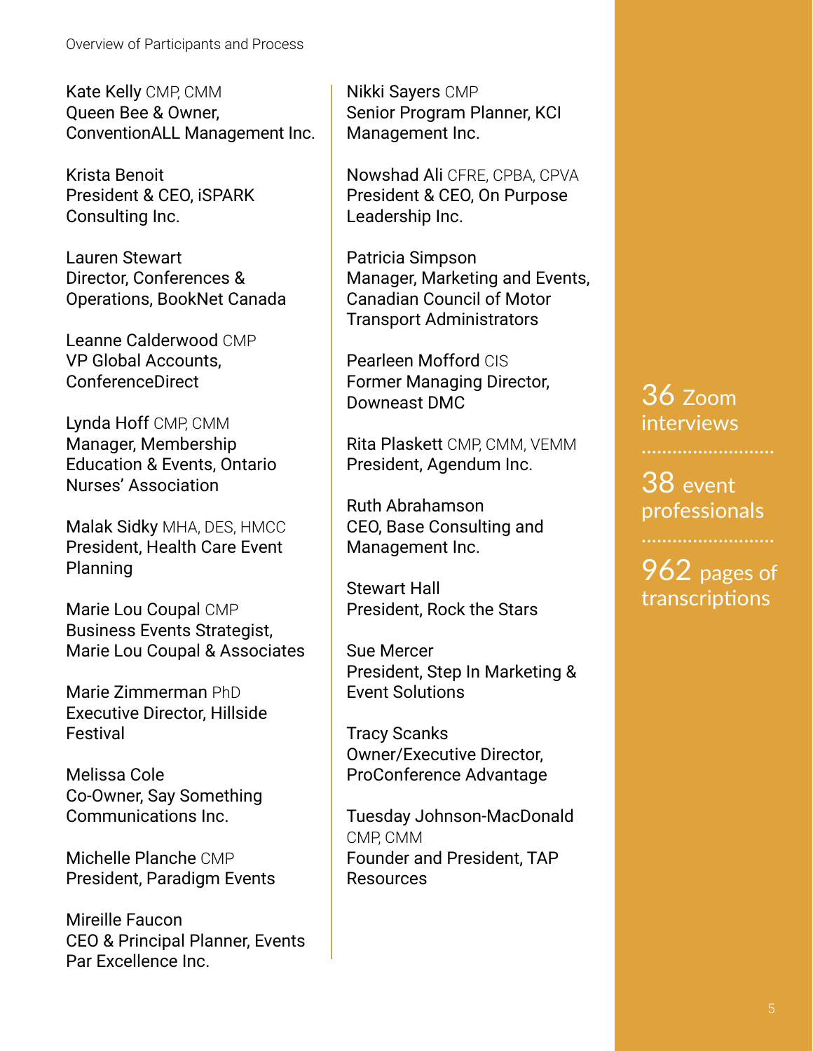Kate Kelly CMP, CMM
Queen Bee & Owner, ConventionALL Management Inc.

Krista Benoit
President & CEO, iSPARK Consulting Inc.

Lauren Stewart
Director, Conferences & Operations, BookNet Canada

Leanne Calderwood CMP
VP Global Accounts, ConferenceDirect

Lynda Hoff CMP, CMM
Manager, Membership Education & Events, Ontario Nurses' Association

Malak Sidky MHA, DES, HMCC
President, Health Care Event Planning

Marie Lou Coupal CMP
Business Events Strategist, Marie Lou Coupal & Associates

Marie Zimmerman PhD
Executive Director, Hillside Festival

Melissa Cole
Co-Owner, Say Something Communications Inc.

Michelle Planche CMP
President, Paradigm Events

Mireille Faucon
CEO & Principal Planner, Events Par Excellence Inc.

Nikki Sayers CMP
Senior Program Planner, KCI Management Inc.

Nowshad Ali CFRE, CPBA, CPVA
President & CEO, On Purpose Leadership Inc.

Patricia Simpson
Manager, Marketing and Events, Canadian Council of Motor Transport Administrators

Pearleen Mofford CIS
Former Managing Director, Downeast DMC

Rita Plaskett CMP, CMM, VEMM
President, Agendum Inc.

Ruth Abrahamson
CEO, Base Consulting and Management Inc.

Stewart Hall
President, Rock the Stars

Sue Mercer
President, Step In Marketing & Event Solutions

Tracy Scanks
Owner/Executive Director, ProConference Advantage

Tuesday Johnson-MacDonald CMP, CMM
Founder and President, TAP Resources

36 Zoom interviews

38 event professionals

962 pages of transcriptions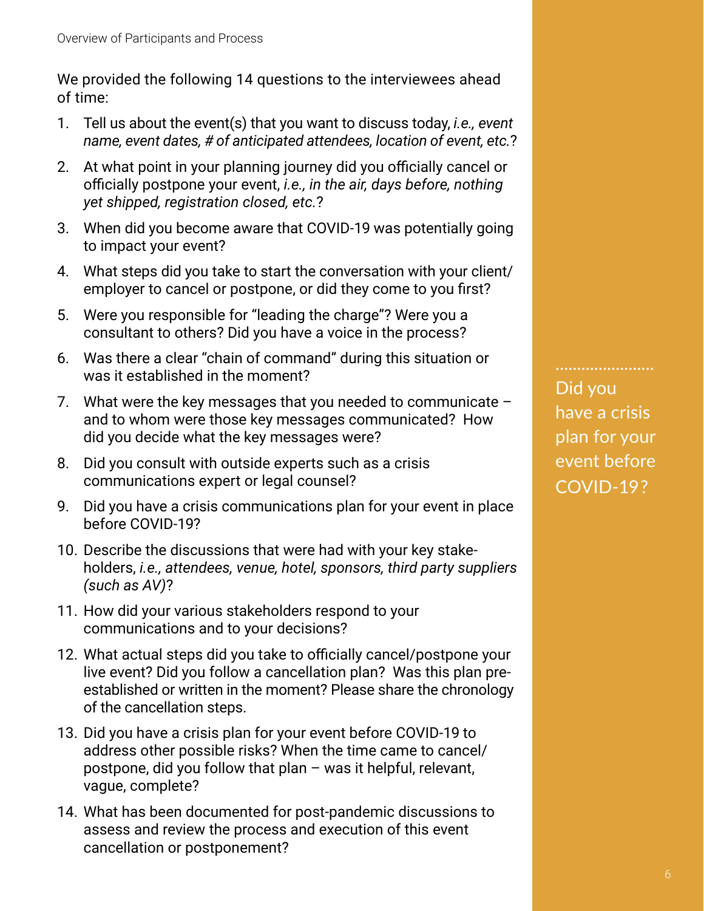We provided the following 14 questions to the interviewees ahead of time:

1. Tell us about the event(s) that you want to discuss today, *i.e., event name, event dates, # of anticipated attendees, location of event, etc.*?
2. At what point in your planning journey did you officially cancel or officially postpone your event, *i.e., in the air, days before, nothing yet shipped, registration closed, etc.*?
3. When did you become aware that COVID-19 was potentially going to impact your event?
4. What steps did you take to start the conversation with your client/employer to cancel or postpone, or did they come to you first?
5. Were you responsible for "leading the charge"? Were you a consultant to others? Did you have a voice in the process?
6. Was there a clear "chain of command" during this situation or was it established in the moment?
7. What were the key messages that you needed to communicate – and to whom were those key messages communicated? How did you decide what the key messages were?
8. Did you consult with outside experts such as a crisis communications expert or legal counsel?
9. Did you have a crisis communications plan for your event in place before COVID-19?
10. Describe the discussions that were had with your key stakeholders, *i.e., attendees, venue, hotel, sponsors, third party suppliers (such as AV)*?
11. How did your various stakeholders respond to your communications and to your decisions?
12. What actual steps did you take to officially cancel/postpone your live event? Did you follow a cancellation plan? Was this plan pre-established or written in the moment? Please share the chronology of the cancellation steps.
13. Did you have a crisis plan for your event before COVID-19 to address other possible risks? When the time came to cancel/postpone, did you follow that plan – was it helpful, relevant, vague, complete?
14. What has been documented for post-pandemic discussions to assess and review the process and execution of this event cancellation or postponement?

Did you have a crisis plan for your event before COVID-19?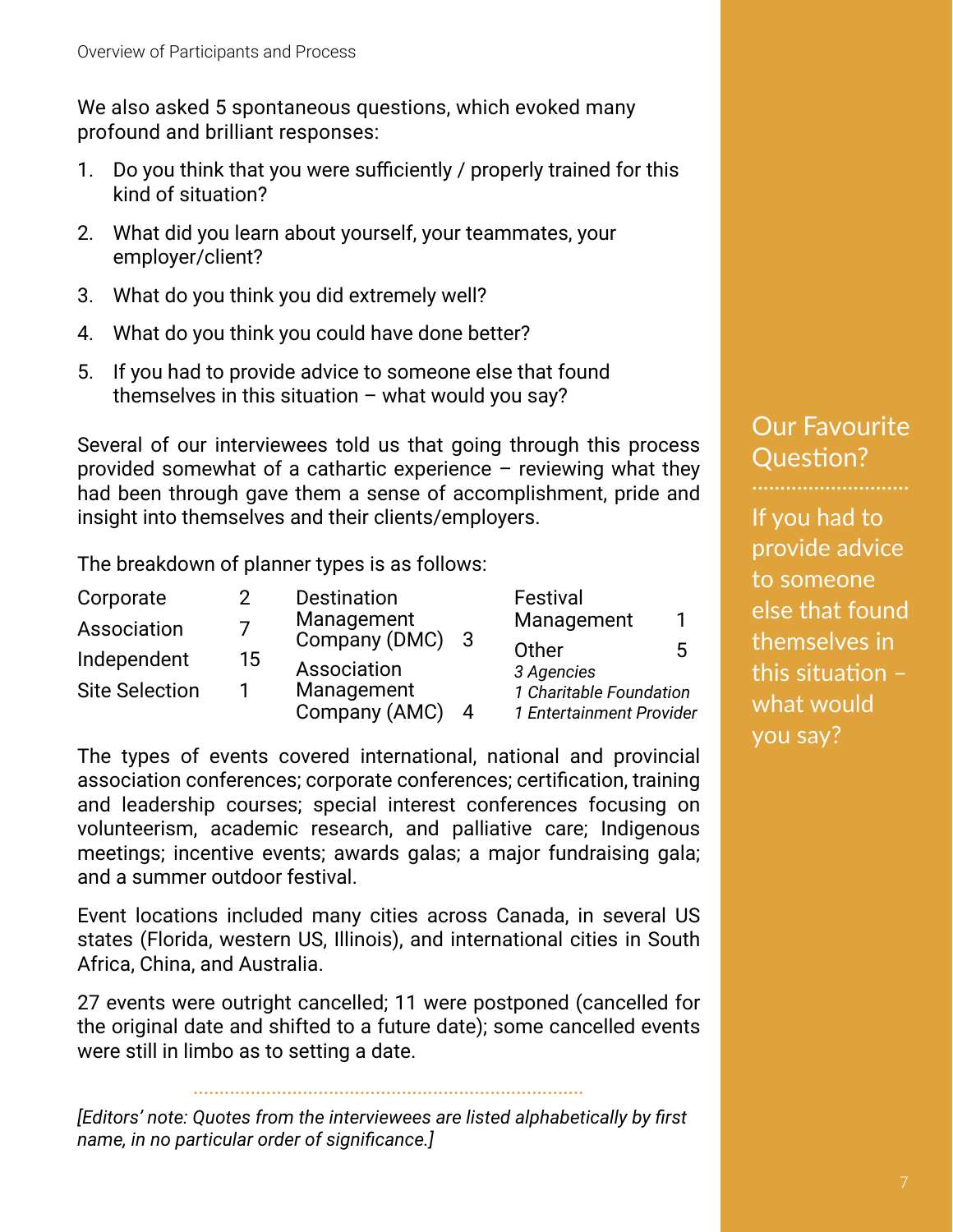We also asked 5 spontaneous questions, which evoked many profound and brilliant responses:

1. Do you think that you were sufficiently / properly trained for this kind of situation?
2. What did you learn about yourself, your teammates, your employer/client?
3. What do you think you did extremely well?
4. What do you think you could have done better?
5. If you had to provide advice to someone else that found themselves in this situation – what would you say?

Several of our interviewees told us that going through this process provided somewhat of a cathartic experience – reviewing what they had been through gave them a sense of accomplishment, pride and insight into themselves and their clients/employers.

The breakdown of planner types is as follows:

| | | | | | |
|---|---|---|---|---|---|
| Corporate | 2 | Destination Management Company (DMC) | 3 | Festival Management | 1 |
| Association | 7 | Association Management Company (AMC) | 4 | Other<br>*3 Agencies*<br>*1 Charitable Foundation*<br>*1 Entertainment Provider* | 5 |
| Independent | 15 | | | | |
| Site Selection | 1 | | | | |

The types of events covered international, national and provincial association conferences; corporate conferences; certification, training and leadership courses; special interest conferences focusing on volunteerism, academic research, and palliative care; Indigenous meetings; incentive events; awards galas; a major fundraising gala; and a summer outdoor festival.

Event locations included many cities across Canada, in several US states (Florida, western US, Illinois), and international cities in South Africa, China, and Australia.

27 events were outright cancelled; 11 were postponed (cancelled for the original date and shifted to a future date); some cancelled events were still in limbo as to setting a date.

*[Editors' note: Quotes from the interviewees are listed alphabetically by first name, in no particular order of significance.]*

## Our Favourite Question?

If you had to provide advice to someone else that found themselves in this situation – what would you say?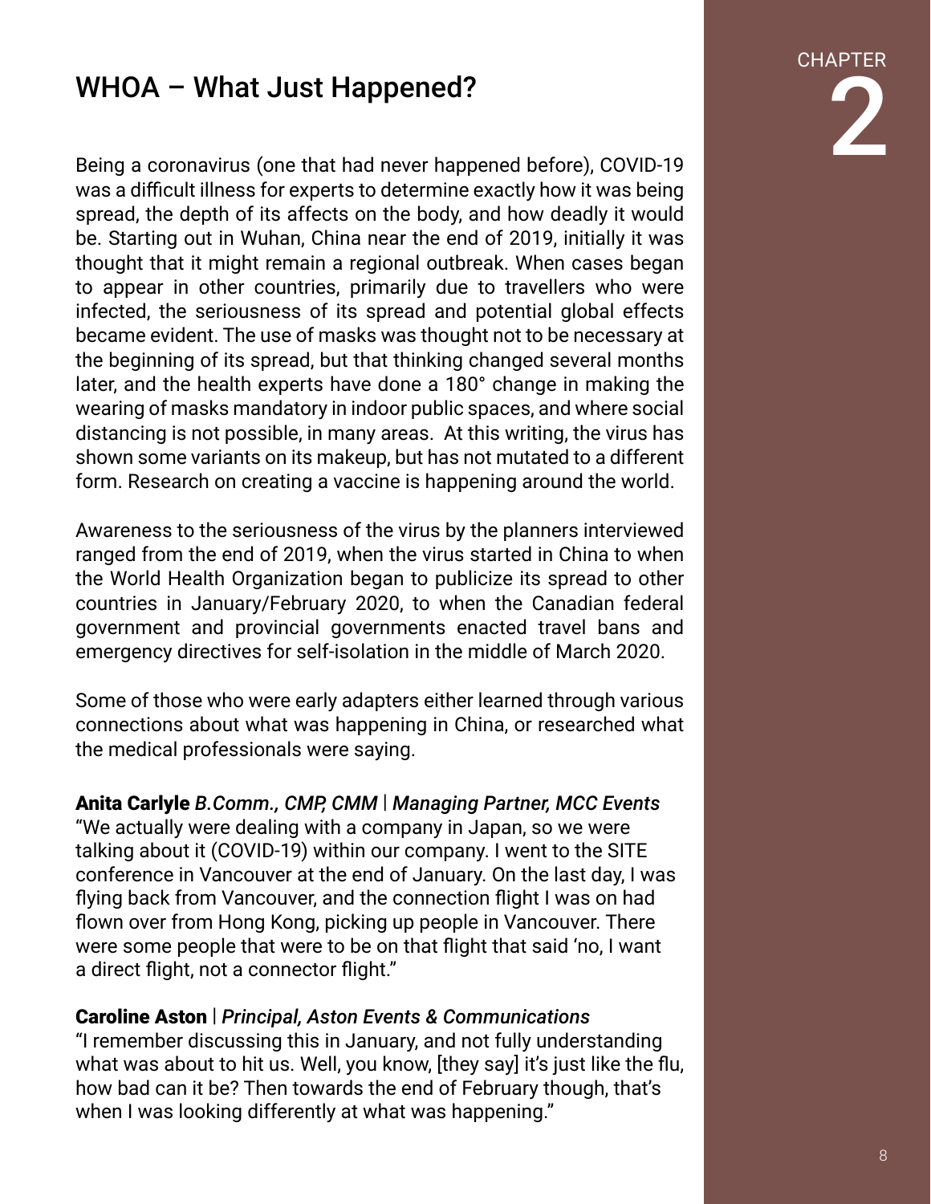# WHOA – What Just Happened?

CHAPTER 2

Being a coronavirus (one that had never happened before), COVID-19 was a difficult illness for experts to determine exactly how it was being spread, the depth of its affects on the body, and how deadly it would be. Starting out in Wuhan, China near the end of 2019, initially it was thought that it might remain a regional outbreak. When cases began to appear in other countries, primarily due to travellers who were infected, the seriousness of its spread and potential global effects became evident. The use of masks was thought not to be necessary at the beginning of its spread, but that thinking changed several months later, and the health experts have done a 180° change in making the wearing of masks mandatory in indoor public spaces, and where social distancing is not possible, in many areas. At this writing, the virus has shown some variants on its makeup, but has not mutated to a different form. Research on creating a vaccine is happening around the world.

Awareness to the seriousness of the virus by the planners interviewed ranged from the end of 2019, when the virus started in China to when the World Health Organization began to publicize its spread to other countries in January/February 2020, to when the Canadian federal government and provincial governments enacted travel bans and emergency directives for self-isolation in the middle of March 2020.

Some of those who were early adapters either learned through various connections about what was happening in China, or researched what the medical professionals were saying.

**Anita Carlyle** *B.Comm., CMP, CMM* | *Managing Partner, MCC Events*
"We actually were dealing with a company in Japan, so we were talking about it (COVID-19) within our company. I went to the SITE conference in Vancouver at the end of January. On the last day, I was flying back from Vancouver, and the connection flight I was on had flown over from Hong Kong, picking up people in Vancouver. There were some people that were to be on that flight that said 'no, I want a direct flight, not a connector flight."

**Caroline Aston** | *Principal, Aston Events & Communications*
"I remember discussing this in January, and not fully understanding what was about to hit us. Well, you know, [they say] it's just like the flu, how bad can it be? Then towards the end of February though, that's when I was looking differently at what was happening."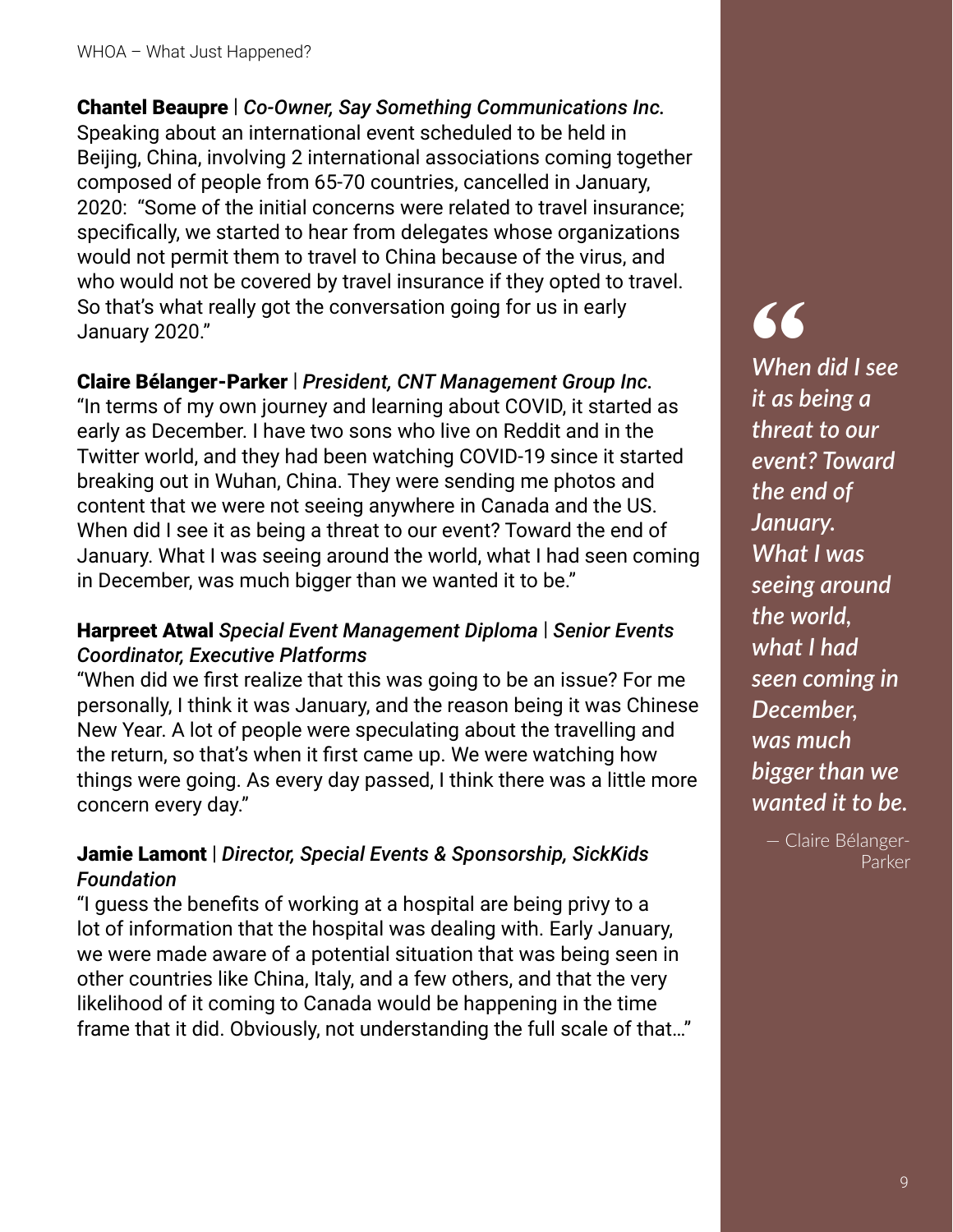**Chantel Beaupre** | *Co-Owner, Say Something Communications Inc.*
Speaking about an international event scheduled to be held in Beijing, China, involving 2 international associations coming together composed of people from 65-70 countries, cancelled in January, 2020: "Some of the initial concerns were related to travel insurance; specifically, we started to hear from delegates whose organizations would not permit them to travel to China because of the virus, and who would not be covered by travel insurance if they opted to travel. So that's what really got the conversation going for us in early January 2020."

**Claire Bélanger-Parker** | *President, CNT Management Group Inc.*
"In terms of my own journey and learning about COVID, it started as early as December. I have two sons who live on Reddit and in the Twitter world, and they had been watching COVID-19 since it started breaking out in Wuhan, China. They were sending me photos and content that we were not seeing anywhere in Canada and the US. When did I see it as being a threat to our event? Toward the end of January. What I was seeing around the world, what I had seen coming in December, was much bigger than we wanted it to be."

**Harpreet Atwal** *Special Event Management Diploma* | *Senior Events Coordinator, Executive Platforms*
"When did we first realize that this was going to be an issue? For me personally, I think it was January, and the reason being it was Chinese New Year. A lot of people were speculating about the travelling and the return, so that's when it first came up. We were watching how things were going. As every day passed, I think there was a little more concern every day."

**Jamie Lamont** | *Director, Special Events & Sponsorship, SickKids Foundation*
"I guess the benefits of working at a hospital are being privy to a lot of information that the hospital was dealing with. Early January, we were made aware of a potential situation that was being seen in other countries like China, Italy, and a few others, and that the very likelihood of it coming to Canada would be happening in the time frame that it did. Obviously, not understanding the full scale of that…"

> *When did I see it as being a threat to our event? Toward the end of January. What I was seeing around the world, what I had seen coming in December, was much bigger than we wanted it to be.*
>
> — Claire Bélanger-Parker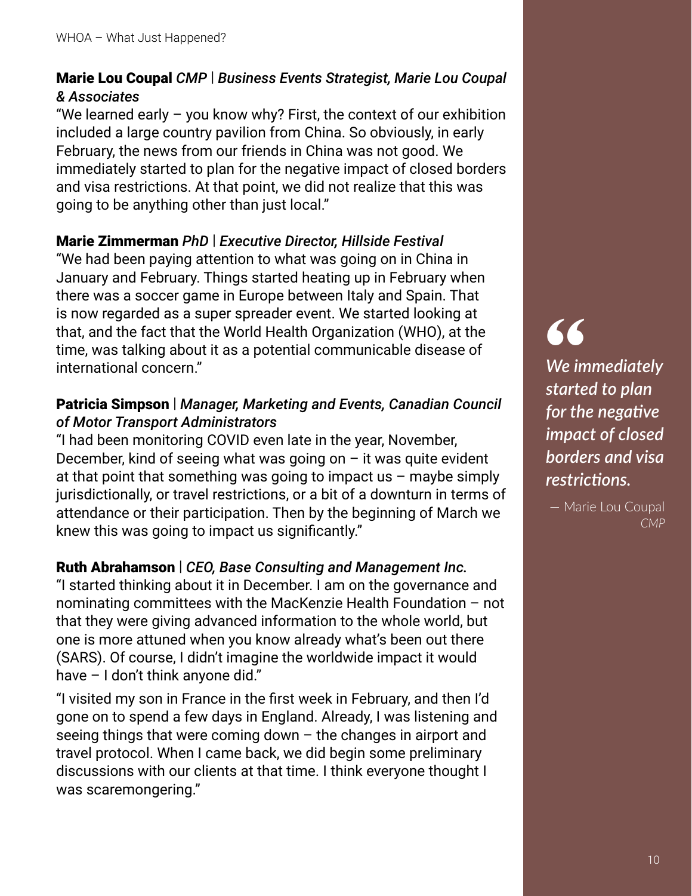**Marie Lou Coupal** *CMP* | ***Business Events Strategist, Marie Lou Coupal & Associates***

"We learned early – you know why? First, the context of our exhibition included a large country pavilion from China. So obviously, in early February, the news from our friends in China was not good. We immediately started to plan for the negative impact of closed borders and visa restrictions. At that point, we did not realize that this was going to be anything other than just local."

**Marie Zimmerman** *PhD* | ***Executive Director, Hillside Festival***

"We had been paying attention to what was going on in China in January and February. Things started heating up in February when there was a soccer game in Europe between Italy and Spain. That is now regarded as a super spreader event. We started looking at that, and the fact that the World Health Organization (WHO), at the time, was talking about it as a potential communicable disease of international concern."

**Patricia Simpson** | *Manager, Marketing and Events, Canadian Council of Motor Transport Administrators*

"I had been monitoring COVID even late in the year, November, December, kind of seeing what was going on – it was quite evident at that point that something was going to impact us – maybe simply jurisdictionally, or travel restrictions, or a bit of a downturn in terms of attendance or their participation. Then by the beginning of March we knew this was going to impact us significantly."

**Ruth Abrahamson** | ***CEO, Base Consulting and Management Inc.***

"I started thinking about it in December. I am on the governance and nominating committees with the MacKenzie Health Foundation – not that they were giving advanced information to the whole world, but one is more attuned when you know already what's been out there (SARS). Of course, I didn't imagine the worldwide impact it would have – I don't think anyone did."

"I visited my son in France in the first week in February, and then I'd gone on to spend a few days in England. Already, I was listening and seeing things that were coming down – the changes in airport and travel protocol. When I came back, we did begin some preliminary discussions with our clients at that time. I think everyone thought I was scaremongering."

> *We immediately started to plan for the negative impact of closed borders and visa restrictions.*
>
> — Marie Lou Coupal *CMP*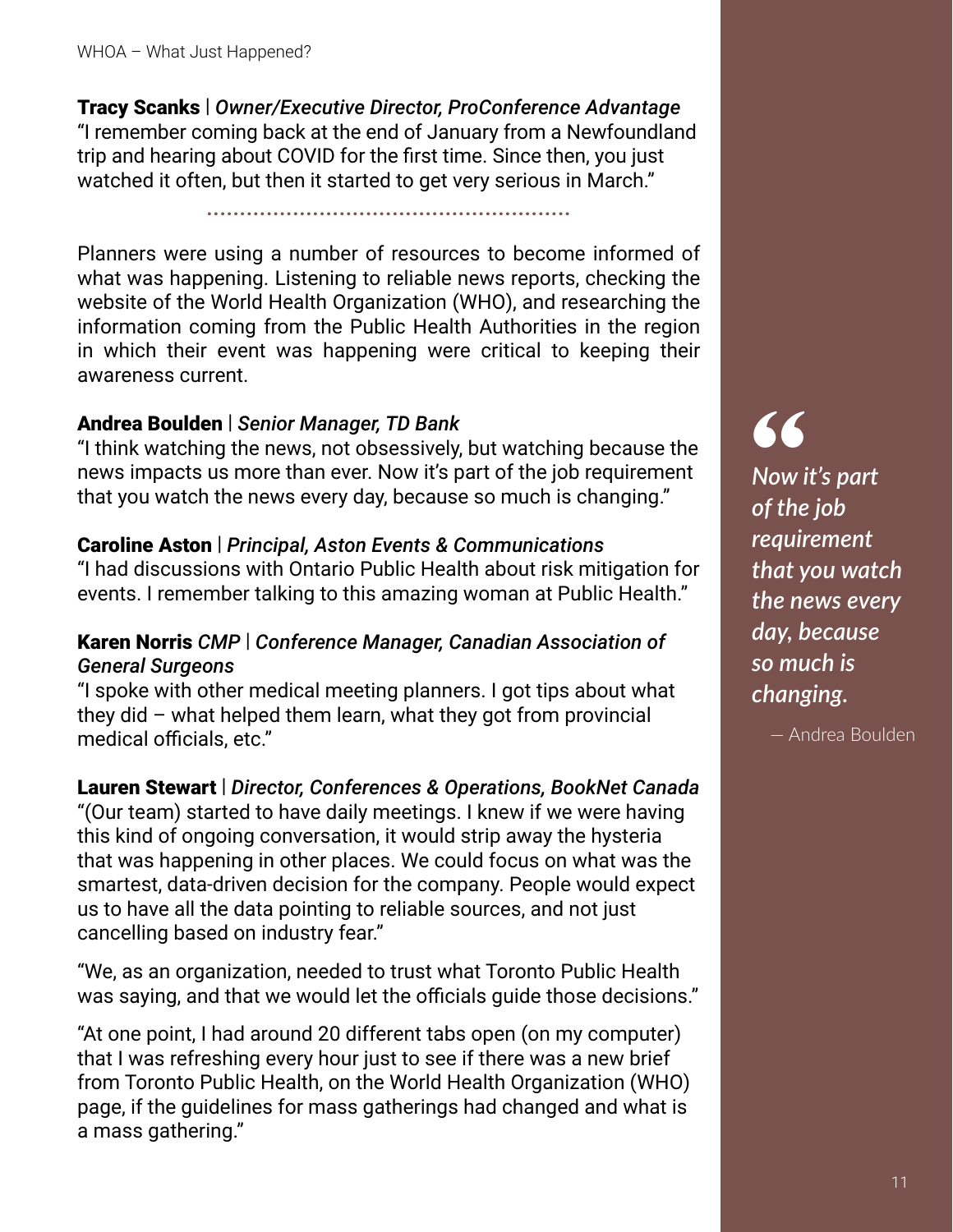**Tracy Scanks** | ***Owner/Executive Director, ProConference Advantage***
"I remember coming back at the end of January from a Newfoundland trip and hearing about COVID for the first time. Since then, you just watched it often, but then it started to get very serious in March."

Planners were using a number of resources to become informed of what was happening. Listening to reliable news reports, checking the website of the World Health Organization (WHO), and researching the information coming from the Public Health Authorities in the region in which their event was happening were critical to keeping their awareness current.

**Andrea Boulden** | ***Senior Manager, TD Bank***
"I think watching the news, not obsessively, but watching because the news impacts us more than ever. Now it's part of the job requirement that you watch the news every day, because so much is changing."

**Caroline Aston** | ***Principal, Aston Events & Communications***
"I had discussions with Ontario Public Health about risk mitigation for events. I remember talking to this amazing woman at Public Health."

**Karen Norris** *CMP* | ***Conference Manager, Canadian Association of General Surgeons***
"I spoke with other medical meeting planners. I got tips about what they did – what helped them learn, what they got from provincial medical officials, etc."

**Lauren Stewart** | ***Director, Conferences & Operations, BookNet Canada***
"(Our team) started to have daily meetings. I knew if we were having this kind of ongoing conversation, it would strip away the hysteria that was happening in other places. We could focus on what was the smartest, data-driven decision for the company. People would expect us to have all the data pointing to reliable sources, and not just cancelling based on industry fear."

"We, as an organization, needed to trust what Toronto Public Health was saying, and that we would let the officials guide those decisions."

"At one point, I had around 20 different tabs open (on my computer) that I was refreshing every hour just to see if there was a new brief from Toronto Public Health, on the World Health Organization (WHO) page, if the guidelines for mass gatherings had changed and what is a mass gathering."

> *"Now it's part of the job requirement that you watch the news every day, because so much is changing.*
>
> — Andrea Boulden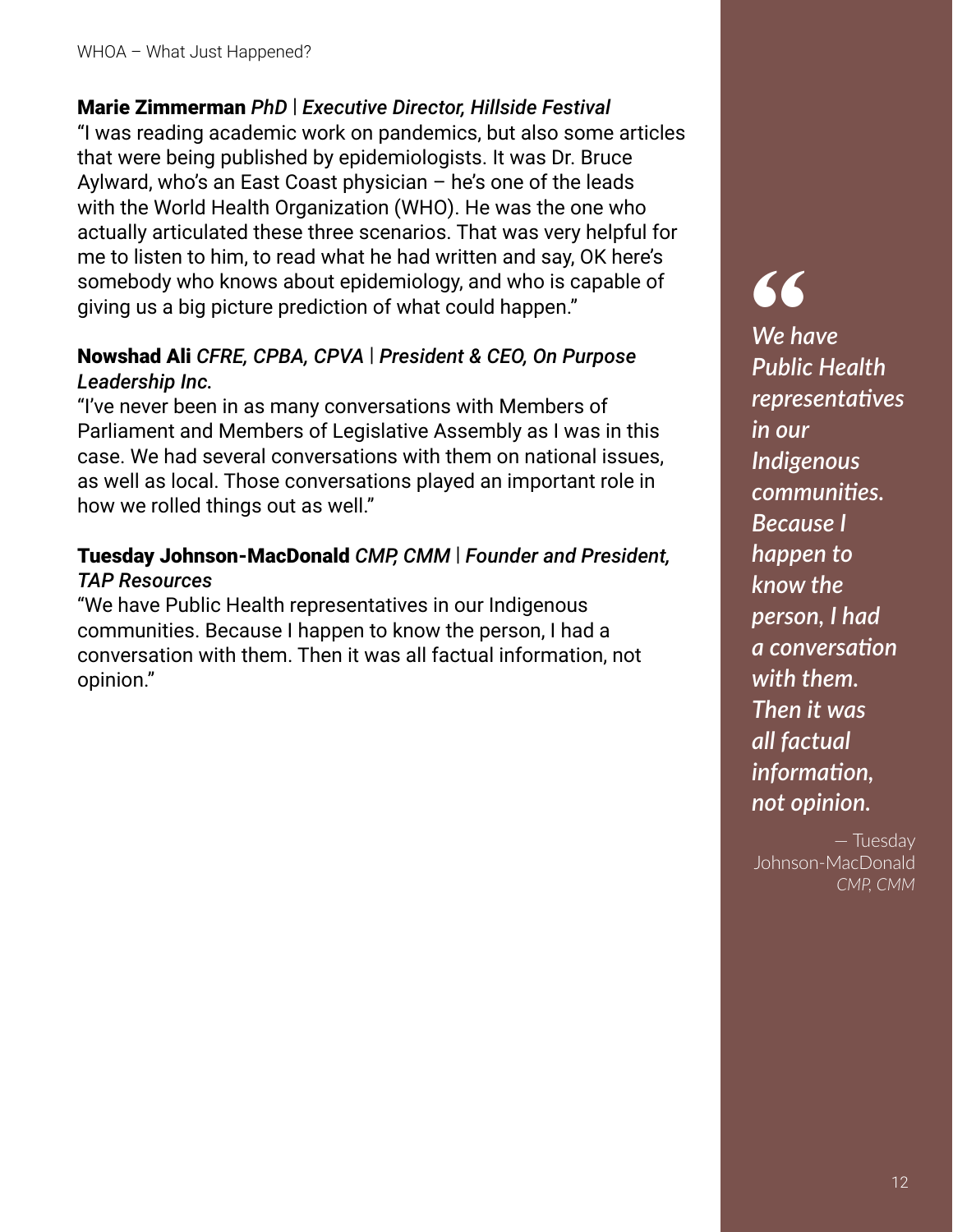**Marie Zimmerman** ***PhD | Executive Director, Hillside Festival***
"I was reading academic work on pandemics, but also some articles that were being published by epidemiologists. It was Dr. Bruce Aylward, who's an East Coast physician – he's one of the leads with the World Health Organization (WHO). He was the one who actually articulated these three scenarios. That was very helpful for me to listen to him, to read what he had written and say, OK here's somebody who knows about epidemiology, and who is capable of giving us a big picture prediction of what could happen."

**Nowshad Ali** ***CFRE, CPBA, CPVA | President & CEO, On Purpose Leadership Inc.***
"I've never been in as many conversations with Members of Parliament and Members of Legislative Assembly as I was in this case. We had several conversations with them on national issues, as well as local. Those conversations played an important role in how we rolled things out as well."

**Tuesday Johnson-MacDonald** ***CMP, CMM | Founder and President, TAP Resources***
"We have Public Health representatives in our Indigenous communities. Because I happen to know the person, I had a conversation with them. Then it was all factual information, not opinion."

> *"We have Public Health representatives in our Indigenous communities. Because I happen to know the person, I had a conversation with them. Then it was all factual information, not opinion.*
>
> — Tuesday Johnson-MacDonald *CMP, CMM*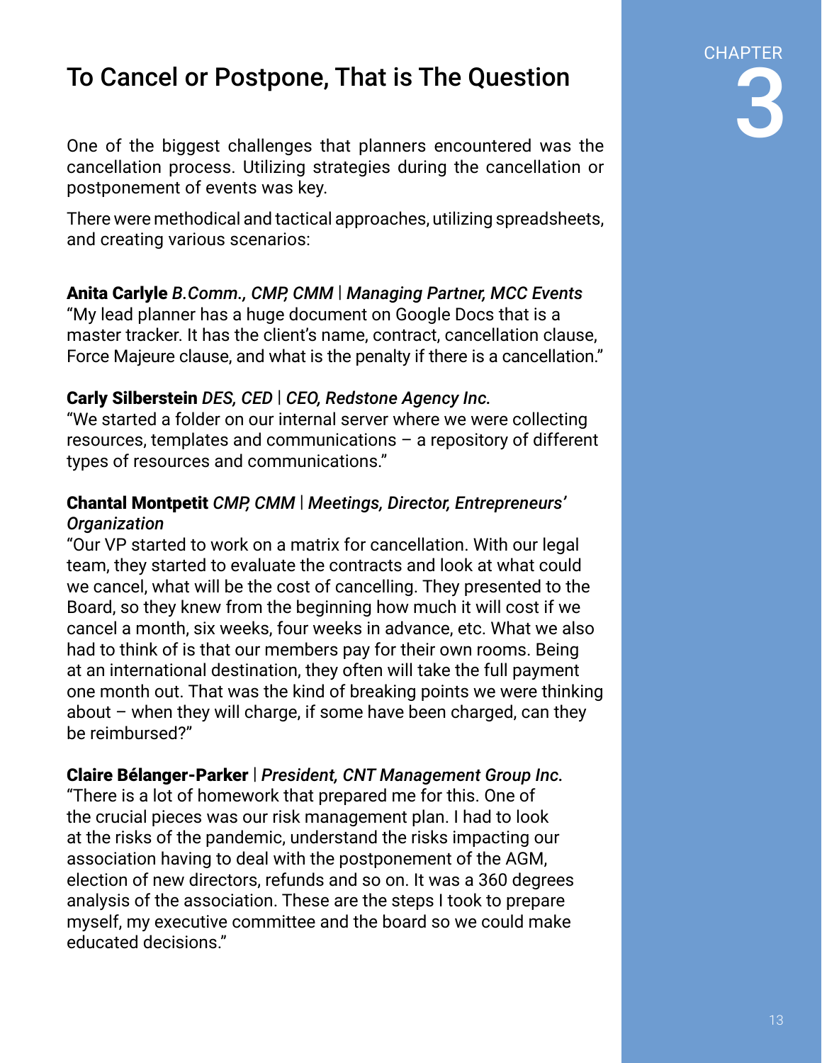# To Cancel or Postpone, That is The Question

CHAPTER 3

One of the biggest challenges that planners encountered was the cancellation process. Utilizing strategies during the cancellation or postponement of events was key.

There were methodical and tactical approaches, utilizing spreadsheets, and creating various scenarios:

**Anita Carlyle** *B.Comm., CMP, CMM* | ***Managing Partner, MCC Events***
"My lead planner has a huge document on Google Docs that is a master tracker. It has the client's name, contract, cancellation clause, Force Majeure clause, and what is the penalty if there is a cancellation."

**Carly Silberstein** *DES, CED* | ***CEO, Redstone Agency Inc.***
"We started a folder on our internal server where we were collecting resources, templates and communications – a repository of different types of resources and communications."

**Chantal Montpetit** *CMP, CMM* | ***Meetings, Director, Entrepreneurs' Organization***
"Our VP started to work on a matrix for cancellation. With our legal team, they started to evaluate the contracts and look at what could we cancel, what will be the cost of cancelling. They presented to the Board, so they knew from the beginning how much it will cost if we cancel a month, six weeks, four weeks in advance, etc. What we also had to think of is that our members pay for their own rooms. Being at an international destination, they often will take the full payment one month out. That was the kind of breaking points we were thinking about – when they will charge, if some have been charged, can they be reimbursed?"

**Claire Bélanger-Parker** | ***President, CNT Management Group Inc.***
"There is a lot of homework that prepared me for this. One of the crucial pieces was our risk management plan. I had to look at the risks of the pandemic, understand the risks impacting our association having to deal with the postponement of the AGM, election of new directors, refunds and so on. It was a 360 degrees analysis of the association. These are the steps I took to prepare myself, my executive committee and the board so we could make educated decisions."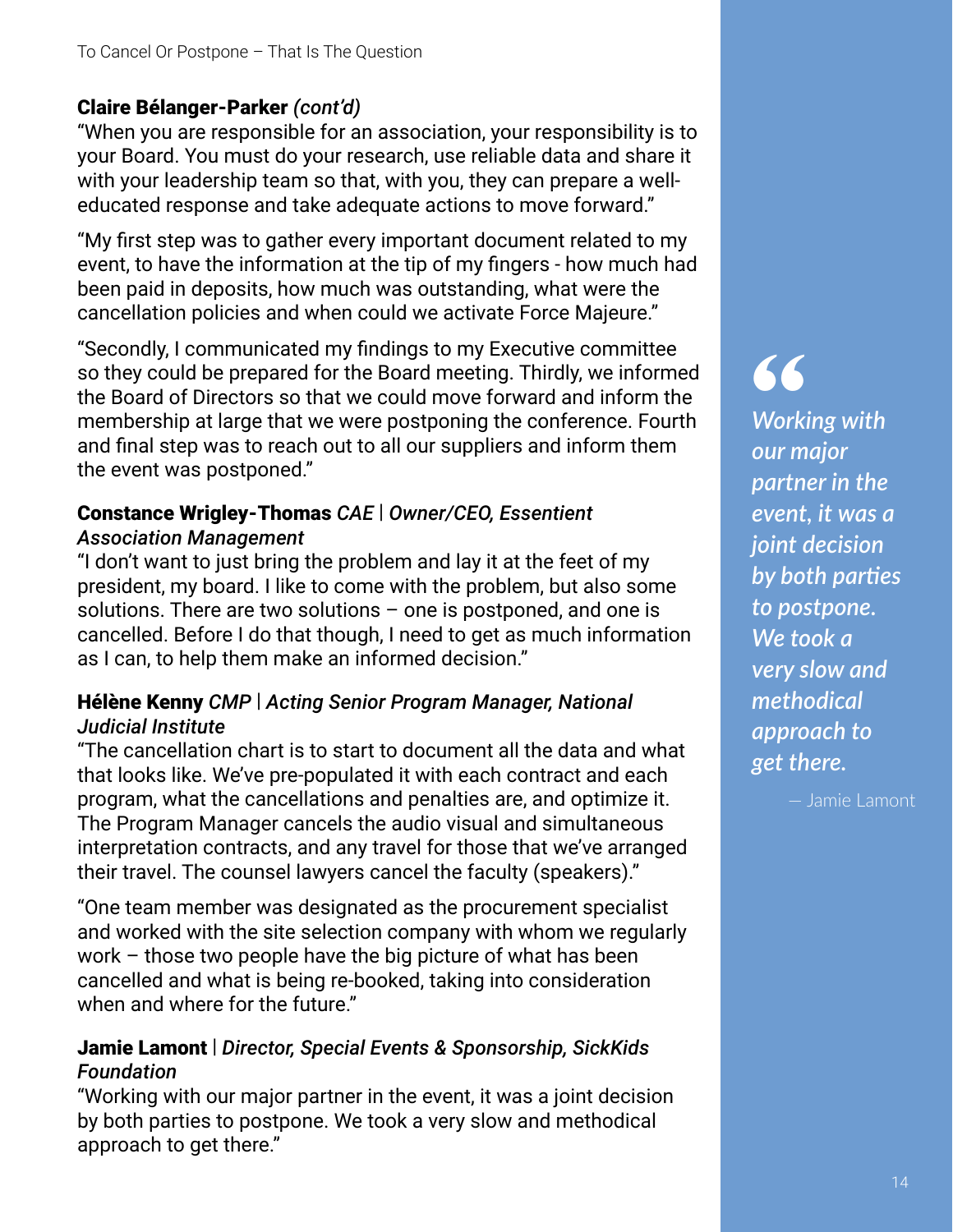**Claire Bélanger-Parker** *(cont'd)*
"When you are responsible for an association, your responsibility is to your Board. You must do your research, use reliable data and share it with your leadership team so that, with you, they can prepare a well-educated response and take adequate actions to move forward."

"My first step was to gather every important document related to my event, to have the information at the tip of my fingers - how much had been paid in deposits, how much was outstanding, what were the cancellation policies and when could we activate Force Majeure."

"Secondly, I communicated my findings to my Executive committee so they could be prepared for the Board meeting. Thirdly, we informed the Board of Directors so that we could move forward and inform the membership at large that we were postponing the conference. Fourth and final step was to reach out to all our suppliers and inform them the event was postponed."

**Constance Wrigley-Thomas** *CAE | Owner/CEO, Essentient Association Management*
"I don't want to just bring the problem and lay it at the feet of my president, my board. I like to come with the problem, but also some solutions. There are two solutions – one is postponed, and one is cancelled. Before I do that though, I need to get as much information as I can, to help them make an informed decision."

**Hélène Kenny** *CMP | Acting Senior Program Manager, National Judicial Institute*
"The cancellation chart is to start to document all the data and what that looks like. We've pre-populated it with each contract and each program, what the cancellations and penalties are, and optimize it. The Program Manager cancels the audio visual and simultaneous interpretation contracts, and any travel for those that we've arranged their travel. The counsel lawyers cancel the faculty (speakers)."

"One team member was designated as the procurement specialist and worked with the site selection company with whom we regularly work – those two people have the big picture of what has been cancelled and what is being re-booked, taking into consideration when and where for the future."

**Jamie Lamont** | *Director, Special Events & Sponsorship, SickKids Foundation*
"Working with our major partner in the event, it was a joint decision by both parties to postpone. We took a very slow and methodical approach to get there."

> *"Working with our major partner in the event, it was a joint decision by both parties to postpone. We took a very slow and methodical approach to get there.*
>
> — Jamie Lamont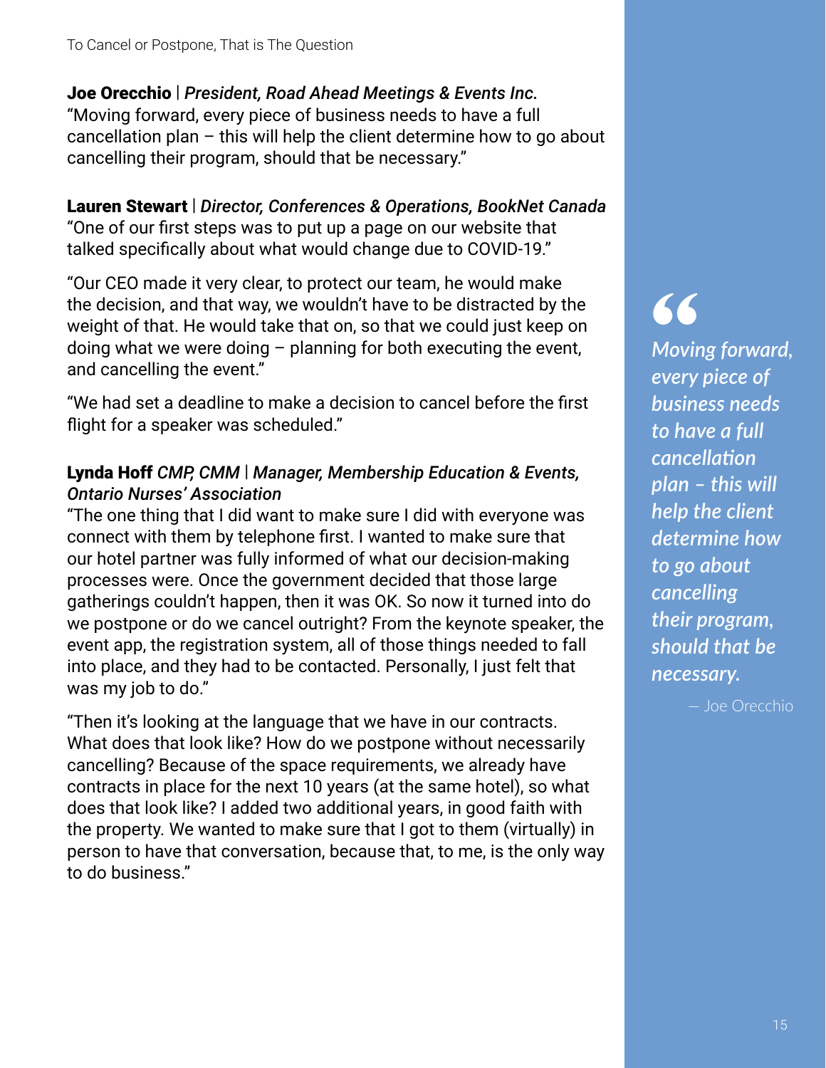**Joe Orecchio** | ***President, Road Ahead Meetings & Events Inc.***
"Moving forward, every piece of business needs to have a full cancellation plan – this will help the client determine how to go about cancelling their program, should that be necessary."

**Lauren Stewart** | ***Director, Conferences & Operations, BookNet Canada***
"One of our first steps was to put up a page on our website that talked specifically about what would change due to COVID-19."

"Our CEO made it very clear, to protect our team, he would make the decision, and that way, we wouldn't have to be distracted by the weight of that. He would take that on, so that we could just keep on doing what we were doing – planning for both executing the event, and cancelling the event."

"We had set a deadline to make a decision to cancel before the first flight for a speaker was scheduled."

**Lynda Hoff** *CMP, CMM* | ***Manager, Membership Education & Events, Ontario Nurses' Association***
"The one thing that I did want to make sure I did with everyone was connect with them by telephone first. I wanted to make sure that our hotel partner was fully informed of what our decision-making processes were. Once the government decided that those large gatherings couldn't happen, then it was OK. So now it turned into do we postpone or do we cancel outright? From the keynote speaker, the event app, the registration system, all of those things needed to fall into place, and they had to be contacted. Personally, I just felt that was my job to do."

"Then it's looking at the language that we have in our contracts. What does that look like? How do we postpone without necessarily cancelling? Because of the space requirements, we already have contracts in place for the next 10 years (at the same hotel), so what does that look like? I added two additional years, in good faith with the property. We wanted to make sure that I got to them (virtually) in person to have that conversation, because that, to me, is the only way to do business."

> *"Moving forward, every piece of business needs to have a full cancellation plan – this will help the client determine how to go about cancelling their program, should that be necessary.*
>
> — Joe Orecchio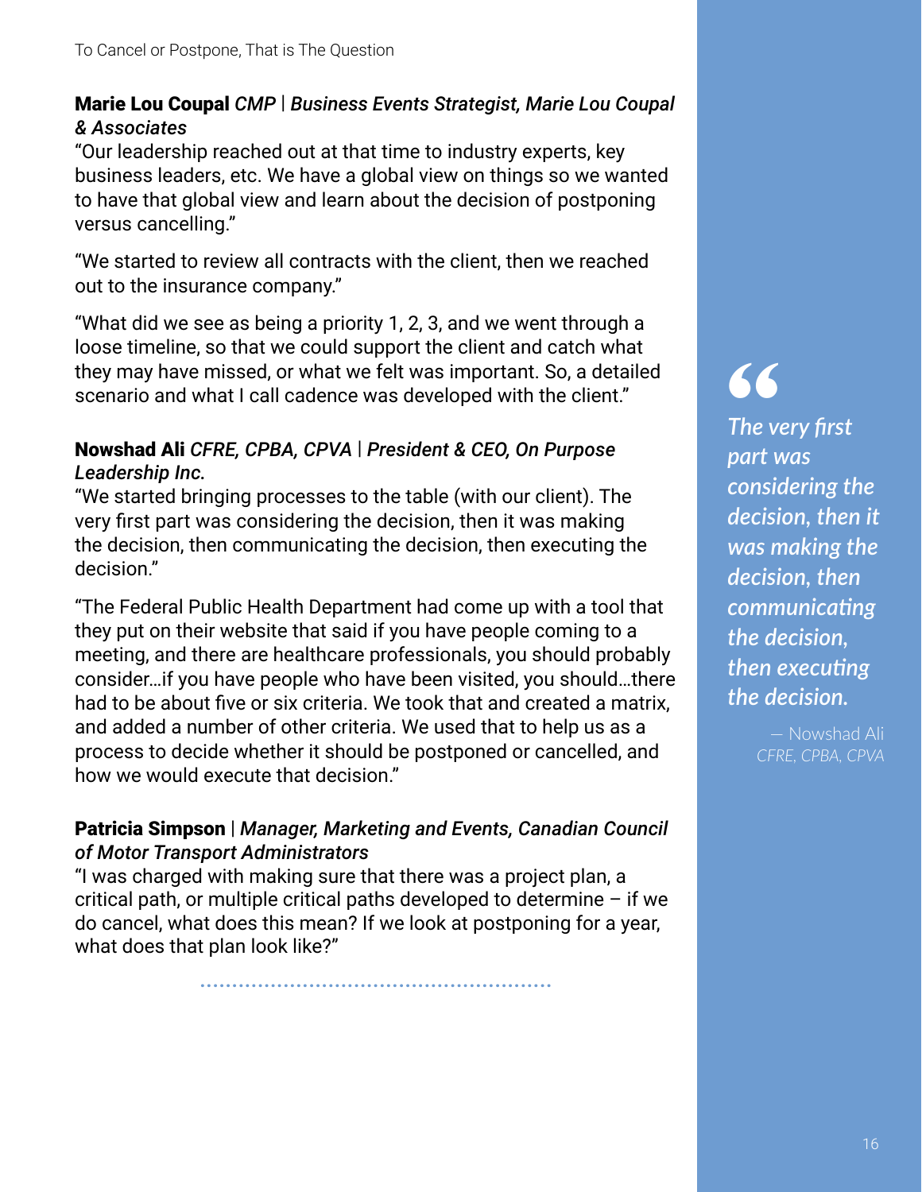**Marie Lou Coupal** *CMP* | ***Business Events Strategist, Marie Lou Coupal & Associates***

"Our leadership reached out at that time to industry experts, key business leaders, etc. We have a global view on things so we wanted to have that global view and learn about the decision of postponing versus cancelling."

"We started to review all contracts with the client, then we reached out to the insurance company."

"What did we see as being a priority 1, 2, 3, and we went through a loose timeline, so that we could support the client and catch what they may have missed, or what we felt was important. So, a detailed scenario and what I call cadence was developed with the client."

**Nowshad Ali** *CFRE, CPBA, CPVA* | ***President & CEO, On Purpose Leadership Inc.***

"We started bringing processes to the table (with our client). The very first part was considering the decision, then it was making the decision, then communicating the decision, then executing the decision."

"The Federal Public Health Department had come up with a tool that they put on their website that said if you have people coming to a meeting, and there are healthcare professionals, you should probably consider…if you have people who have been visited, you should…there had to be about five or six criteria. We took that and created a matrix, and added a number of other criteria. We used that to help us as a process to decide whether it should be postponed or cancelled, and how we would execute that decision."

**Patricia Simpson** | ***Manager, Marketing and Events, Canadian Council of Motor Transport Administrators***

"I was charged with making sure that there was a project plan, a critical path, or multiple critical paths developed to determine – if we do cancel, what does this mean? If we look at postponing for a year, what does that plan look like?"

> *"The very first part was considering the decision, then it was making the decision, then communicating the decision, then executing the decision.*
>
> — Nowshad Ali
> *CFRE, CPBA, CPVA*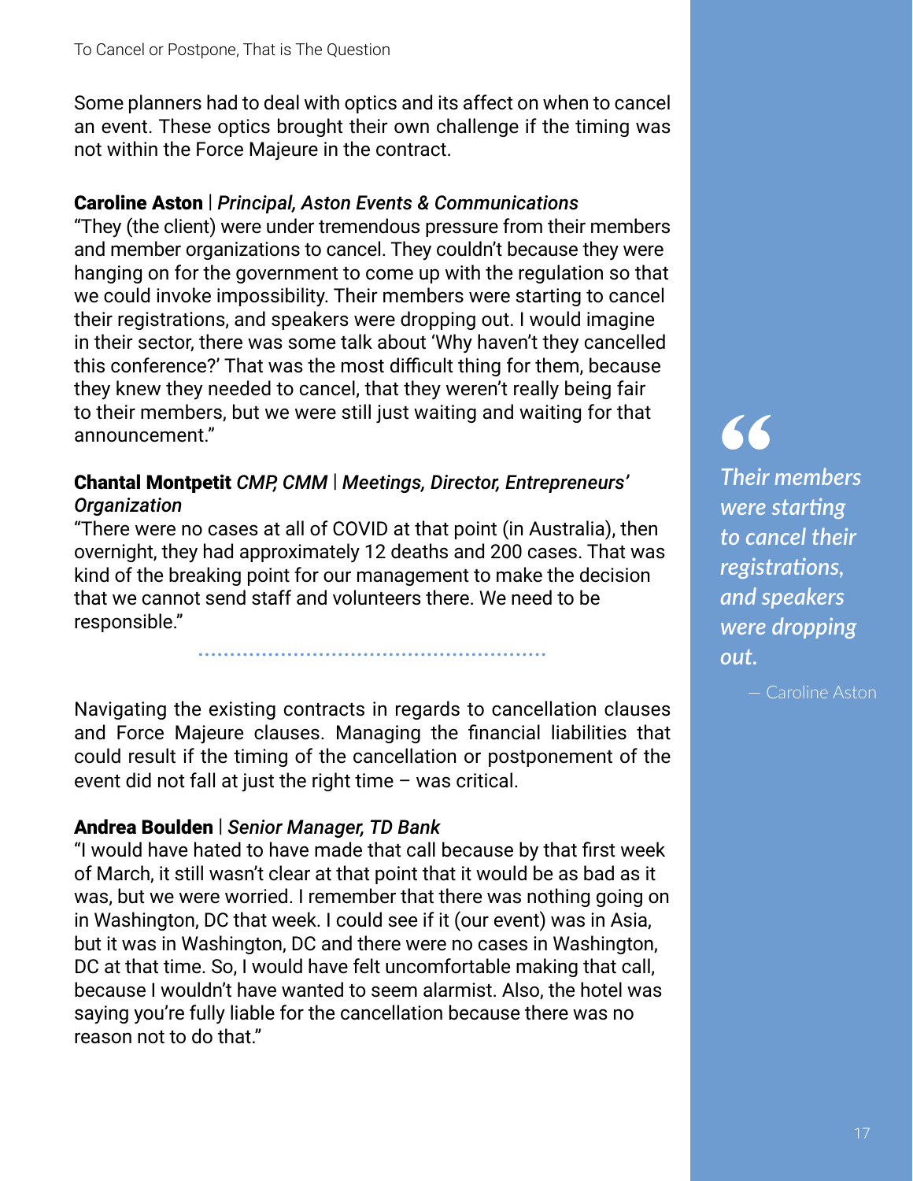Some planners had to deal with optics and its affect on when to cancel an event. These optics brought their own challenge if the timing was not within the Force Majeure in the contract.

**Caroline Aston** | ***Principal, Aston Events & Communications***
"They (the client) were under tremendous pressure from their members and member organizations to cancel. They couldn't because they were hanging on for the government to come up with the regulation so that we could invoke impossibility. Their members were starting to cancel their registrations, and speakers were dropping out. I would imagine in their sector, there was some talk about 'Why haven't they cancelled this conference?' That was the most difficult thing for them, because they knew they needed to cancel, that they weren't really being fair to their members, but we were still just waiting and waiting for that announcement."

**Chantal Montpetit** ***CMP, CMM*** | ***Meetings, Director, Entrepreneurs' Organization***
"There were no cases at all of COVID at that point (in Australia), then overnight, they had approximately 12 deaths and 200 cases. That was kind of the breaking point for our management to make the decision that we cannot send staff and volunteers there. We need to be responsible."

---

Navigating the existing contracts in regards to cancellation clauses and Force Majeure clauses. Managing the financial liabilities that could result if the timing of the cancellation or postponement of the event did not fall at just the right time – was critical.

**Andrea Boulden** | ***Senior Manager, TD Bank***
"I would have hated to have made that call because by that first week of March, it still wasn't clear at that point that it would be as bad as it was, but we were worried. I remember that there was nothing going on in Washington, DC that week. I could see if it (our event) was in Asia, but it was in Washington, DC and there were no cases in Washington, DC at that time. So, I would have felt uncomfortable making that call, because I wouldn't have wanted to seem alarmist. Also, the hotel was saying you're fully liable for the cancellation because there was no reason not to do that."

> *"Their members were starting to cancel their registrations, and speakers were dropping out.*
>
> — Caroline Aston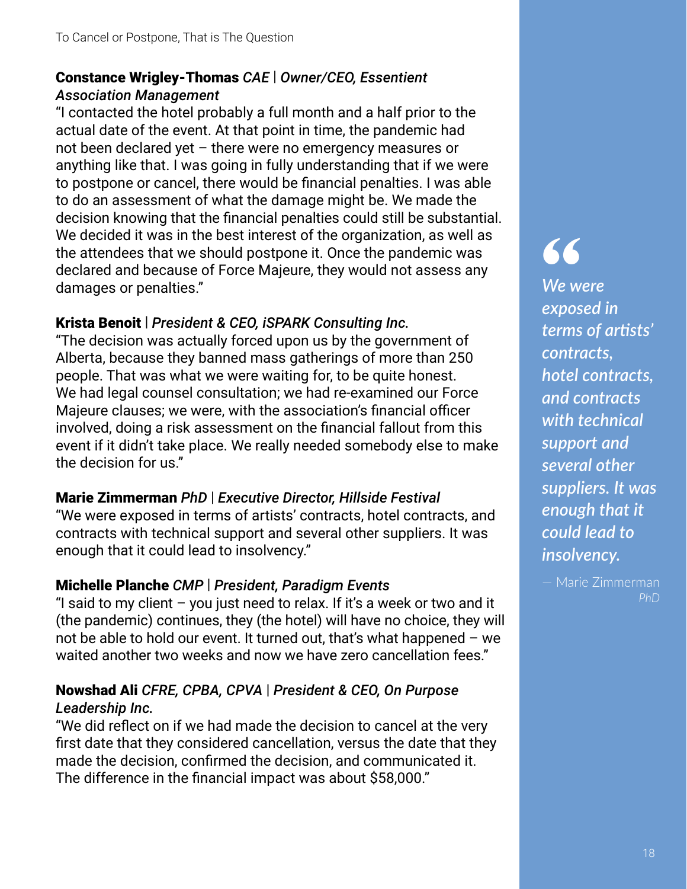**Constance Wrigley-Thomas** *CAE | Owner/CEO, Essentient Association Management*
"I contacted the hotel probably a full month and a half prior to the actual date of the event. At that point in time, the pandemic had not been declared yet – there were no emergency measures or anything like that. I was going in fully understanding that if we were to postpone or cancel, there would be financial penalties. I was able to do an assessment of what the damage might be. We made the decision knowing that the financial penalties could still be substantial. We decided it was in the best interest of the organization, as well as the attendees that we should postpone it. Once the pandemic was declared and because of Force Majeure, they would not assess any damages or penalties."

**Krista Benoit** | *President & CEO, iSPARK Consulting Inc.*
"The decision was actually forced upon us by the government of Alberta, because they banned mass gatherings of more than 250 people. That was what we were waiting for, to be quite honest. We had legal counsel consultation; we had re-examined our Force Majeure clauses; we were, with the association's financial officer involved, doing a risk assessment on the financial fallout from this event if it didn't take place. We really needed somebody else to make the decision for us."

**Marie Zimmerman** *PhD | Executive Director, Hillside Festival*
"We were exposed in terms of artists' contracts, hotel contracts, and contracts with technical support and several other suppliers. It was enough that it could lead to insolvency."

**Michelle Planche** *CMP | President, Paradigm Events*
"I said to my client – you just need to relax. If it's a week or two and it (the pandemic) continues, they (the hotel) will have no choice, they will not be able to hold our event. It turned out, that's what happened – we waited another two weeks and now we have zero cancellation fees."

**Nowshad Ali** *CFRE, CPBA, CPVA | President & CEO, On Purpose Leadership Inc.*
"We did reflect on if we had made the decision to cancel at the very first date that they considered cancellation, versus the date that they made the decision, confirmed the decision, and communicated it. The difference in the financial impact was about $58,000."

> *"We were exposed in terms of artists' contracts, hotel contracts, and contracts with technical support and several other suppliers. It was enough that it could lead to insolvency.*
>
> — Marie Zimmerman *PhD*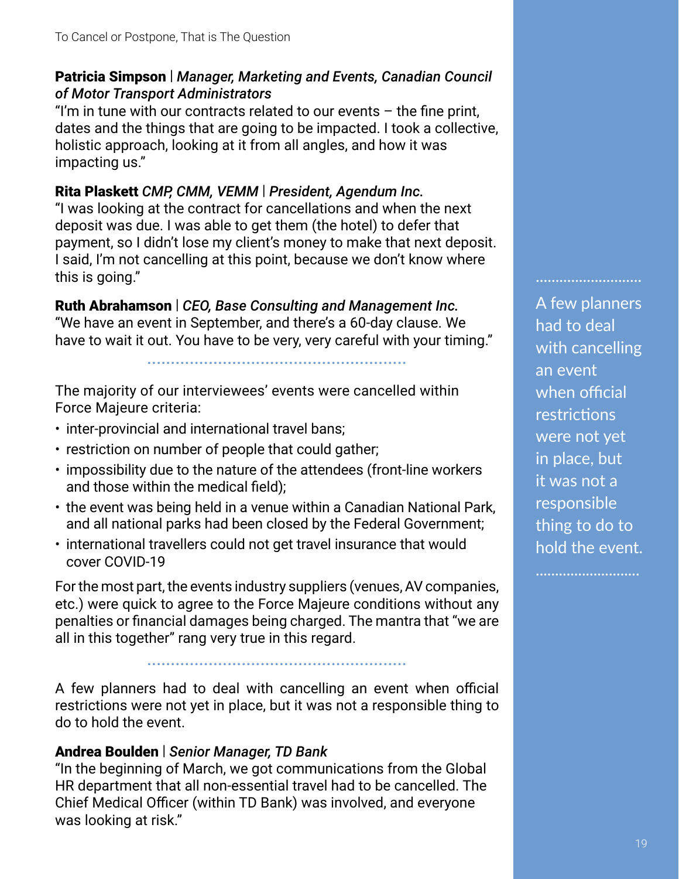**Patricia Simpson** | *Manager, Marketing and Events, Canadian Council of Motor Transport Administrators*
"I'm in tune with our contracts related to our events – the fine print, dates and the things that are going to be impacted. I took a collective, holistic approach, looking at it from all angles, and how it was impacting us."

**Rita Plaskett** *CMP, CMM, VEMM* | *President, Agendum Inc.*
"I was looking at the contract for cancellations and when the next deposit was due. I was able to get them (the hotel) to defer that payment, so I didn't lose my client's money to make that next deposit. I said, I'm not cancelling at this point, because we don't know where this is going."

**Ruth Abrahamson** | *CEO, Base Consulting and Management Inc.*
"We have an event in September, and there's a 60-day clause. We have to wait it out. You have to be very, very careful with your timing."

The majority of our interviewees' events were cancelled within Force Majeure criteria:

- inter-provincial and international travel bans;
- restriction on number of people that could gather;
- impossibility due to the nature of the attendees (front-line workers and those within the medical field);
- the event was being held in a venue within a Canadian National Park, and all national parks had been closed by the Federal Government;
- international travellers could not get travel insurance that would cover COVID-19

For the most part, the events industry suppliers (venues, AV companies, etc.) were quick to agree to the Force Majeure conditions without any penalties or financial damages being charged. The mantra that "we are all in this together" rang very true in this regard.

A few planners had to deal with cancelling an event when official restrictions were not yet in place, but it was not a responsible thing to do to hold the event.

**Andrea Boulden** | *Senior Manager, TD Bank*
"In the beginning of March, we got communications from the Global HR department that all non-essential travel had to be cancelled. The Chief Medical Officer (within TD Bank) was involved, and everyone was looking at risk."

A few planners had to deal with cancelling an event when official restrictions were not yet in place, but it was not a responsible thing to do to hold the event.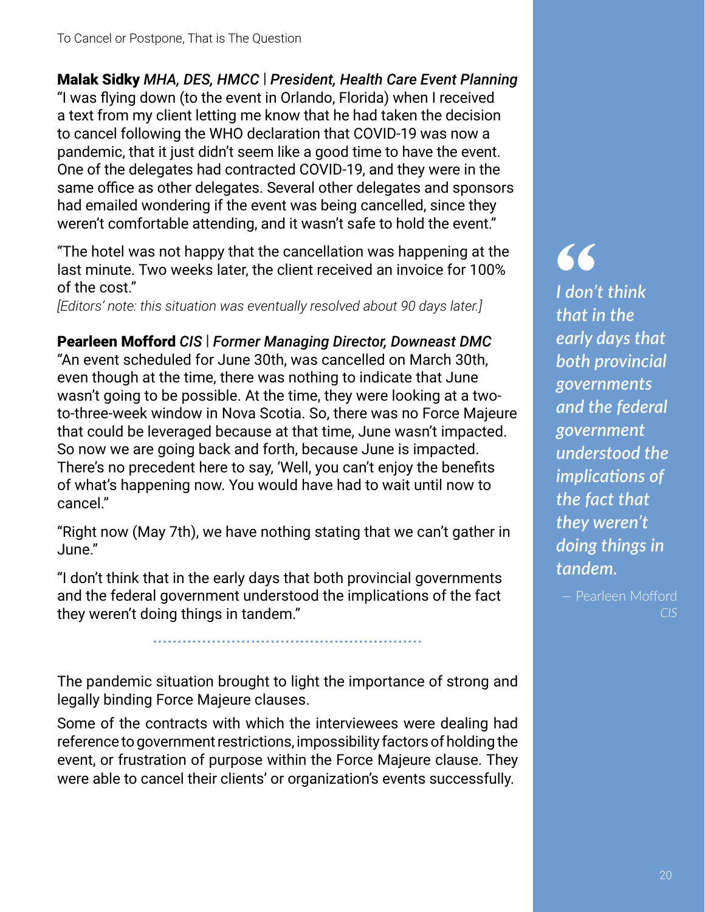**Malak Sidky** *MHA, DES, HMCC* | ***President, Health Care Event Planning***
"I was flying down (to the event in Orlando, Florida) when I received a text from my client letting me know that he had taken the decision to cancel following the WHO declaration that COVID-19 was now a pandemic, that it just didn't seem like a good time to have the event. One of the delegates had contracted COVID-19, and they were in the same office as other delegates. Several other delegates and sponsors had emailed wondering if the event was being cancelled, since they weren't comfortable attending, and it wasn't safe to hold the event."

"The hotel was not happy that the cancellation was happening at the last minute. Two weeks later, the client received an invoice for 100% of the cost."
*[Editors' note: this situation was eventually resolved about 90 days later.]*

**Pearleen Mofford** *CIS* | ***Former Managing Director, Downeast DMC***
"An event scheduled for June 30th, was cancelled on March 30th, even though at the time, there was nothing to indicate that June wasn't going to be possible. At the time, they were looking at a two-to-three-week window in Nova Scotia. So, there was no Force Majeure that could be leveraged because at that time, June wasn't impacted. So now we are going back and forth, because June is impacted. There's no precedent here to say, 'Well, you can't enjoy the benefits of what's happening now. You would have had to wait until now to cancel."

"Right now (May 7th), we have nothing stating that we can't gather in June."

"I don't think that in the early days that both provincial governments and the federal government understood the implications of the fact they weren't doing things in tandem."

> *I don't think that in the early days that both provincial governments and the federal government understood the implications of the fact that they weren't doing things in tandem.*
>
> — Pearleen Mofford *CIS*

---

The pandemic situation brought to light the importance of strong and legally binding Force Majeure clauses.

Some of the contracts with which the interviewees were dealing had reference to government restrictions, impossibility factors of holding the event, or frustration of purpose within the Force Majeure clause. They were able to cancel their clients' or organization's events successfully.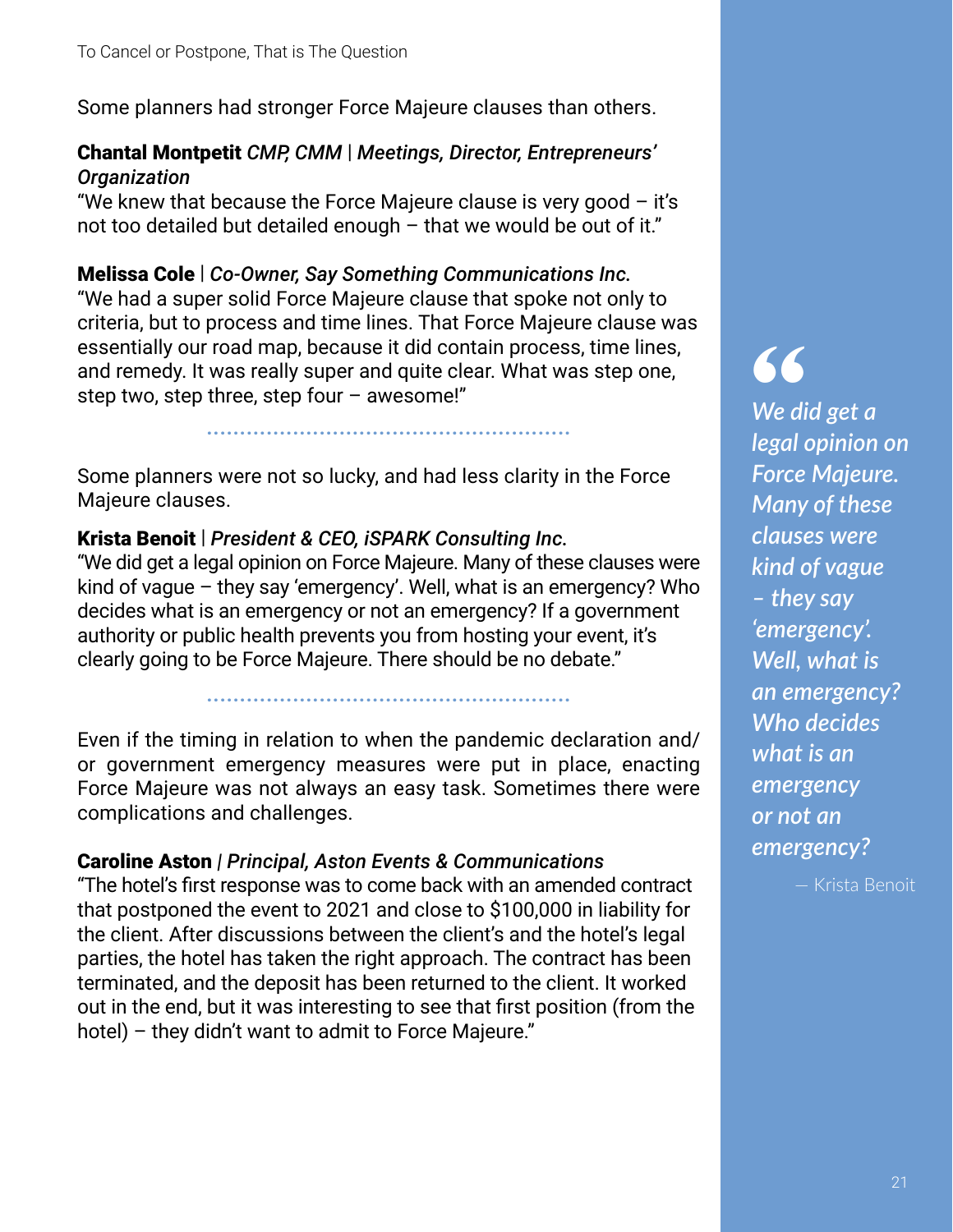Some planners had stronger Force Majeure clauses than others.

**Chantal Montpetit** *CMP, CMM | Meetings, Director, Entrepreneurs' Organization*
"We knew that because the Force Majeure clause is very good – it's not too detailed but detailed enough – that we would be out of it."

**Melissa Cole** | *Co-Owner, Say Something Communications Inc.*
"We had a super solid Force Majeure clause that spoke not only to criteria, but to process and time lines. That Force Majeure clause was essentially our road map, because it did contain process, time lines, and remedy. It was really super and quite clear. What was step one, step two, step three, step four – awesome!"

---

Some planners were not so lucky, and had less clarity in the Force Majeure clauses.

**Krista Benoit** | *President & CEO, iSPARK Consulting Inc.*
"We did get a legal opinion on Force Majeure. Many of these clauses were kind of vague – they say 'emergency'. Well, what is an emergency? Who decides what is an emergency or not an emergency? If a government authority or public health prevents you from hosting your event, it's clearly going to be Force Majeure. There should be no debate."

> *We did get a legal opinion on Force Majeure. Many of these clauses were kind of vague – they say 'emergency'. Well, what is an emergency? Who decides what is an emergency or not an emergency?*
>
> — Krista Benoit

---

Even if the timing in relation to when the pandemic declaration and/or government emergency measures were put in place, enacting Force Majeure was not always an easy task. Sometimes there were complications and challenges.

**Caroline Aston** | *Principal, Aston Events & Communications*
"The hotel's first response was to come back with an amended contract that postponed the event to 2021 and close to $100,000 in liability for the client. After discussions between the client's and the hotel's legal parties, the hotel has taken the right approach. The contract has been terminated, and the deposit has been returned to the client. It worked out in the end, but it was interesting to see that first position (from the hotel) – they didn't want to admit to Force Majeure."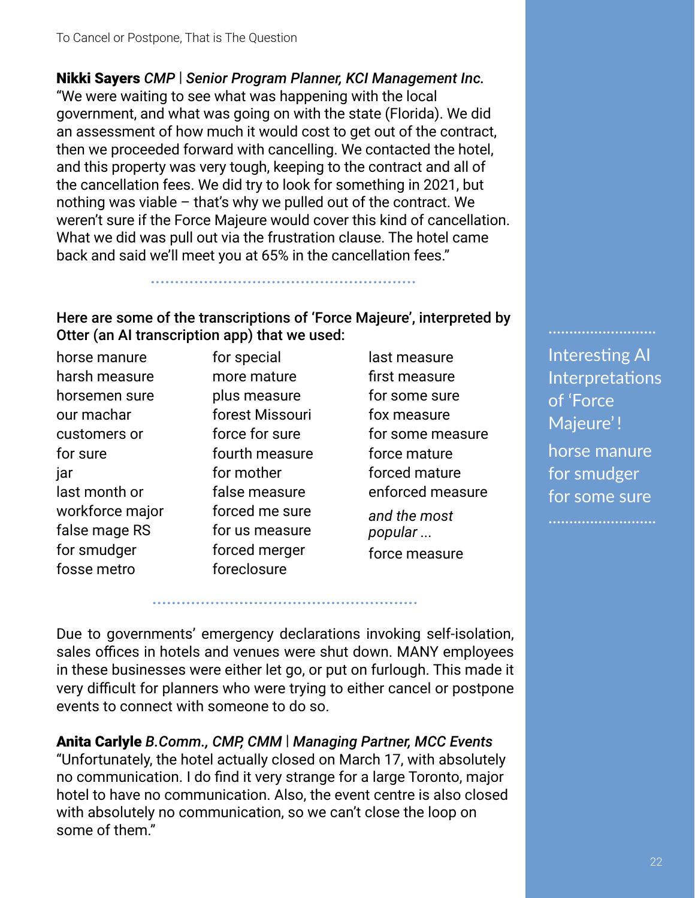**Nikki Sayers** *CMP | Senior Program Planner, KCI Management Inc.*
"We were waiting to see what was happening with the local government, and what was going on with the state (Florida). We did an assessment of how much it would cost to get out of the contract, then we proceeded forward with cancelling. We contacted the hotel, and this property was very tough, keeping to the contract and all of the cancellation fees. We did try to look for something in 2021, but nothing was viable – that's why we pulled out of the contract. We weren't sure if the Force Majeure would cover this kind of cancellation. What we did was pull out via the frustration clause. The hotel came back and said we'll meet you at 65% in the cancellation fees."

**Here are some of the transcriptions of 'Force Majeure', interpreted by Otter (an AI transcription app) that we used:**

horse manure
harsh measure
horsemen sure
our machar
customers or
for sure
jar
last month or
workforce major
false mage RS
for smudger
fosse metro
for special
more mature
plus measure
forest Missouri
force for sure
fourth measure
for mother
false measure
forced me sure
for us measure
forced merger
foreclosure
last measure
first measure
for some sure
fox measure
for some measure
force mature
forced mature
enforced measure

*and the most popular ...*

force measure

Interesting AI Interpretations of 'Force Majeure'!

horse manure
for smudger
for some sure

Due to governments' emergency declarations invoking self-isolation, sales offices in hotels and venues were shut down. MANY employees in these businesses were either let go, or put on furlough. This made it very difficult for planners who were trying to either cancel or postpone events to connect with someone to do so.

**Anita Carlyle** *B.Comm., CMP, CMM | Managing Partner, MCC Events*
"Unfortunately, the hotel actually closed on March 17, with absolutely no communication. I do find it very strange for a large Toronto, major hotel to have no communication. Also, the event centre is also closed with absolutely no communication, so we can't close the loop on some of them."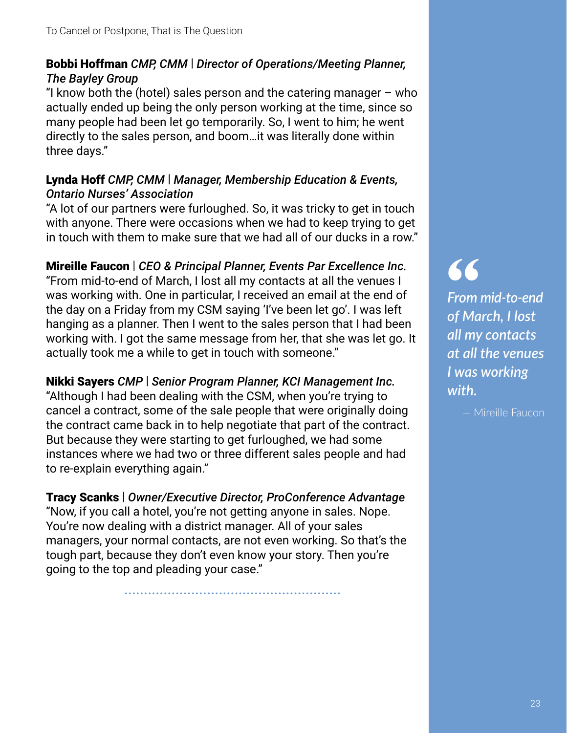**Bobbi Hoffman** *CMP, CMM* | *Director of Operations/Meeting Planner, The Bayley Group*
"I know both the (hotel) sales person and the catering manager – who actually ended up being the only person working at the time, since so many people had been let go temporarily. So, I went to him; he went directly to the sales person, and boom…it was literally done within three days."

**Lynda Hoff** *CMP, CMM* | *Manager, Membership Education & Events, Ontario Nurses' Association*
"A lot of our partners were furloughed. So, it was tricky to get in touch with anyone. There were occasions when we had to keep trying to get in touch with them to make sure that we had all of our ducks in a row."

**Mireille Faucon** | *CEO & Principal Planner, Events Par Excellence Inc.*
"From mid-to-end of March, I lost all my contacts at all the venues I was working with. One in particular, I received an email at the end of the day on a Friday from my CSM saying 'I've been let go'. I was left hanging as a planner. Then I went to the sales person that I had been working with. I got the same message from her, that she was let go. It actually took me a while to get in touch with someone."

**Nikki Sayers** *CMP* | *Senior Program Planner, KCI Management Inc.*
"Although I had been dealing with the CSM, when you're trying to cancel a contract, some of the sale people that were originally doing the contract came back in to help negotiate that part of the contract. But because they were starting to get furloughed, we had some instances where we had two or three different sales people and had to re-explain everything again."

**Tracy Scanks** | *Owner/Executive Director, ProConference Advantage*
"Now, if you call a hotel, you're not getting anyone in sales. Nope. You're now dealing with a district manager. All of your sales managers, your normal contacts, are not even working. So that's the tough part, because they don't even know your story. Then you're going to the top and pleading your case."

> *"From mid-to-end of March, I lost all my contacts at all the venues I was working with.*
>
> — Mireille Faucon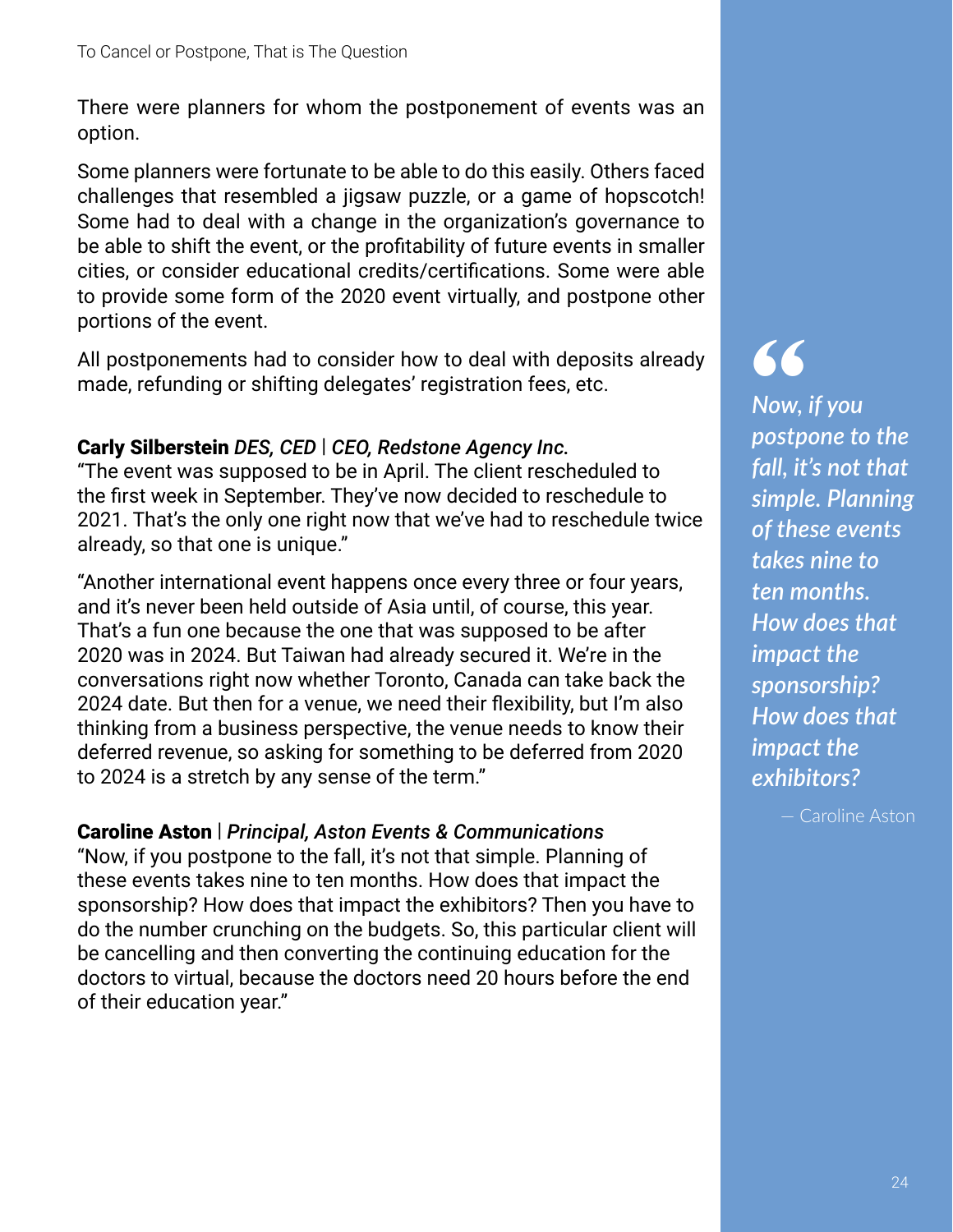There were planners for whom the postponement of events was an option.

Some planners were fortunate to be able to do this easily. Others faced challenges that resembled a jigsaw puzzle, or a game of hopscotch! Some had to deal with a change in the organization's governance to be able to shift the event, or the profitability of future events in smaller cities, or consider educational credits/certifications. Some were able to provide some form of the 2020 event virtually, and postpone other portions of the event.

All postponements had to consider how to deal with deposits already made, refunding or shifting delegates' registration fees, etc.

**Carly Silberstein** *DES, CED* | *CEO, Redstone Agency Inc.*
"The event was supposed to be in April. The client rescheduled to the first week in September. They've now decided to reschedule to 2021. That's the only one right now that we've had to reschedule twice already, so that one is unique."

"Another international event happens once every three or four years, and it's never been held outside of Asia until, of course, this year. That's a fun one because the one that was supposed to be after 2020 was in 2024. But Taiwan had already secured it. We're in the conversations right now whether Toronto, Canada can take back the 2024 date. But then for a venue, we need their flexibility, but I'm also thinking from a business perspective, the venue needs to know their deferred revenue, so asking for something to be deferred from 2020 to 2024 is a stretch by any sense of the term."

**Caroline Aston** | *Principal, Aston Events & Communications*
"Now, if you postpone to the fall, it's not that simple. Planning of these events takes nine to ten months. How does that impact the sponsorship? How does that impact the exhibitors? Then you have to do the number crunching on the budgets. So, this particular client will be cancelling and then converting the continuing education for the doctors to virtual, because the doctors need 20 hours before the end of their education year."

> *"Now, if you postpone to the fall, it's not that simple. Planning of these events takes nine to ten months. How does that impact the sponsorship? How does that impact the exhibitors?*
>
> — Caroline Aston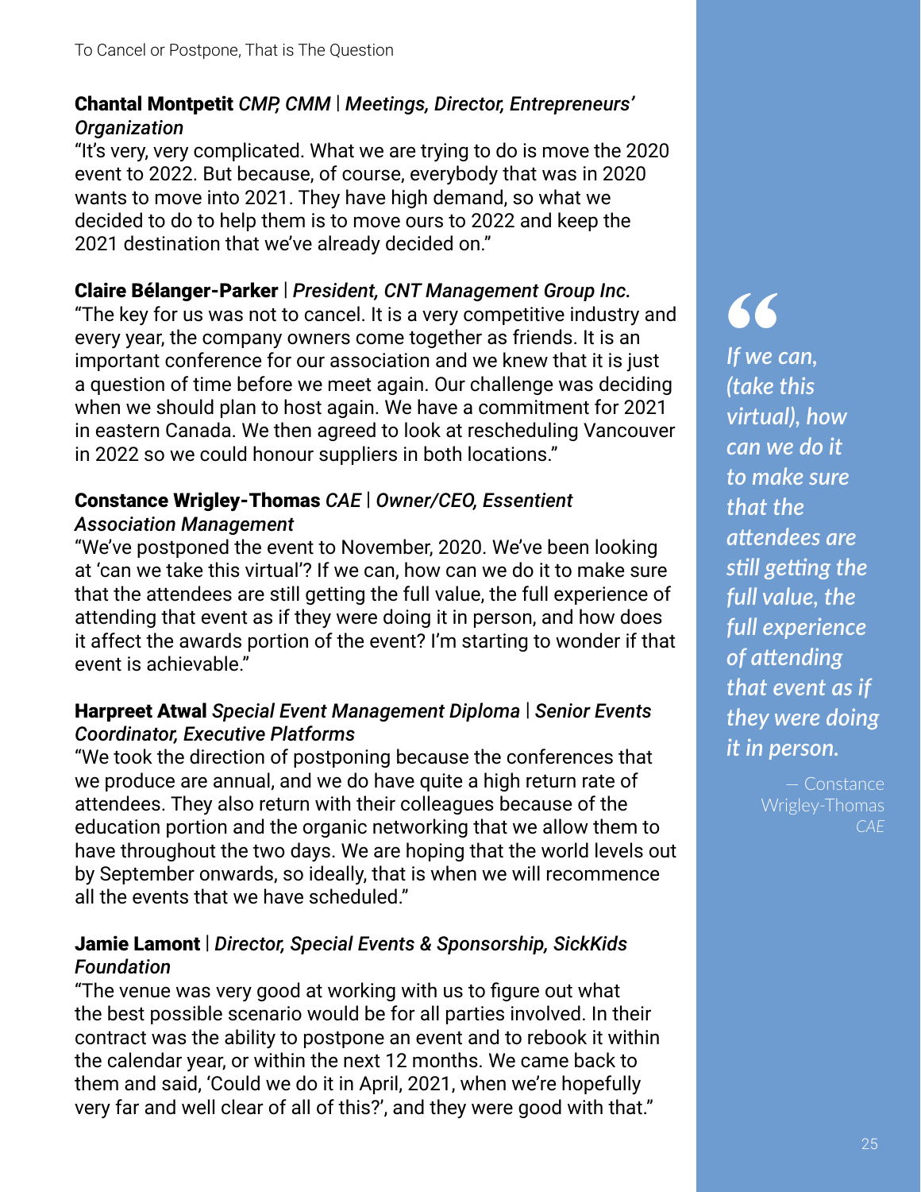**Chantal Montpetit** *CMP, CMM* | *Meetings, Director, Entrepreneurs' Organization*
"It's very, very complicated. What we are trying to do is move the 2020 event to 2022. But because, of course, everybody that was in 2020 wants to move into 2021. They have high demand, so what we decided to do to help them is to move ours to 2022 and keep the 2021 destination that we've already decided on."

**Claire Bélanger-Parker** | *President, CNT Management Group Inc.*
"The key for us was not to cancel. It is a very competitive industry and every year, the company owners come together as friends. It is an important conference for our association and we knew that it is just a question of time before we meet again. Our challenge was deciding when we should plan to host again. We have a commitment for 2021 in eastern Canada. We then agreed to look at rescheduling Vancouver in 2022 so we could honour suppliers in both locations."

**Constance Wrigley-Thomas** *CAE* | *Owner/CEO, Essentient Association Management*
"We've postponed the event to November, 2020. We've been looking at 'can we take this virtual'? If we can, how can we do it to make sure that the attendees are still getting the full value, the full experience of attending that event as if they were doing it in person, and how does it affect the awards portion of the event? I'm starting to wonder if that event is achievable."

**Harpreet Atwal** *Special Event Management Diploma* | *Senior Events Coordinator, Executive Platforms*
"We took the direction of postponing because the conferences that we produce are annual, and we do have quite a high return rate of attendees. They also return with their colleagues because of the education portion and the organic networking that we allow them to have throughout the two days. We are hoping that the world levels out by September onwards, so ideally, that is when we will recommence all the events that we have scheduled."

**Jamie Lamont** | *Director, Special Events & Sponsorship, SickKids Foundation*
"The venue was very good at working with us to figure out what the best possible scenario would be for all parties involved. In their contract was the ability to postpone an event and to rebook it within the calendar year, or within the next 12 months. We came back to them and said, 'Could we do it in April, 2021, when we're hopefully very far and well clear of all of this?', and they were good with that."

> *If we can, (take this virtual), how can we do it to make sure that the attendees are still getting the full value, the full experience of attending that event as if they were doing it in person.*
>
> — Constance Wrigley-Thomas *CAE*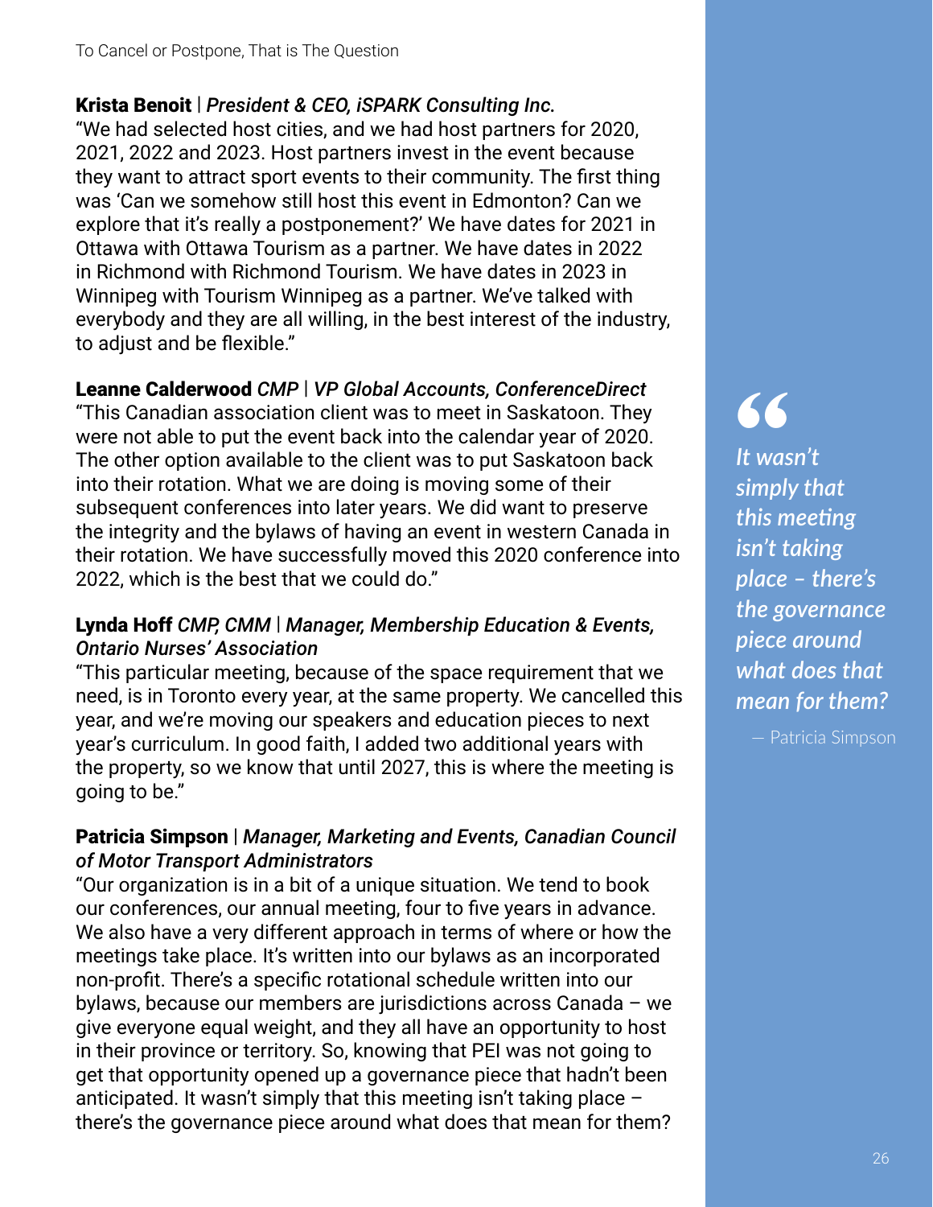**Krista Benoit** | ***President & CEO, iSPARK Consulting Inc.***
"We had selected host cities, and we had host partners for 2020, 2021, 2022 and 2023. Host partners invest in the event because they want to attract sport events to their community. The first thing was 'Can we somehow still host this event in Edmonton? Can we explore that it's really a postponement?' We have dates for 2021 in Ottawa with Ottawa Tourism as a partner. We have dates in 2022 in Richmond with Richmond Tourism. We have dates in 2023 in Winnipeg with Tourism Winnipeg as a partner. We've talked with everybody and they are all willing, in the best interest of the industry, to adjust and be flexible."

**Leanne Calderwood** *CMP* | ***VP Global Accounts, ConferenceDirect***
"This Canadian association client was to meet in Saskatoon. They were not able to put the event back into the calendar year of 2020. The other option available to the client was to put Saskatoon back into their rotation. What we are doing is moving some of their subsequent conferences into later years. We did want to preserve the integrity and the bylaws of having an event in western Canada in their rotation. We have successfully moved this 2020 conference into 2022, which is the best that we could do."

**Lynda Hoff** *CMP, CMM* | ***Manager, Membership Education & Events, Ontario Nurses' Association***
"This particular meeting, because of the space requirement that we need, is in Toronto every year, at the same property. We cancelled this year, and we're moving our speakers and education pieces to next year's curriculum. In good faith, I added two additional years with the property, so we know that until 2027, this is where the meeting is going to be."

**Patricia Simpson** | ***Manager, Marketing and Events, Canadian Council of Motor Transport Administrators***
"Our organization is in a bit of a unique situation. We tend to book our conferences, our annual meeting, four to five years in advance. We also have a very different approach in terms of where or how the meetings take place. It's written into our bylaws as an incorporated non-profit. There's a specific rotational schedule written into our bylaws, because our members are jurisdictions across Canada – we give everyone equal weight, and they all have an opportunity to host in their province or territory. So, knowing that PEI was not going to get that opportunity opened up a governance piece that hadn't been anticipated. It wasn't simply that this meeting isn't taking place – there's the governance piece around what does that mean for them?

> *"It wasn't simply that this meeting isn't taking place – there's the governance piece around what does that mean for them?*
>
> — Patricia Simpson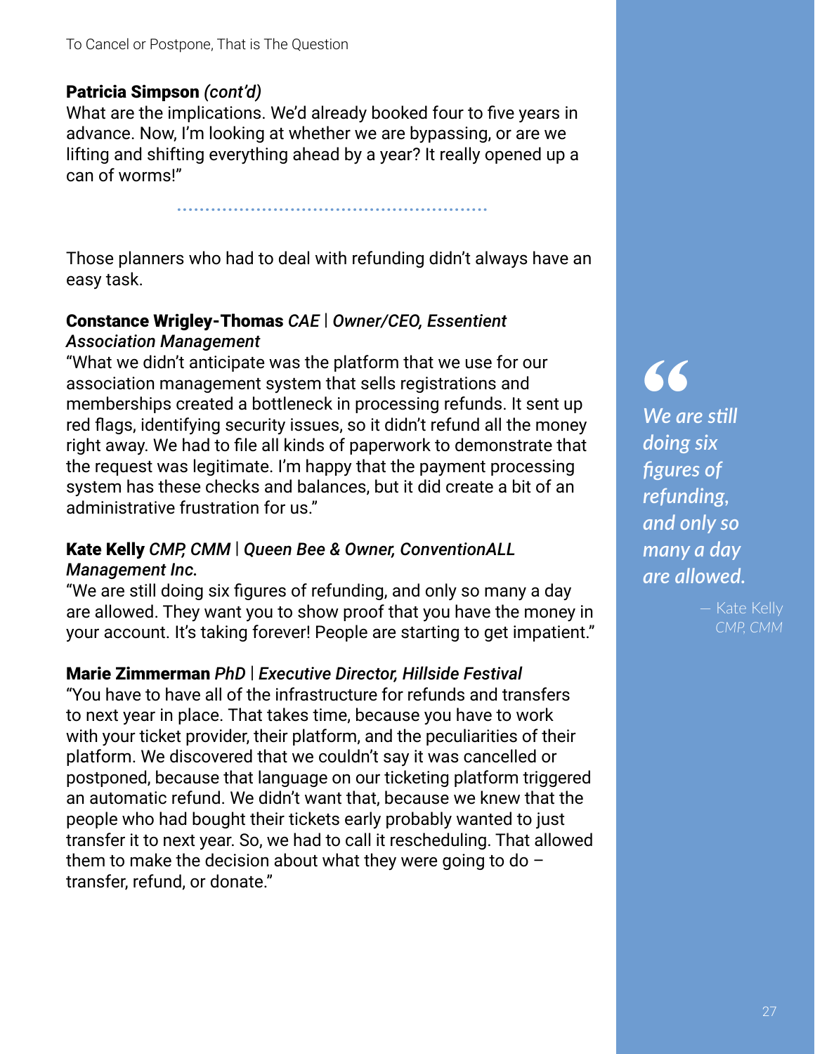**Patricia Simpson** *(cont'd)*
What are the implications. We'd already booked four to five years in advance. Now, I'm looking at whether we are bypassing, or are we lifting and shifting everything ahead by a year? It really opened up a can of worms!"

Those planners who had to deal with refunding didn't always have an easy task.

**Constance Wrigley-Thomas** *CAE* | ***Owner/CEO, Essentient Association Management***
"What we didn't anticipate was the platform that we use for our association management system that sells registrations and memberships created a bottleneck in processing refunds. It sent up red flags, identifying security issues, so it didn't refund all the money right away. We had to file all kinds of paperwork to demonstrate that the request was legitimate. I'm happy that the payment processing system has these checks and balances, but it did create a bit of an administrative frustration for us."

**Kate Kelly** *CMP, CMM* | ***Queen Bee & Owner, ConventionALL Management Inc.***
"We are still doing six figures of refunding, and only so many a day are allowed. They want you to show proof that you have the money in your account. It's taking forever! People are starting to get impatient."

**Marie Zimmerman** *PhD* | ***Executive Director, Hillside Festival***
"You have to have all of the infrastructure for refunds and transfers to next year in place. That takes time, because you have to work with your ticket provider, their platform, and the peculiarities of their platform. We discovered that we couldn't say it was cancelled or postponed, because that language on our ticketing platform triggered an automatic refund. We didn't want that, because we knew that the people who had bought their tickets early probably wanted to just transfer it to next year. So, we had to call it rescheduling. That allowed them to make the decision about what they were going to do – transfer, refund, or donate."

> *"We are still doing six figures of refunding, and only so many a day are allowed.*
>
> — Kate Kelly *CMP, CMM*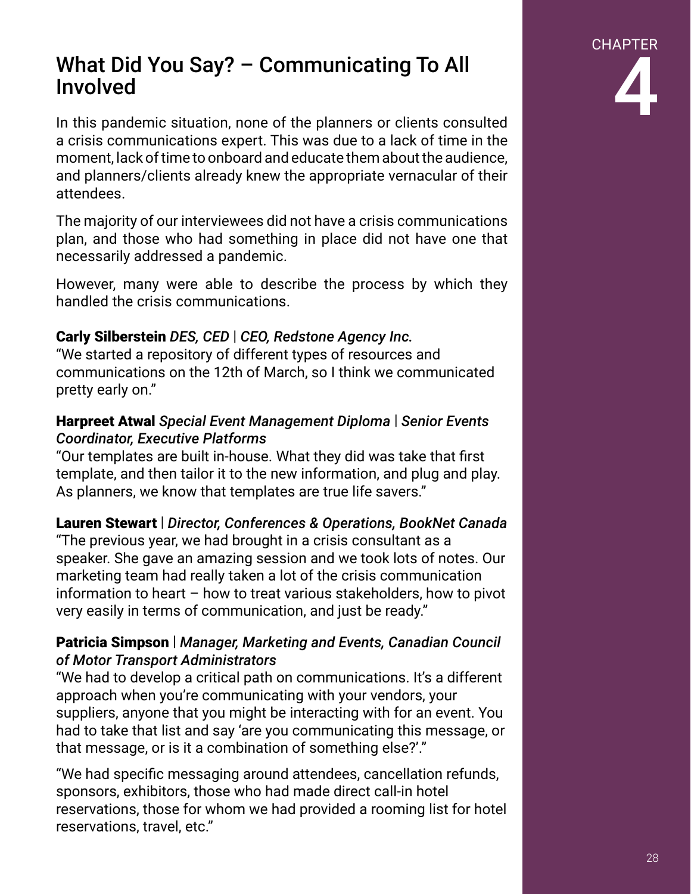CHAPTER

# 4

## What Did You Say? – Communicating To All Involved

In this pandemic situation, none of the planners or clients consulted a crisis communications expert. This was due to a lack of time in the moment, lack of time to onboard and educate them about the audience, and planners/clients already knew the appropriate vernacular of their attendees.

The majority of our interviewees did not have a crisis communications plan, and those who had something in place did not have one that necessarily addressed a pandemic.

However, many were able to describe the process by which they handled the crisis communications.

**Carly Silberstein** ***DES, CED | CEO, Redstone Agency Inc.***
"We started a repository of different types of resources and communications on the 12th of March, so I think we communicated pretty early on."

**Harpreet Atwal** ***Special Event Management Diploma | Senior Events Coordinator, Executive Platforms***
"Our templates are built in-house. What they did was take that first template, and then tailor it to the new information, and plug and play. As planners, we know that templates are true life savers."

**Lauren Stewart** | ***Director, Conferences & Operations, BookNet Canada***
"The previous year, we had brought in a crisis consultant as a speaker. She gave an amazing session and we took lots of notes. Our marketing team had really taken a lot of the crisis communication information to heart – how to treat various stakeholders, how to pivot very easily in terms of communication, and just be ready."

**Patricia Simpson** | ***Manager, Marketing and Events, Canadian Council of Motor Transport Administrators***
"We had to develop a critical path on communications. It's a different approach when you're communicating with your vendors, your suppliers, anyone that you might be interacting with for an event. You had to take that list and say 'are you communicating this message, or that message, or is it a combination of something else?'."

"We had specific messaging around attendees, cancellation refunds, sponsors, exhibitors, those who had made direct call-in hotel reservations, those for whom we had provided a rooming list for hotel reservations, travel, etc."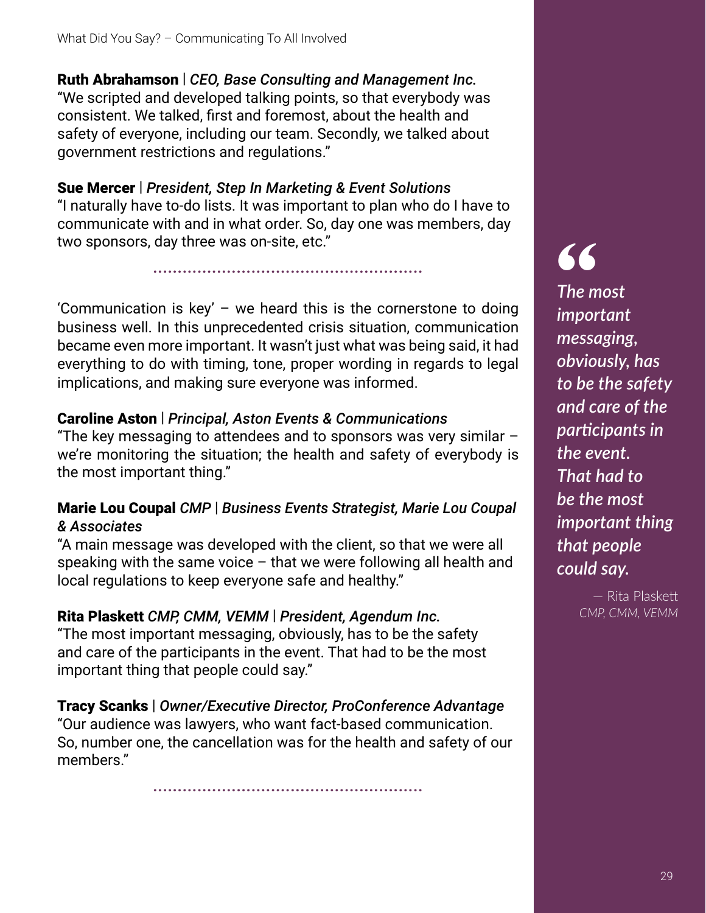**Ruth Abrahamson** | *CEO, Base Consulting and Management Inc.*
"We scripted and developed talking points, so that everybody was consistent. We talked, first and foremost, about the health and safety of everyone, including our team. Secondly, we talked about government restrictions and regulations."

**Sue Mercer** | *President, Step In Marketing & Event Solutions*
"I naturally have to-do lists. It was important to plan who do I have to communicate with and in what order. So, day one was members, day two sponsors, day three was on-site, etc."

---

'Communication is key' – we heard this is the cornerstone to doing business well. In this unprecedented crisis situation, communication became even more important. It wasn't just what was being said, it had everything to do with timing, tone, proper wording in regards to legal implications, and making sure everyone was informed.

**Caroline Aston** | *Principal, Aston Events & Communications*
"The key messaging to attendees and to sponsors was very similar – we're monitoring the situation; the health and safety of everybody is the most important thing."

**Marie Lou Coupal** *CMP* | *Business Events Strategist, Marie Lou Coupal & Associates*
"A main message was developed with the client, so that we were all speaking with the same voice – that we were following all health and local regulations to keep everyone safe and healthy."

**Rita Plaskett** *CMP, CMM, VEMM* | *President, Agendum Inc.*
"The most important messaging, obviously, has to be the safety and care of the participants in the event. That had to be the most important thing that people could say."

**Tracy Scanks** | *Owner/Executive Director, ProConference Advantage*
"Our audience was lawyers, who want fact-based communication. So, number one, the cancellation was for the health and safety of our members."

---

> *The most important messaging, obviously, has to be the safety and care of the participants in the event. That had to be the most important thing that people could say.*
>
> — Rita Plaskett *CMP, CMM, VEMM*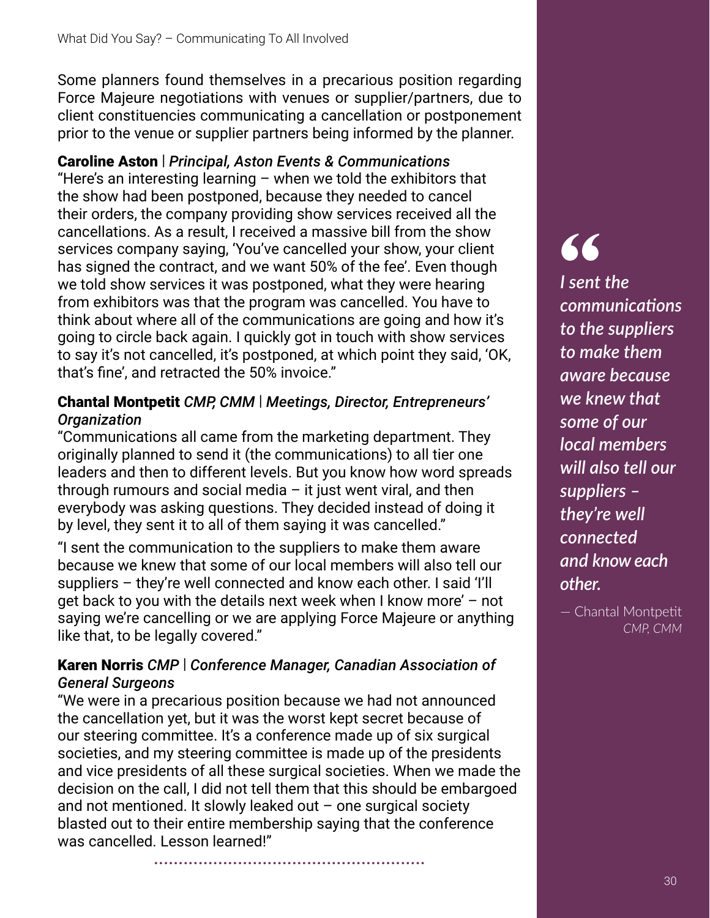Some planners found themselves in a precarious position regarding Force Majeure negotiations with venues or supplier/partners, due to client constituencies communicating a cancellation or postponement prior to the venue or supplier partners being informed by the planner.

**Caroline Aston** | ***Principal, Aston Events & Communications***
"Here's an interesting learning – when we told the exhibitors that the show had been postponed, because they needed to cancel their orders, the company providing show services received all the cancellations. As a result, I received a massive bill from the show services company saying, 'You've cancelled your show, your client has signed the contract, and we want 50% of the fee'. Even though we told show services it was postponed, what they were hearing from exhibitors was that the program was cancelled. You have to think about where all of the communications are going and how it's going to circle back again. I quickly got in touch with show services to say it's not cancelled, it's postponed, at which point they said, 'OK, that's fine', and retracted the 50% invoice."

**Chantal Montpetit** ***CMP, CMM | Meetings, Director, Entrepreneurs' Organization***
"Communications all came from the marketing department. They originally planned to send it (the communications) to all tier one leaders and then to different levels. But you know how word spreads through rumours and social media – it just went viral, and then everybody was asking questions. They decided instead of doing it by level, they sent it to all of them saying it was cancelled."

"I sent the communication to the suppliers to make them aware because we knew that some of our local members will also tell our suppliers – they're well connected and know each other. I said 'I'll get back to you with the details next week when I know more' – not saying we're cancelling or we are applying Force Majeure or anything like that, to be legally covered."

**Karen Norris** ***CMP | Conference Manager, Canadian Association of General Surgeons***
"We were in a precarious position because we had not announced the cancellation yet, but it was the worst kept secret because of our steering committee. It's a conference made up of six surgical societies, and my steering committee is made up of the presidents and vice presidents of all these surgical societies. When we made the decision on the call, I did not tell them that this should be embargoed and not mentioned. It slowly leaked out – one surgical society blasted out to their entire membership saying that the conference was cancelled. Lesson learned!"

> "*I sent the communications to the suppliers to make them aware because we knew that some of our local members will also tell our suppliers – they're well connected and know each other.*
>
> — Chantal Montpetit *CMP, CMM*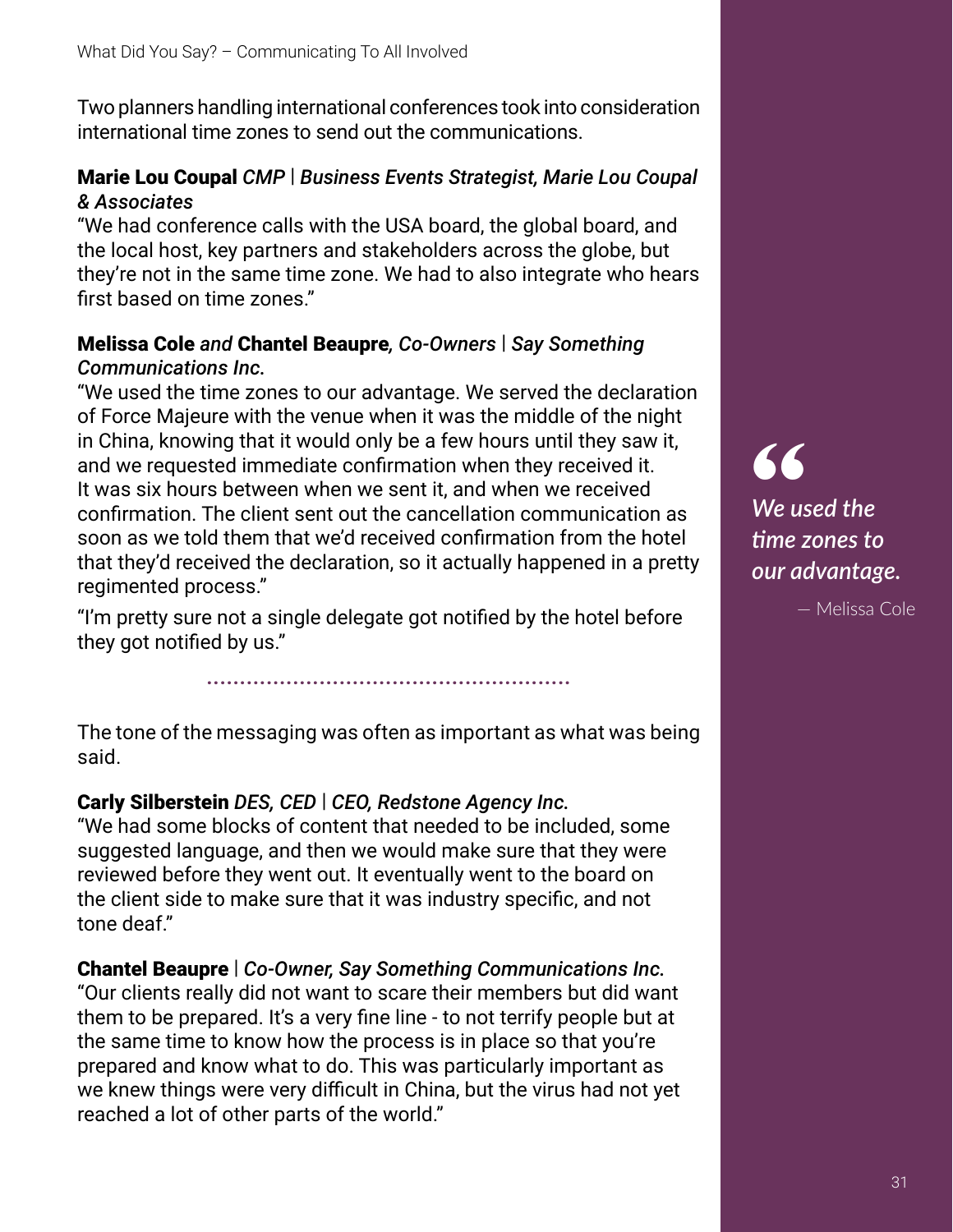Two planners handling international conferences took into consideration international time zones to send out the communications.

**Marie Lou Coupal** ***CMP | Business Events Strategist, Marie Lou Coupal & Associates***
"We had conference calls with the USA board, the global board, and the local host, key partners and stakeholders across the globe, but they're not in the same time zone. We had to also integrate who hears first based on time zones."

**Melissa Cole** ***and*** **Chantel Beaupre*****, Co-Owners | Say Something Communications Inc.***
"We used the time zones to our advantage. We served the declaration of Force Majeure with the venue when it was the middle of the night in China, knowing that it would only be a few hours until they saw it, and we requested immediate confirmation when they received it. It was six hours between when we sent it, and when we received confirmation. The client sent out the cancellation communication as soon as we told them that we'd received confirmation from the hotel that they'd received the declaration, so it actually happened in a pretty regimented process."

"I'm pretty sure not a single delegate got notified by the hotel before they got notified by us."

> *"We used the time zones to our advantage."*
> — Melissa Cole

---

The tone of the messaging was often as important as what was being said.

**Carly Silberstein** ***DES, CED | CEO, Redstone Agency Inc.***
"We had some blocks of content that needed to be included, some suggested language, and then we would make sure that they were reviewed before they went out. It eventually went to the board on the client side to make sure that it was industry specific, and not tone deaf."

**Chantel Beaupre** ***| Co-Owner, Say Something Communications Inc.***
"Our clients really did not want to scare their members but did want them to be prepared. It's a very fine line - to not terrify people but at the same time to know how the process is in place so that you're prepared and know what to do. This was particularly important as we knew things were very difficult in China, but the virus had not yet reached a lot of other parts of the world."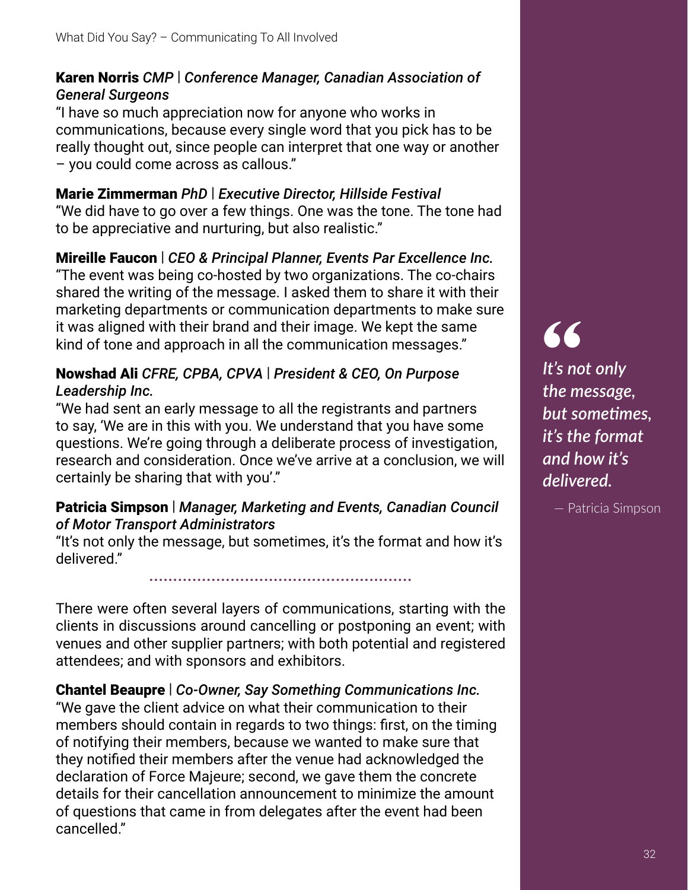**Karen Norris** *CMP* | ***Conference Manager, Canadian Association of General Surgeons***
"I have so much appreciation now for anyone who works in communications, because every single word that you pick has to be really thought out, since people can interpret that one way or another – you could come across as callous."

**Marie Zimmerman** *PhD* | ***Executive Director, Hillside Festival***
"We did have to go over a few things. One was the tone. The tone had to be appreciative and nurturing, but also realistic."

**Mireille Faucon** | *CEO & Principal Planner, Events Par Excellence Inc.*
"The event was being co-hosted by two organizations. The co-chairs shared the writing of the message. I asked them to share it with their marketing departments or communication departments to make sure it was aligned with their brand and their image. We kept the same kind of tone and approach in all the communication messages."

**Nowshad Ali** *CFRE, CPBA, CPVA* | ***President & CEO, On Purpose Leadership Inc.***
"We had sent an early message to all the registrants and partners to say, 'We are in this with you. We understand that you have some questions. We're going through a deliberate process of investigation, research and consideration. Once we've arrive at a conclusion, we will certainly be sharing that with you'."

**Patricia Simpson** | ***Manager, Marketing and Events, Canadian Council of Motor Transport Administrators***
"It's not only the message, but sometimes, it's the format and how it's delivered."

> *It's not only the message, but sometimes, it's the format and how it's delivered.*
>
> — Patricia Simpson

---

There were often several layers of communications, starting with the clients in discussions around cancelling or postponing an event; with venues and other supplier partners; with both potential and registered attendees; and with sponsors and exhibitors.

**Chantel Beaupre** | ***Co-Owner, Say Something Communications Inc.***
"We gave the client advice on what their communication to their members should contain in regards to two things: first, on the timing of notifying their members, because we wanted to make sure that they notified their members after the venue had acknowledged the declaration of Force Majeure; second, we gave them the concrete details for their cancellation announcement to minimize the amount of questions that came in from delegates after the event had been cancelled."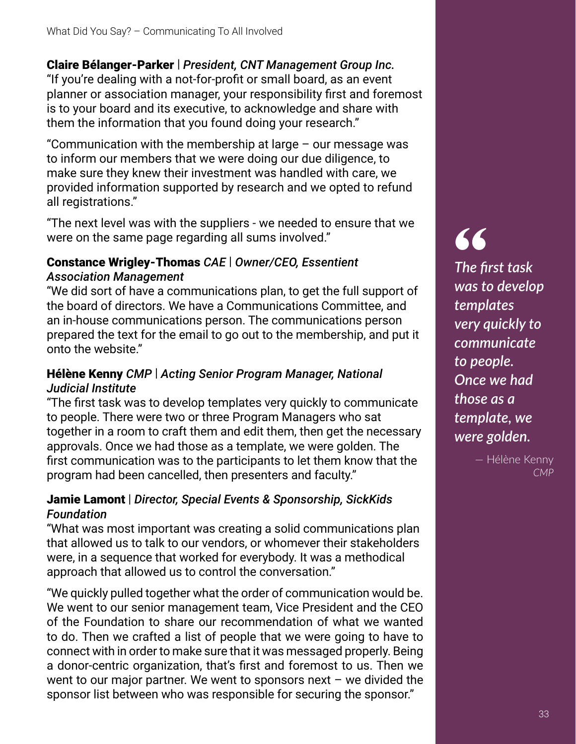**Claire Bélanger-Parker** | ***President, CNT Management Group Inc.***
"If you're dealing with a not-for-profit or small board, as an event planner or association manager, your responsibility first and foremost is to your board and its executive, to acknowledge and share with them the information that you found doing your research."

"Communication with the membership at large – our message was to inform our members that we were doing our due diligence, to make sure they knew their investment was handled with care, we provided information supported by research and we opted to refund all registrations."

"The next level was with the suppliers - we needed to ensure that we were on the same page regarding all sums involved."

**Constance Wrigley-Thomas** ***CAE | Owner/CEO, Essentient Association Management***
"We did sort of have a communications plan, to get the full support of the board of directors. We have a Communications Committee, and an in-house communications person. The communications person prepared the text for the email to go out to the membership, and put it onto the website."

**Hélène Kenny** ***CMP | Acting Senior Program Manager, National Judicial Institute***
"The first task was to develop templates very quickly to communicate to people. There were two or three Program Managers who sat together in a room to craft them and edit them, then get the necessary approvals. Once we had those as a template, we were golden. The first communication was to the participants to let them know that the program had been cancelled, then presenters and faculty."

**Jamie Lamont** | ***Director, Special Events & Sponsorship, SickKids Foundation***
"What was most important was creating a solid communications plan that allowed us to talk to our vendors, or whomever their stakeholders were, in a sequence that worked for everybody. It was a methodical approach that allowed us to control the conversation."

"We quickly pulled together what the order of communication would be. We went to our senior management team, Vice President and the CEO of the Foundation to share our recommendation of what we wanted to do. Then we crafted a list of people that we were going to have to connect with in order to make sure that it was messaged properly. Being a donor-centric organization, that's first and foremost to us. Then we went to our major partner. We went to sponsors next – we divided the sponsor list between who was responsible for securing the sponsor."

> *"The first task was to develop templates very quickly to communicate to people. Once we had those as a template, we were golden.*
>
> — Hélène Kenny *CMP*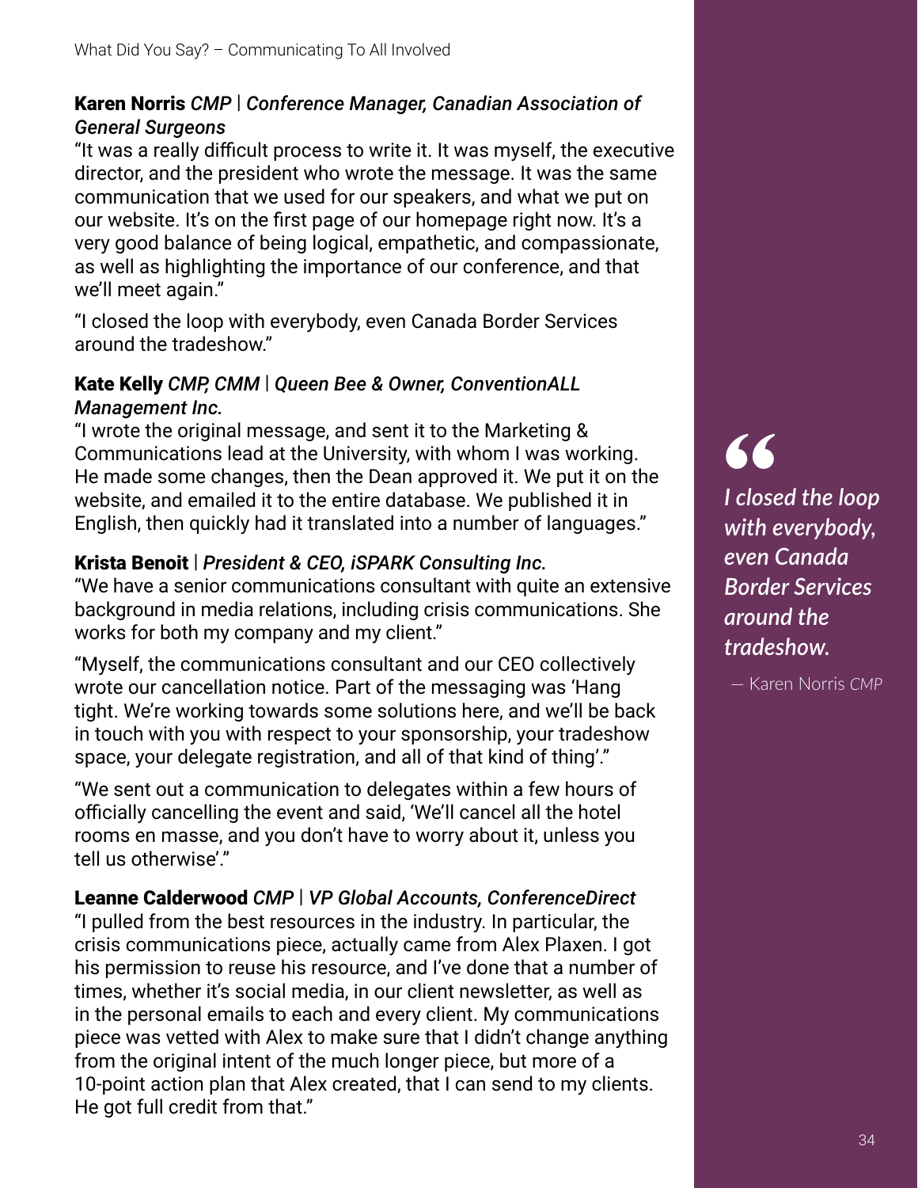**Karen Norris** *CMP* | ***Conference Manager, Canadian Association of General Surgeons***

"It was a really difficult process to write it. It was myself, the executive director, and the president who wrote the message. It was the same communication that we used for our speakers, and what we put on our website. It's on the first page of our homepage right now. It's a very good balance of being logical, empathetic, and compassionate, as well as highlighting the importance of our conference, and that we'll meet again."

"I closed the loop with everybody, even Canada Border Services around the tradeshow."

**Kate Kelly** *CMP, CMM* | ***Queen Bee & Owner, ConventionALL Management Inc.***

"I wrote the original message, and sent it to the Marketing & Communications lead at the University, with whom I was working. He made some changes, then the Dean approved it. We put it on the website, and emailed it to the entire database. We published it in English, then quickly had it translated into a number of languages."

**Krista Benoit** | ***President & CEO, iSPARK Consulting Inc.***

"We have a senior communications consultant with quite an extensive background in media relations, including crisis communications. She works for both my company and my client."

"Myself, the communications consultant and our CEO collectively wrote our cancellation notice. Part of the messaging was 'Hang tight. We're working towards some solutions here, and we'll be back in touch with you with respect to your sponsorship, your tradeshow space, your delegate registration, and all of that kind of thing'."

"We sent out a communication to delegates within a few hours of officially cancelling the event and said, 'We'll cancel all the hotel rooms en masse, and you don't have to worry about it, unless you tell us otherwise'."

**Leanne Calderwood** *CMP* | ***VP Global Accounts, ConferenceDirect***

"I pulled from the best resources in the industry. In particular, the crisis communications piece, actually came from Alex Plaxen. I got his permission to reuse his resource, and I've done that a number of times, whether it's social media, in our client newsletter, as well as in the personal emails to each and every client. My communications piece was vetted with Alex to make sure that I didn't change anything from the original intent of the much longer piece, but more of a 10-point action plan that Alex created, that I can send to my clients. He got full credit from that."

> *"I closed the loop with everybody, even Canada Border Services around the tradeshow.*
>
> — Karen Norris *CMP*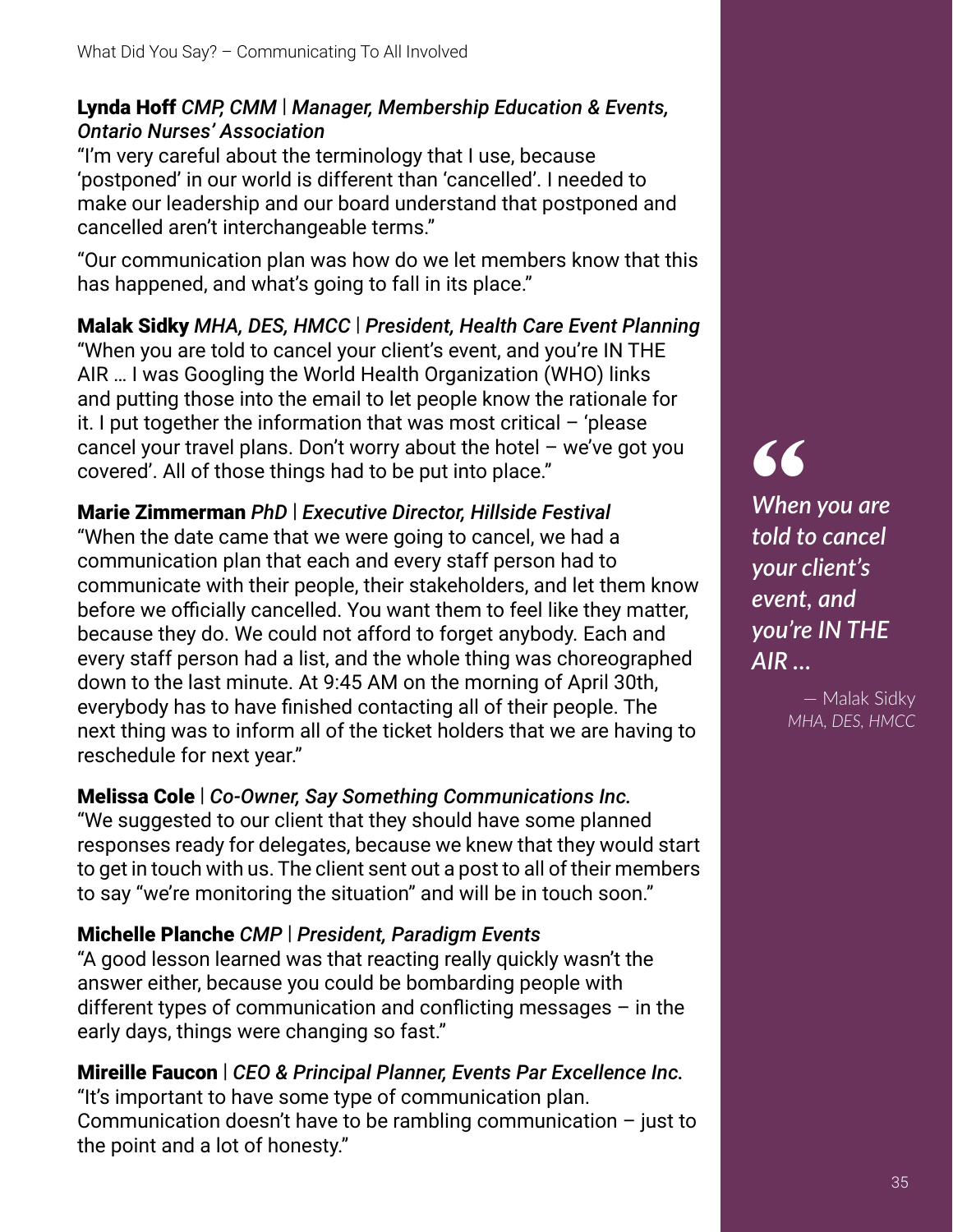**Lynda Hoff** ***CMP, CMM | Manager, Membership Education & Events, Ontario Nurses' Association***

"I'm very careful about the terminology that I use, because 'postponed' in our world is different than 'cancelled'. I needed to make our leadership and our board understand that postponed and cancelled aren't interchangeable terms."

"Our communication plan was how do we let members know that this has happened, and what's going to fall in its place."

**Malak Sidky** ***MHA, DES, HMCC | President, Health Care Event Planning***

"When you are told to cancel your client's event, and you're IN THE AIR … I was Googling the World Health Organization (WHO) links and putting those into the email to let people know the rationale for it. I put together the information that was most critical – 'please cancel your travel plans. Don't worry about the hotel – we've got you covered'. All of those things had to be put into place."

**Marie Zimmerman** ***PhD | Executive Director, Hillside Festival***

"When the date came that we were going to cancel, we had a communication plan that each and every staff person had to communicate with their people, their stakeholders, and let them know before we officially cancelled. You want them to feel like they matter, because they do. We could not afford to forget anybody. Each and every staff person had a list, and the whole thing was choreographed down to the last minute. At 9:45 AM on the morning of April 30th, everybody has to have finished contacting all of their people. The next thing was to inform all of the ticket holders that we are having to reschedule for next year."

**Melissa Cole** ***| Co-Owner, Say Something Communications Inc.***

"We suggested to our client that they should have some planned responses ready for delegates, because we knew that they would start to get in touch with us. The client sent out a post to all of their members to say "we're monitoring the situation" and will be in touch soon."

**Michelle Planche** ***CMP | President, Paradigm Events***

"A good lesson learned was that reacting really quickly wasn't the answer either, because you could be bombarding people with different types of communication and conflicting messages – in the early days, things were changing so fast."

**Mireille Faucon** ***| CEO & Principal Planner, Events Par Excellence Inc.***

"It's important to have some type of communication plan. Communication doesn't have to be rambling communication – just to the point and a lot of honesty."

> *When you are told to cancel your client's event, and you're IN THE AIR ...*
>
> — Malak Sidky *MHA, DES, HMCC*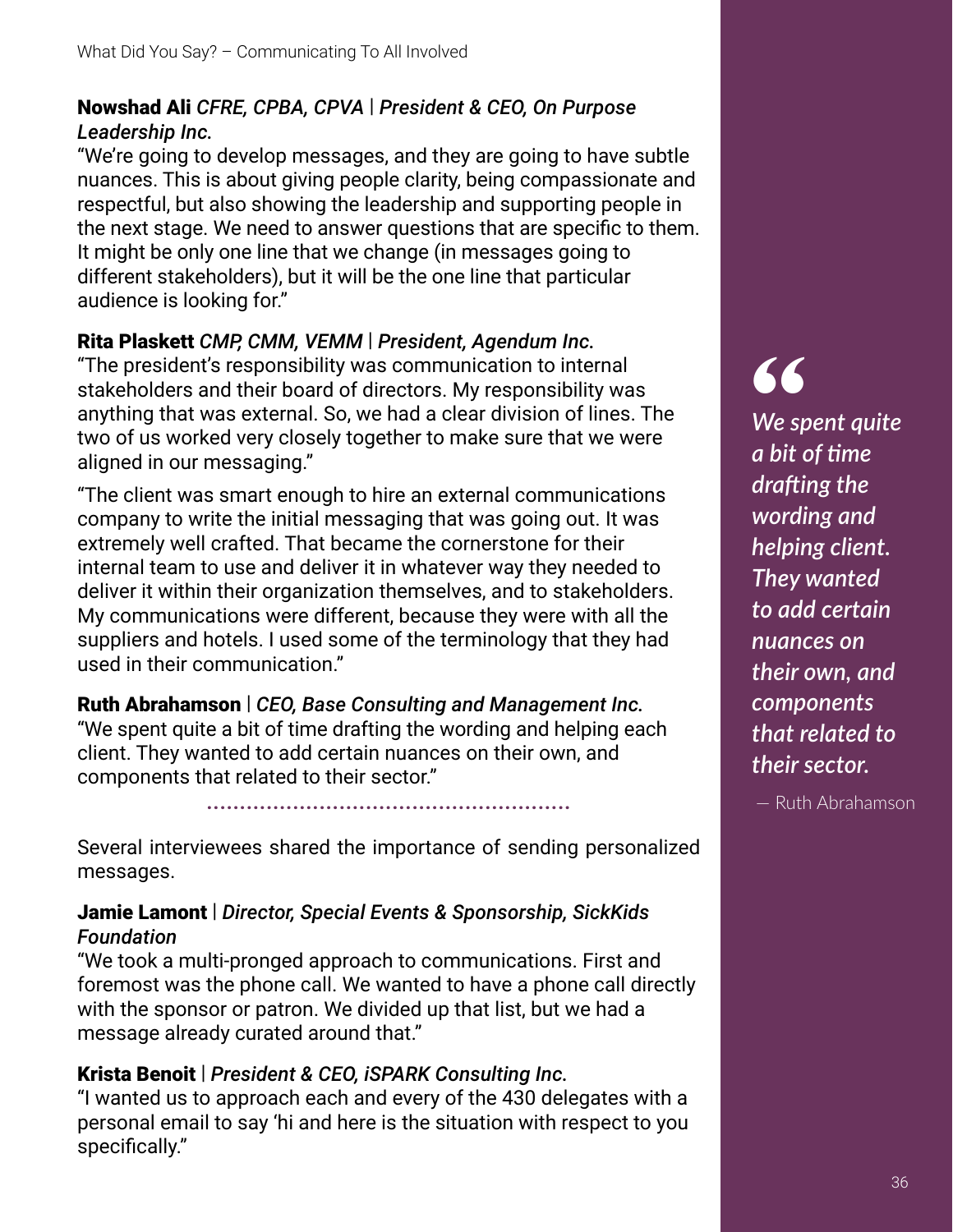**Nowshad Ali** *CFRE, CPBA, CPVA* | ***President & CEO, On Purpose Leadership Inc.***
"We're going to develop messages, and they are going to have subtle nuances. This is about giving people clarity, being compassionate and respectful, but also showing the leadership and supporting people in the next stage. We need to answer questions that are specific to them. It might be only one line that we change (in messages going to different stakeholders), but it will be the one line that particular audience is looking for."

**Rita Plaskett** *CMP, CMM, VEMM* | ***President, Agendum Inc.***
"The president's responsibility was communication to internal stakeholders and their board of directors. My responsibility was anything that was external. So, we had a clear division of lines. The two of us worked very closely together to make sure that we were aligned in our messaging."

"The client was smart enough to hire an external communications company to write the initial messaging that was going out. It was extremely well crafted. That became the cornerstone for their internal team to use and deliver it in whatever way they needed to deliver it within their organization themselves, and to stakeholders. My communications were different, because they were with all the suppliers and hotels. I used some of the terminology that they had used in their communication."

**Ruth Abrahamson** | *CEO, Base Consulting and Management Inc.*
"We spent quite a bit of time drafting the wording and helping each client. They wanted to add certain nuances on their own, and components that related to their sector."

> *We spent quite a bit of time drafting the wording and helping client. They wanted to add certain nuances on their own, and components that related to their sector.*
>
> — Ruth Abrahamson

Several interviewees shared the importance of sending personalized messages.

**Jamie Lamont** | *Director, Special Events & Sponsorship, SickKids Foundation*
"We took a multi-pronged approach to communications. First and foremost was the phone call. We wanted to have a phone call directly with the sponsor or patron. We divided up that list, but we had a message already curated around that."

**Krista Benoit** | *President & CEO, iSPARK Consulting Inc.*
"I wanted us to approach each and every of the 430 delegates with a personal email to say 'hi and here is the situation with respect to you specifically."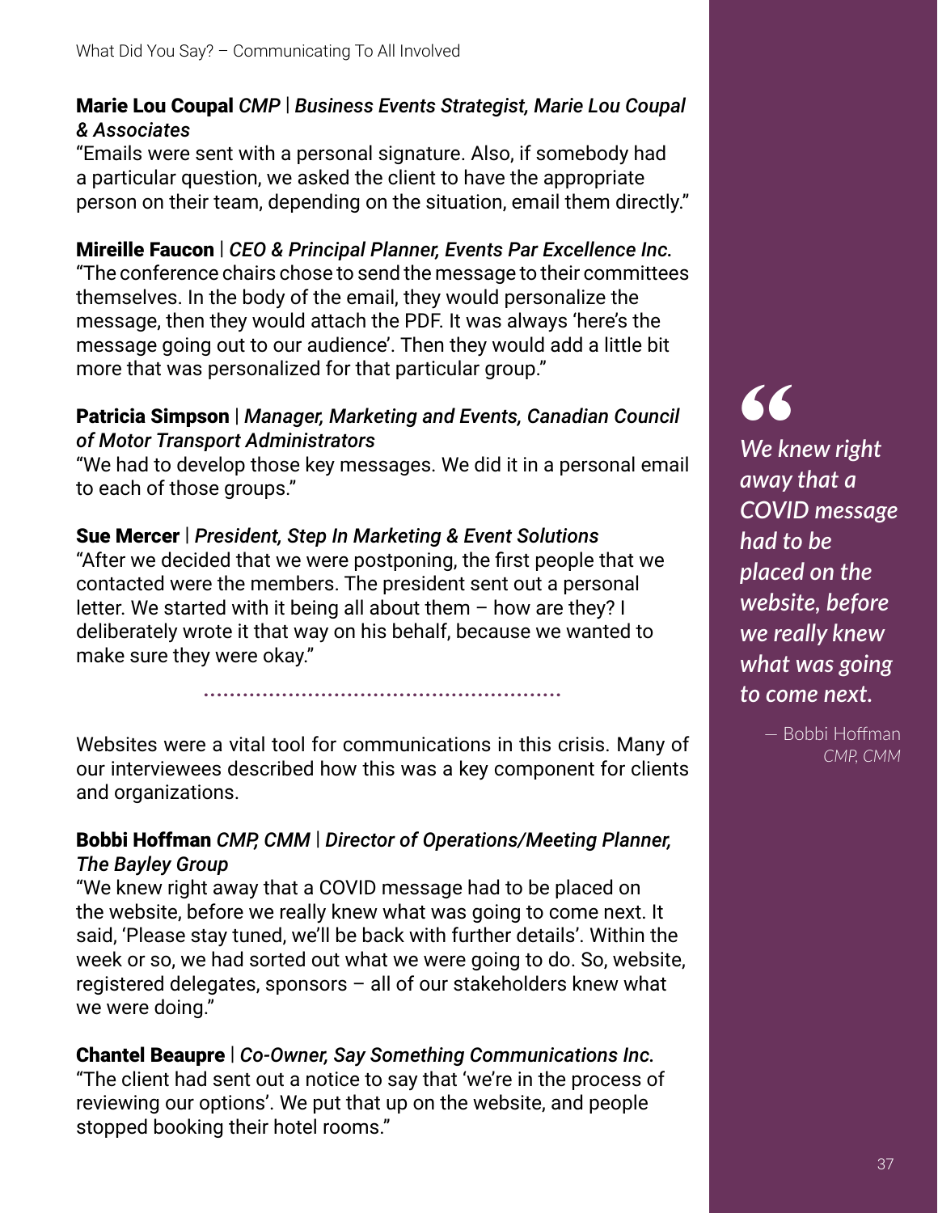**Marie Lou Coupal** *CMP* | ***Business Events Strategist, Marie Lou Coupal & Associates***
"Emails were sent with a personal signature. Also, if somebody had a particular question, we asked the client to have the appropriate person on their team, depending on the situation, email them directly."

**Mireille Faucon** | ***CEO & Principal Planner, Events Par Excellence Inc.***
"The conference chairs chose to send the message to their committees themselves. In the body of the email, they would personalize the message, then they would attach the PDF. It was always 'here's the message going out to our audience'. Then they would add a little bit more that was personalized for that particular group."

**Patricia Simpson** | ***Manager, Marketing and Events, Canadian Council of Motor Transport Administrators***
"We had to develop those key messages. We did it in a personal email to each of those groups."

**Sue Mercer** | ***President, Step In Marketing & Event Solutions***
"After we decided that we were postponing, the first people that we contacted were the members. The president sent out a personal letter. We started with it being all about them – how are they? I deliberately wrote it that way on his behalf, because we wanted to make sure they were okay."

Websites were a vital tool for communications in this crisis. Many of our interviewees described how this was a key component for clients and organizations.

**Bobbi Hoffman** *CMP, CMM* | ***Director of Operations/Meeting Planner, The Bayley Group***
"We knew right away that a COVID message had to be placed on the website, before we really knew what was going to come next. It said, 'Please stay tuned, we'll be back with further details'. Within the week or so, we had sorted out what we were going to do. So, website, registered delegates, sponsors – all of our stakeholders knew what we were doing."

**Chantel Beaupre** | ***Co-Owner, Say Something Communications Inc.***
"The client had sent out a notice to say that 'we're in the process of reviewing our options'. We put that up on the website, and people stopped booking their hotel rooms."

> *"We knew right away that a COVID message had to be placed on the website, before we really knew what was going to come next.*
>
> — Bobbi Hoffman *CMP, CMM*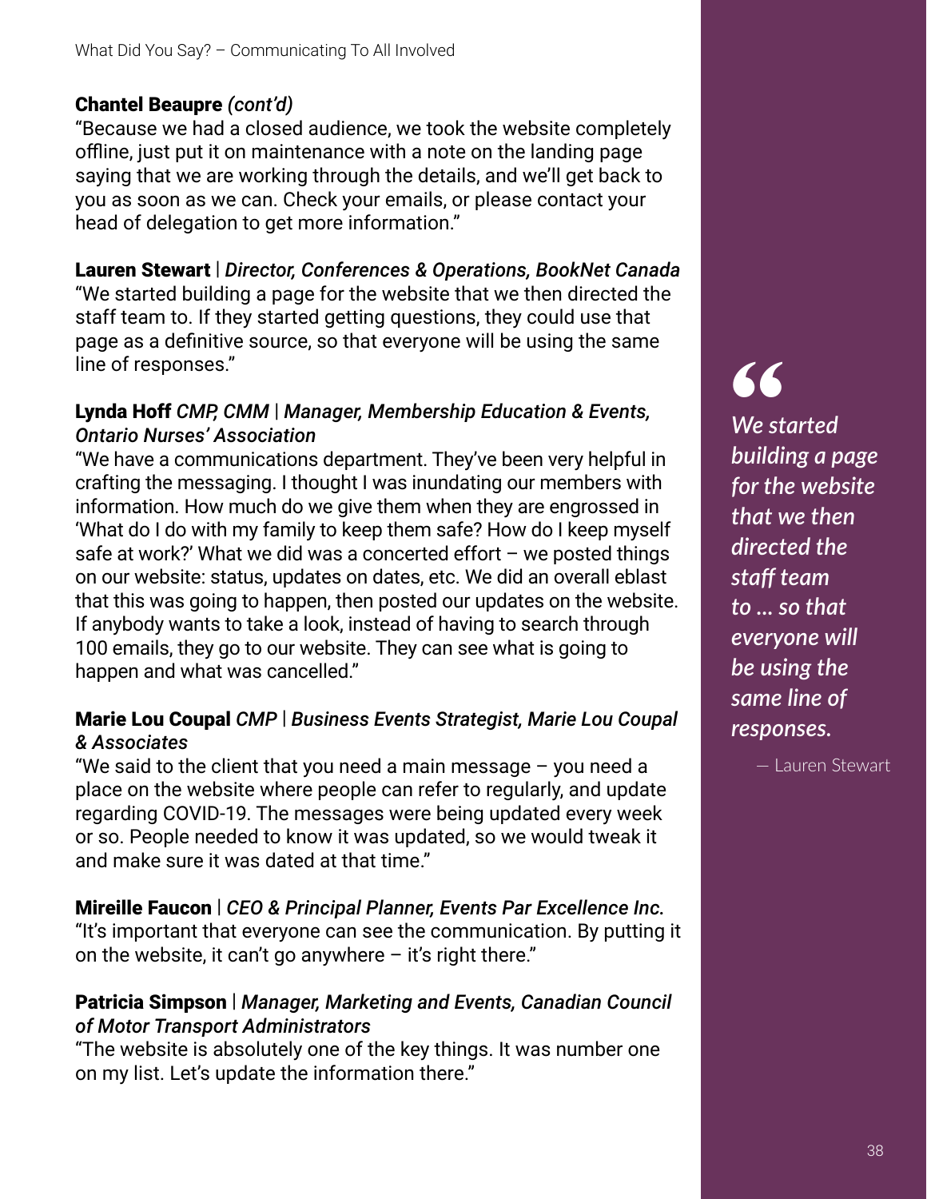**Chantel Beaupre** *(cont'd)*
"Because we had a closed audience, we took the website completely offline, just put it on maintenance with a note on the landing page saying that we are working through the details, and we'll get back to you as soon as we can. Check your emails, or please contact your head of delegation to get more information."

**Lauren Stewart** | *Director, Conferences & Operations, BookNet Canada*
"We started building a page for the website that we then directed the staff team to. If they started getting questions, they could use that page as a definitive source, so that everyone will be using the same line of responses."

**Lynda Hoff** *CMP, CMM | Manager, Membership Education & Events, Ontario Nurses' Association*
"We have a communications department. They've been very helpful in crafting the messaging. I thought I was inundating our members with information. How much do we give them when they are engrossed in 'What do I do with my family to keep them safe? How do I keep myself safe at work?' What we did was a concerted effort – we posted things on our website: status, updates on dates, etc. We did an overall eblast that this was going to happen, then posted our updates on the website. If anybody wants to take a look, instead of having to search through 100 emails, they go to our website. They can see what is going to happen and what was cancelled."

**Marie Lou Coupal** *CMP | Business Events Strategist, Marie Lou Coupal & Associates*
"We said to the client that you need a main message – you need a place on the website where people can refer to regularly, and update regarding COVID-19. The messages were being updated every week or so. People needed to know it was updated, so we would tweak it and make sure it was dated at that time."

**Mireille Faucon** | *CEO & Principal Planner, Events Par Excellence Inc.*
"It's important that everyone can see the communication. By putting it on the website, it can't go anywhere – it's right there."

**Patricia Simpson** | *Manager, Marketing and Events, Canadian Council of Motor Transport Administrators*
"The website is absolutely one of the key things. It was number one on my list. Let's update the information there."

> "*We started building a page for the website that we then directed the staff team to ... so that everyone will be using the same line of responses.*"
>
> — Lauren Stewart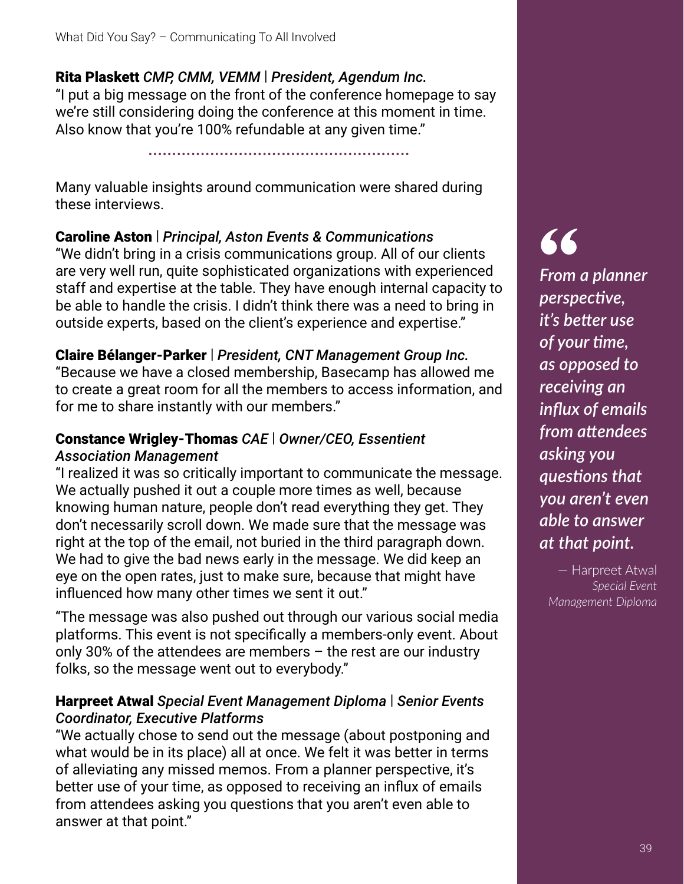**Rita Plaskett** *CMP, CMM, VEMM* | *President, Agendum Inc.*
"I put a big message on the front of the conference homepage to say we're still considering doing the conference at this moment in time. Also know that you're 100% refundable at any given time."

Many valuable insights around communication were shared during these interviews.

**Caroline Aston** | *Principal, Aston Events & Communications*
"We didn't bring in a crisis communications group. All of our clients are very well run, quite sophisticated organizations with experienced staff and expertise at the table. They have enough internal capacity to be able to handle the crisis. I didn't think there was a need to bring in outside experts, based on the client's experience and expertise."

**Claire Bélanger-Parker** | *President, CNT Management Group Inc.*
"Because we have a closed membership, Basecamp has allowed me to create a great room for all the members to access information, and for me to share instantly with our members."

**Constance Wrigley-Thomas** *CAE* | *Owner/CEO, Essentient Association Management*
"I realized it was so critically important to communicate the message. We actually pushed it out a couple more times as well, because knowing human nature, people don't read everything they get. They don't necessarily scroll down. We made sure that the message was right at the top of the email, not buried in the third paragraph down. We had to give the bad news early in the message. We did keep an eye on the open rates, just to make sure, because that might have influenced how many other times we sent it out."

"The message was also pushed out through our various social media platforms. This event is not specifically a members-only event. About only 30% of the attendees are members – the rest are our industry folks, so the message went out to everybody."

**Harpreet Atwal** *Special Event Management Diploma* | *Senior Events Coordinator, Executive Platforms*
"We actually chose to send out the message (about postponing and what would be in its place) all at once. We felt it was better in terms of alleviating any missed memos. From a planner perspective, it's better use of your time, as opposed to receiving an influx of emails from attendees asking you questions that you aren't even able to answer at that point."

> *"From a planner perspective, it's better use of your time, as opposed to receiving an influx of emails from attendees asking you questions that you aren't even able to answer at that point."*
>
> — Harpreet Atwal *Special Event Management Diploma*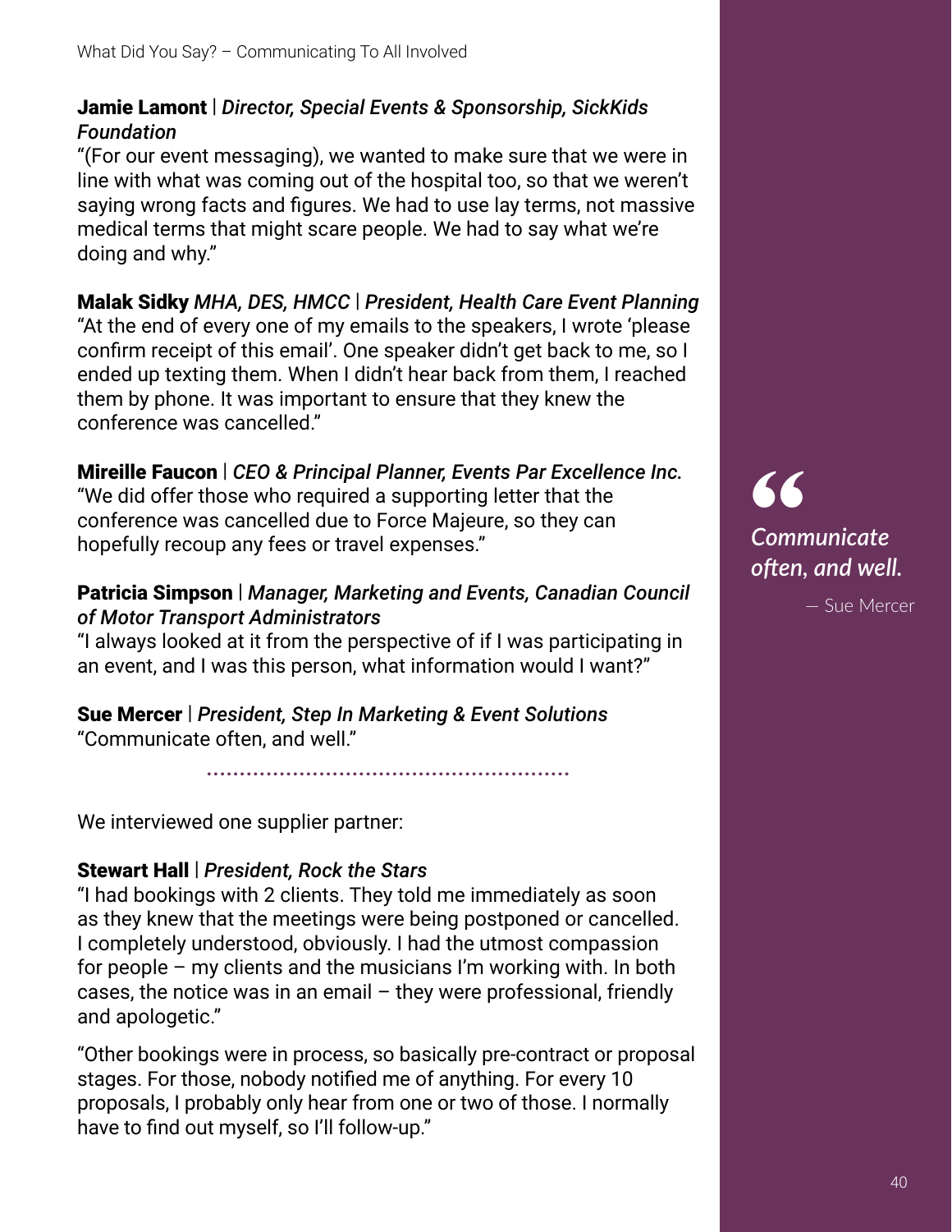**Jamie Lamont** | ***Director, Special Events & Sponsorship, SickKids Foundation***
"(For our event messaging), we wanted to make sure that we were in line with what was coming out of the hospital too, so that we weren't saying wrong facts and figures. We had to use lay terms, not massive medical terms that might scare people. We had to say what we're doing and why."

**Malak Sidky** ***MHA, DES, HMCC*** | ***President, Health Care Event Planning***
"At the end of every one of my emails to the speakers, I wrote 'please confirm receipt of this email'. One speaker didn't get back to me, so I ended up texting them. When I didn't hear back from them, I reached them by phone. It was important to ensure that they knew the conference was cancelled."

**Mireille Faucon** | ***CEO & Principal Planner, Events Par Excellence Inc.***
"We did offer those who required a supporting letter that the conference was cancelled due to Force Majeure, so they can hopefully recoup any fees or travel expenses."

**Patricia Simpson** | ***Manager, Marketing and Events, Canadian Council of Motor Transport Administrators***
"I always looked at it from the perspective of if I was participating in an event, and I was this person, what information would I want?"

**Sue Mercer** | ***President, Step In Marketing & Event Solutions***
"Communicate often, and well."

> *Communicate often, and well.*
>
> — Sue Mercer

We interviewed one supplier partner:

**Stewart Hall** | ***President, Rock the Stars***
"I had bookings with 2 clients. They told me immediately as soon as they knew that the meetings were being postponed or cancelled. I completely understood, obviously. I had the utmost compassion for people – my clients and the musicians I'm working with. In both cases, the notice was in an email – they were professional, friendly and apologetic."

"Other bookings were in process, so basically pre-contract or proposal stages. For those, nobody notified me of anything. For every 10 proposals, I probably only hear from one or two of those. I normally have to find out myself, so I'll follow-up."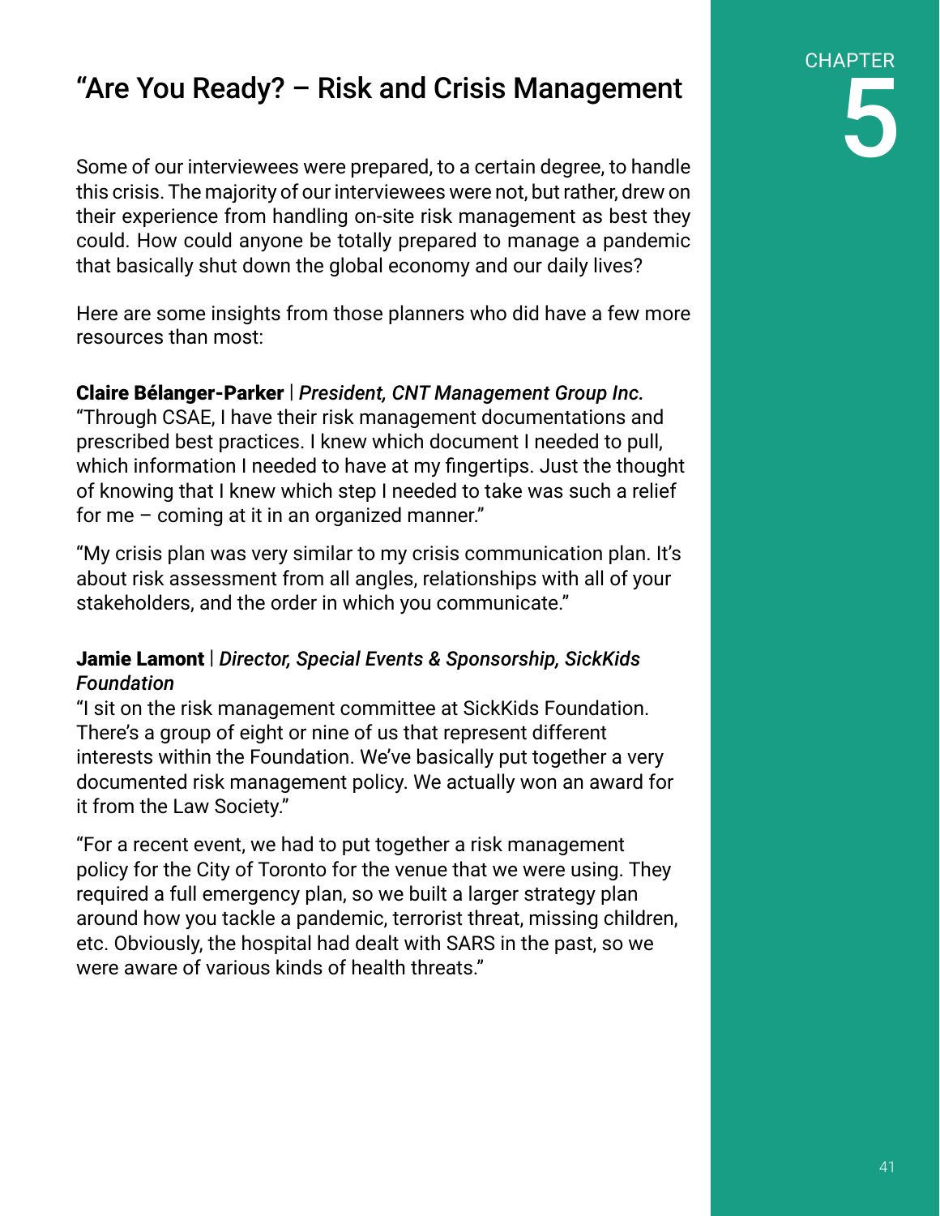# "Are You Ready? – Risk and Crisis Management

CHAPTER 5

Some of our interviewees were prepared, to a certain degree, to handle this crisis. The majority of our interviewees were not, but rather, drew on their experience from handling on-site risk management as best they could. How could anyone be totally prepared to manage a pandemic that basically shut down the global economy and our daily lives?

Here are some insights from those planners who did have a few more resources than most:

**Claire Bélanger-Parker** | *President, CNT Management Group Inc.*
"Through CSAE, I have their risk management documentations and prescribed best practices. I knew which document I needed to pull, which information I needed to have at my fingertips. Just the thought of knowing that I knew which step I needed to take was such a relief for me – coming at it in an organized manner."

"My crisis plan was very similar to my crisis communication plan. It's about risk assessment from all angles, relationships with all of your stakeholders, and the order in which you communicate."

**Jamie Lamont** | *Director, Special Events & Sponsorship, SickKids Foundation*
"I sit on the risk management committee at SickKids Foundation. There's a group of eight or nine of us that represent different interests within the Foundation. We've basically put together a very documented risk management policy. We actually won an award for it from the Law Society."

"For a recent event, we had to put together a risk management policy for the City of Toronto for the venue that we were using. They required a full emergency plan, so we built a larger strategy plan around how you tackle a pandemic, terrorist threat, missing children, etc. Obviously, the hospital had dealt with SARS in the past, so we were aware of various kinds of health threats."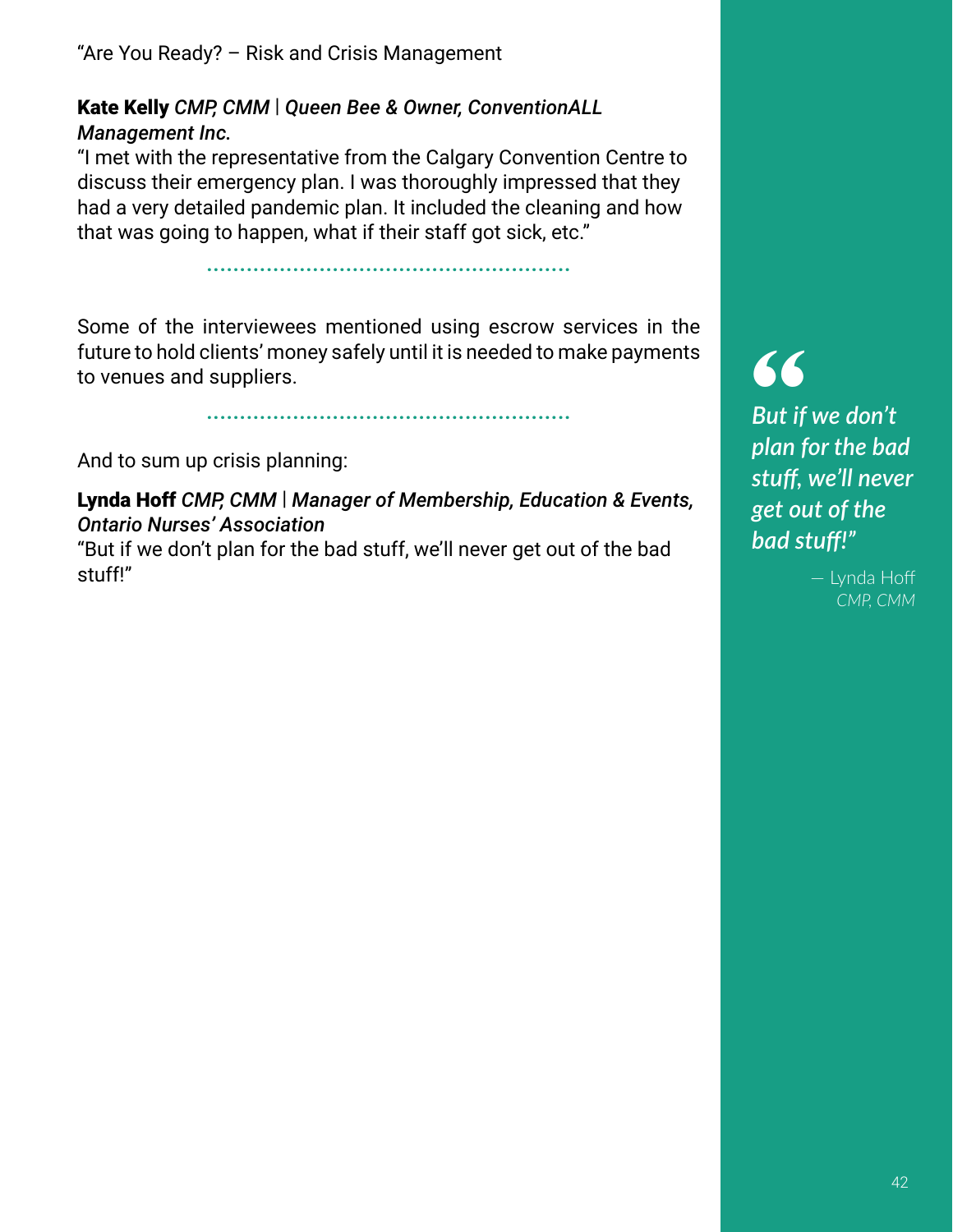"Are You Ready? – Risk and Crisis Management

**Kate Kelly** ***CMP, CMM | Queen Bee & Owner, ConventionALL Management Inc.***

"I met with the representative from the Calgary Convention Centre to discuss their emergency plan. I was thoroughly impressed that they had a very detailed pandemic plan. It included the cleaning and how that was going to happen, what if their staff got sick, etc."

Some of the interviewees mentioned using escrow services in the future to hold clients' money safely until it is needed to make payments to venues and suppliers.

And to sum up crisis planning:

**Lynda Hoff** ***CMP, CMM | Manager of Membership, Education & Events, Ontario Nurses' Association***

"But if we don't plan for the bad stuff, we'll never get out of the bad stuff!"

> *But if we don't plan for the bad stuff, we'll never get out of the bad stuff!"*
>
> — Lynda Hoff *CMP, CMM*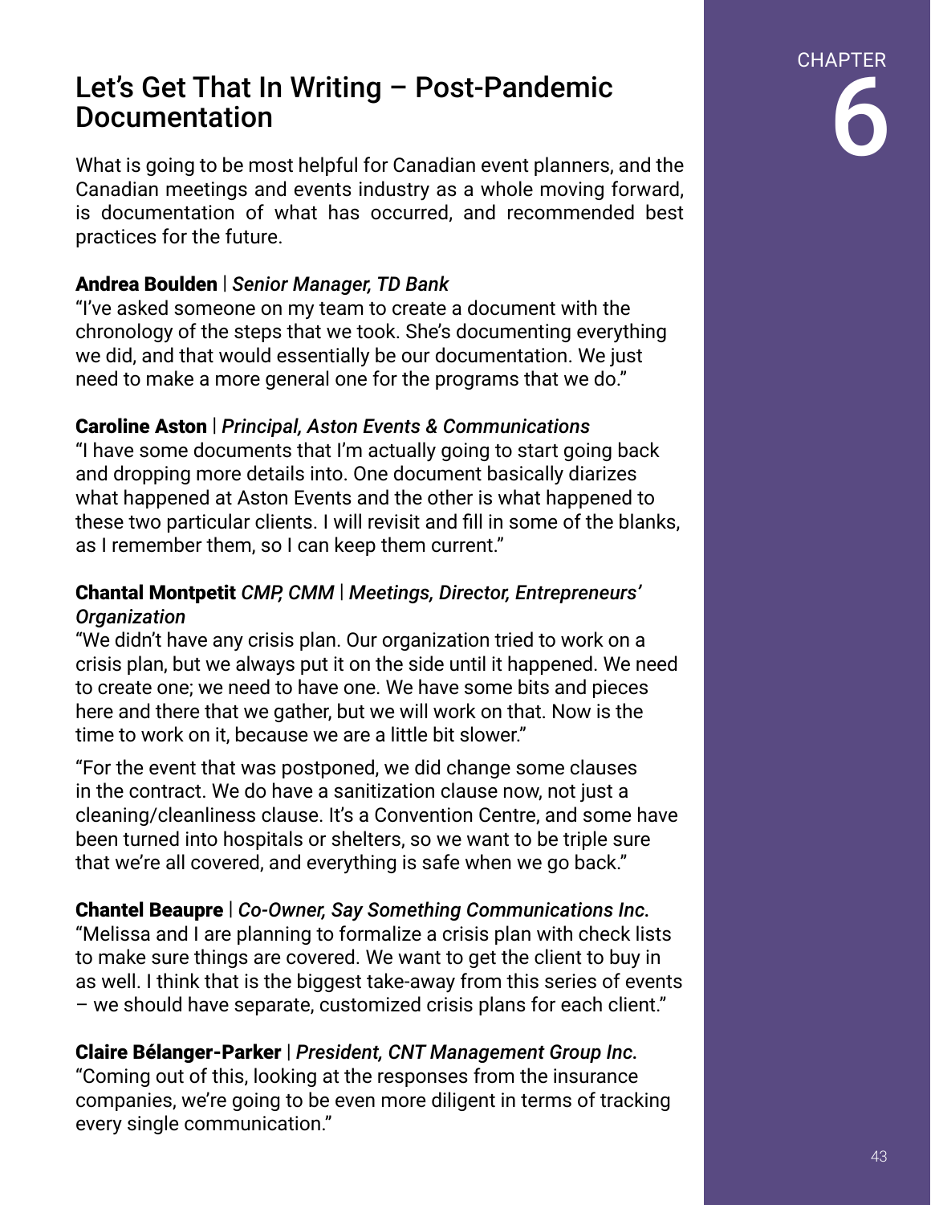# Let's Get That In Writing – Post-Pandemic Documentation

CHAPTER 6

What is going to be most helpful for Canadian event planners, and the Canadian meetings and events industry as a whole moving forward, is documentation of what has occurred, and recommended best practices for the future.

**Andrea Boulden** | ***Senior Manager, TD Bank***
"I've asked someone on my team to create a document with the chronology of the steps that we took. She's documenting everything we did, and that would essentially be our documentation. We just need to make a more general one for the programs that we do."

**Caroline Aston** | ***Principal, Aston Events & Communications***
"I have some documents that I'm actually going to start going back and dropping more details into. One document basically diarizes what happened at Aston Events and the other is what happened to these two particular clients. I will revisit and fill in some of the blanks, as I remember them, so I can keep them current."

**Chantal Montpetit** ***CMP, CMM*** | ***Meetings, Director, Entrepreneurs' Organization***
"We didn't have any crisis plan. Our organization tried to work on a crisis plan, but we always put it on the side until it happened. We need to create one; we need to have one. We have some bits and pieces here and there that we gather, but we will work on that. Now is the time to work on it, because we are a little bit slower."

"For the event that was postponed, we did change some clauses in the contract. We do have a sanitization clause now, not just a cleaning/cleanliness clause. It's a Convention Centre, and some have been turned into hospitals or shelters, so we want to be triple sure that we're all covered, and everything is safe when we go back."

**Chantel Beaupre** | ***Co-Owner, Say Something Communications Inc.***
"Melissa and I are planning to formalize a crisis plan with check lists to make sure things are covered. We want to get the client to buy in as well. I think that is the biggest take-away from this series of events – we should have separate, customized crisis plans for each client."

**Claire Bélanger-Parker** | ***President, CNT Management Group Inc.***
"Coming out of this, looking at the responses from the insurance companies, we're going to be even more diligent in terms of tracking every single communication."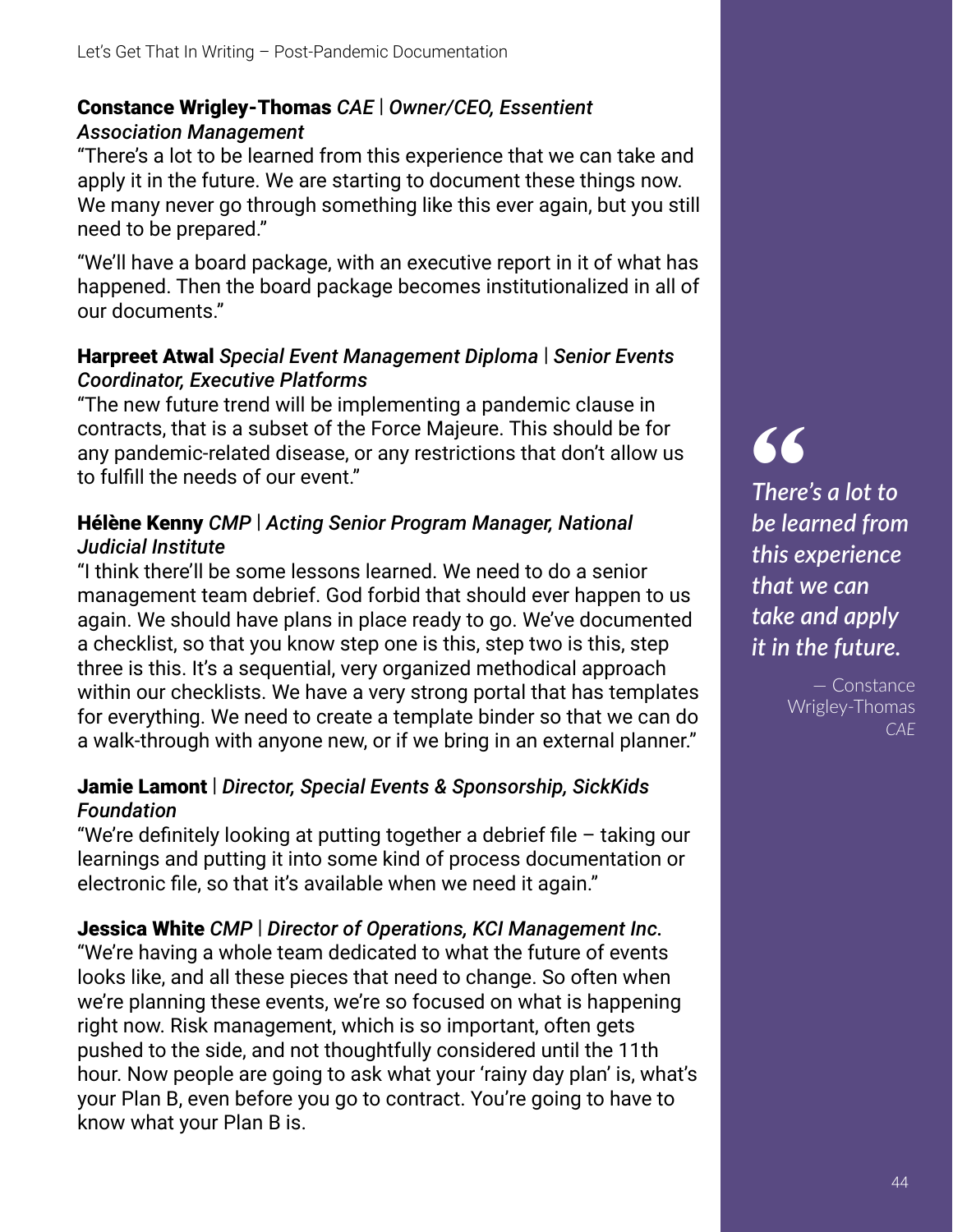**Constance Wrigley-Thomas** *CAE | Owner/CEO, Essentient Association Management*

"There's a lot to be learned from this experience that we can take and apply it in the future. We are starting to document these things now. We many never go through something like this ever again, but you still need to be prepared."

"We'll have a board package, with an executive report in it of what has happened. Then the board package becomes institutionalized in all of our documents."

**Harpreet Atwal** *Special Event Management Diploma | Senior Events Coordinator, Executive Platforms*

"The new future trend will be implementing a pandemic clause in contracts, that is a subset of the Force Majeure. This should be for any pandemic-related disease, or any restrictions that don't allow us to fulfill the needs of our event."

**Hélène Kenny** *CMP | Acting Senior Program Manager, National Judicial Institute*

"I think there'll be some lessons learned. We need to do a senior management team debrief. God forbid that should ever happen to us again. We should have plans in place ready to go. We've documented a checklist, so that you know step one is this, step two is this, step three is this. It's a sequential, very organized methodical approach within our checklists. We have a very strong portal that has templates for everything. We need to create a template binder so that we can do a walk-through with anyone new, or if we bring in an external planner."

**Jamie Lamont** | *Director, Special Events & Sponsorship, SickKids Foundation*

"We're definitely looking at putting together a debrief file – taking our learnings and putting it into some kind of process documentation or electronic file, so that it's available when we need it again."

**Jessica White** *CMP | Director of Operations, KCI Management Inc.*

"We're having a whole team dedicated to what the future of events looks like, and all these pieces that need to change. So often when we're planning these events, we're so focused on what is happening right now. Risk management, which is so important, often gets pushed to the side, and not thoughtfully considered until the 11th hour. Now people are going to ask what your 'rainy day plan' is, what's your Plan B, even before you go to contract. You're going to have to know what your Plan B is.

> *There's a lot to be learned from this experience that we can take and apply it in the future.*
>
> — Constance Wrigley-Thomas *CAE*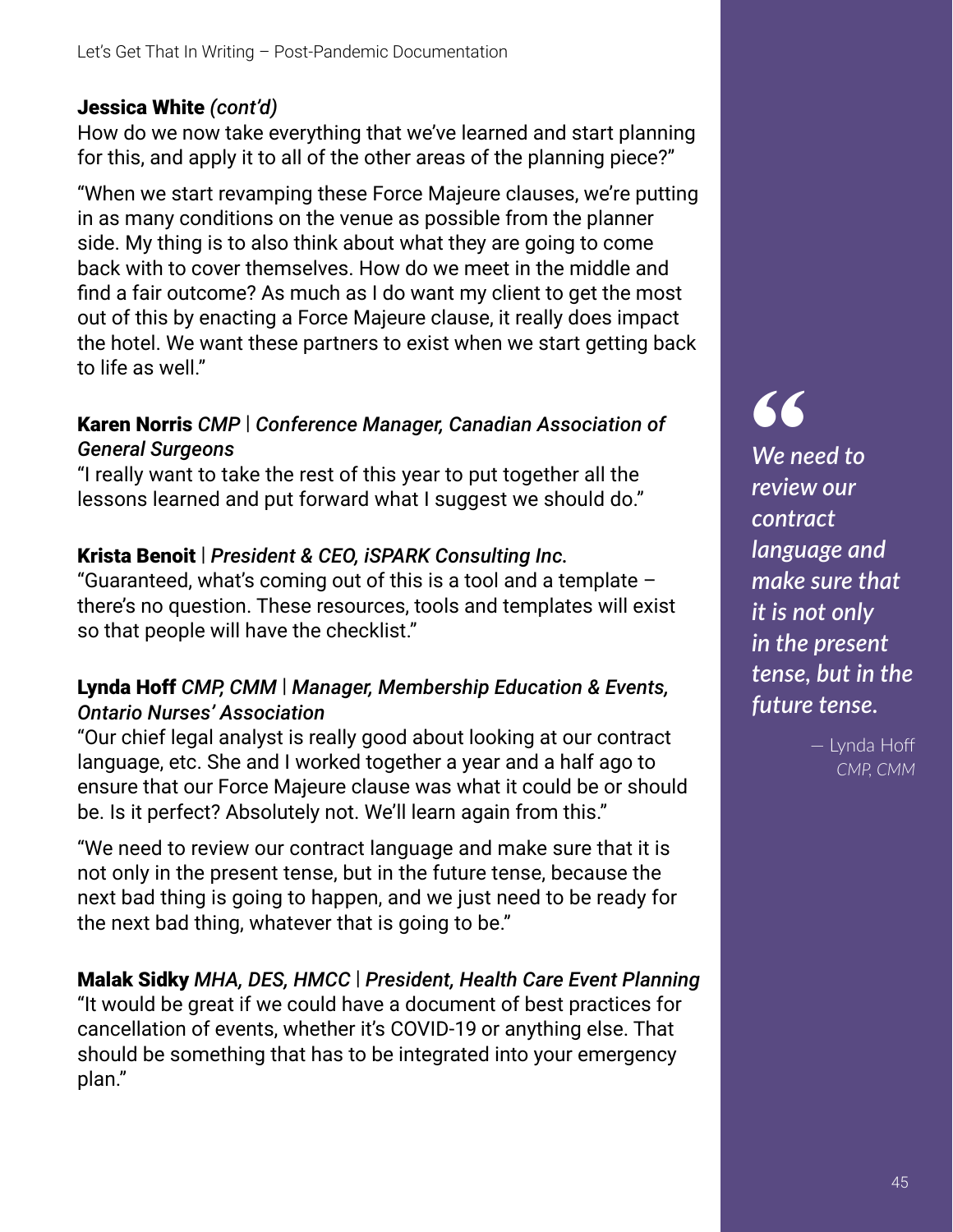**Jessica White** *(cont'd)*
How do we now take everything that we've learned and start planning for this, and apply it to all of the other areas of the planning piece?"

"When we start revamping these Force Majeure clauses, we're putting in as many conditions on the venue as possible from the planner side. My thing is to also think about what they are going to come back with to cover themselves. How do we meet in the middle and find a fair outcome? As much as I do want my client to get the most out of this by enacting a Force Majeure clause, it really does impact the hotel. We want these partners to exist when we start getting back to life as well."

**Karen Norris** *CMP* | *Conference Manager, Canadian Association of General Surgeons*
"I really want to take the rest of this year to put together all the lessons learned and put forward what I suggest we should do."

**Krista Benoit** | *President & CEO, iSPARK Consulting Inc.*
"Guaranteed, what's coming out of this is a tool and a template – there's no question. These resources, tools and templates will exist so that people will have the checklist."

**Lynda Hoff** *CMP, CMM* | *Manager, Membership Education & Events, Ontario Nurses' Association*
"Our chief legal analyst is really good about looking at our contract language, etc. She and I worked together a year and a half ago to ensure that our Force Majeure clause was what it could be or should be. Is it perfect? Absolutely not. We'll learn again from this."

"We need to review our contract language and make sure that it is not only in the present tense, but in the future tense, because the next bad thing is going to happen, and we just need to be ready for the next bad thing, whatever that is going to be."

**Malak Sidky** *MHA, DES, HMCC* | *President, Health Care Event Planning*
"It would be great if we could have a document of best practices for cancellation of events, whether it's COVID-19 or anything else. That should be something that has to be integrated into your emergency plan."

> *"We need to review our contract language and make sure that it is not only in the present tense, but in the future tense.*
>
> — Lynda Hoff *CMP, CMM*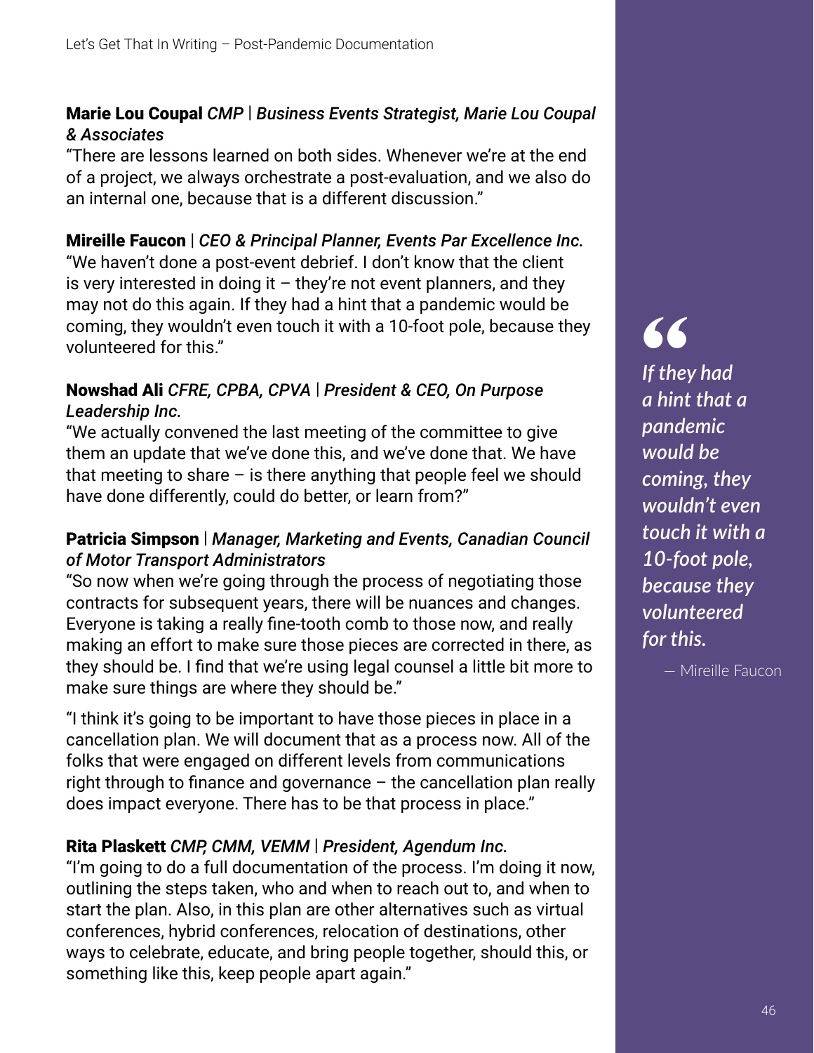**Marie Lou Coupal** *CMP* | ***Business Events Strategist, Marie Lou Coupal & Associates***

"There are lessons learned on both sides. Whenever we're at the end of a project, we always orchestrate a post-evaluation, and we also do an internal one, because that is a different discussion."

**Mireille Faucon** | *CEO & Principal Planner, Events Par Excellence Inc.*

"We haven't done a post-event debrief. I don't know that the client is very interested in doing it – they're not event planners, and they may not do this again. If they had a hint that a pandemic would be coming, they wouldn't even touch it with a 10-foot pole, because they volunteered for this."

**Nowshad Ali** *CFRE, CPBA, CPVA* | ***President & CEO, On Purpose Leadership Inc.***

"We actually convened the last meeting of the committee to give them an update that we've done this, and we've done that. We have that meeting to share – is there anything that people feel we should have done differently, could do better, or learn from?"

**Patricia Simpson** | *Manager, Marketing and Events, Canadian Council of Motor Transport Administrators*

"So now when we're going through the process of negotiating those contracts for subsequent years, there will be nuances and changes. Everyone is taking a really fine-tooth comb to those now, and really making an effort to make sure those pieces are corrected in there, as they should be. I find that we're using legal counsel a little bit more to make sure things are where they should be."

"I think it's going to be important to have those pieces in place in a cancellation plan. We will document that as a process now. All of the folks that were engaged on different levels from communications right through to finance and governance – the cancellation plan really does impact everyone. There has to be that process in place."

**Rita Plaskett** *CMP, CMM, VEMM* | ***President, Agendum Inc.***

"I'm going to do a full documentation of the process. I'm doing it now, outlining the steps taken, who and when to reach out to, and when to start the plan. Also, in this plan are other alternatives such as virtual conferences, hybrid conferences, relocation of destinations, other ways to celebrate, educate, and bring people together, should this, or something like this, keep people apart again."

> *"If they had a hint that a pandemic would be coming, they wouldn't even touch it with a 10-foot pole, because they volunteered for this.*
>
> — Mireille Faucon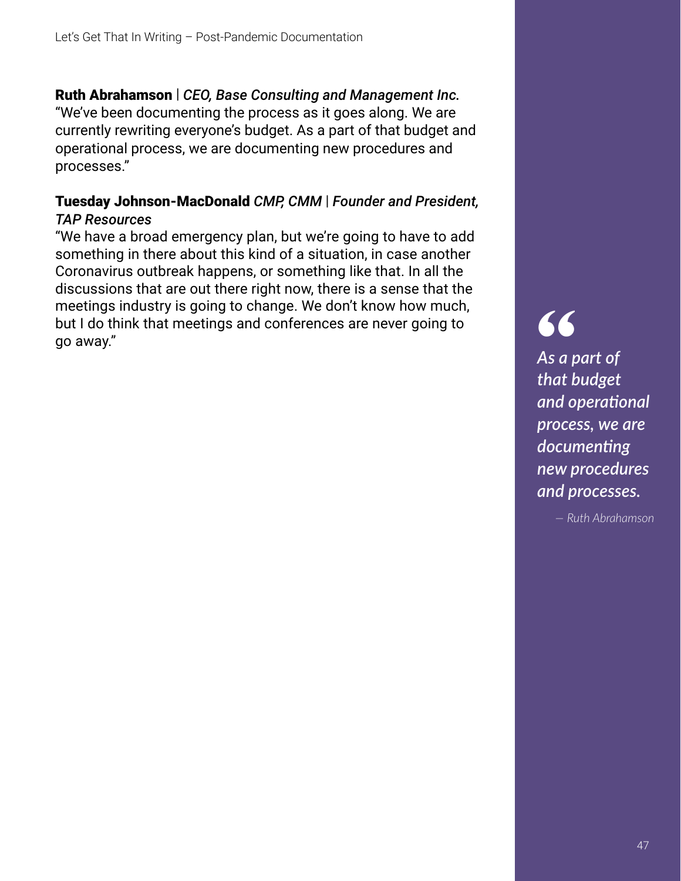**Ruth Abrahamson** | *CEO, Base Consulting and Management Inc.*
"We've been documenting the process as it goes along. We are currently rewriting everyone's budget. As a part of that budget and operational process, we are documenting new procedures and processes."

**Tuesday Johnson-MacDonald** *CMP, CMM* | *Founder and President, TAP Resources*
"We have a broad emergency plan, but we're going to have to add something in there about this kind of a situation, in case another Coronavirus outbreak happens, or something like that. In all the discussions that are out there right now, there is a sense that the meetings industry is going to change. We don't know how much, but I do think that meetings and conferences are never going to go away."

> *As a part of that budget and operational process, we are documenting new procedures and processes.*
>
> — *Ruth Abrahamson*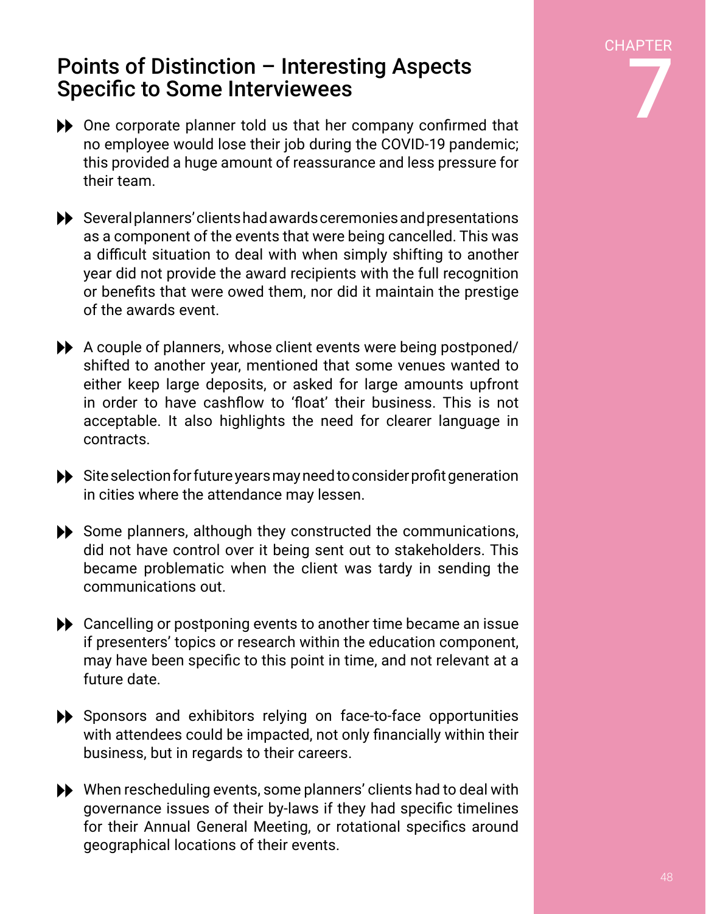## Points of Distinction – Interesting Aspects Specific to Some Interviewees

- One corporate planner told us that her company confirmed that no employee would lose their job during the COVID-19 pandemic; this provided a huge amount of reassurance and less pressure for their team.

- Several planners' clients had awards ceremonies and presentations as a component of the events that were being cancelled. This was a difficult situation to deal with when simply shifting to another year did not provide the award recipients with the full recognition or benefits that were owed them, nor did it maintain the prestige of the awards event.

- A couple of planners, whose client events were being postponed/ shifted to another year, mentioned that some venues wanted to either keep large deposits, or asked for large amounts upfront in order to have cashflow to 'float' their business. This is not acceptable. It also highlights the need for clearer language in contracts.

- Site selection for future years may need to consider profit generation in cities where the attendance may lessen.

- Some planners, although they constructed the communications, did not have control over it being sent out to stakeholders. This became problematic when the client was tardy in sending the communications out.

- Cancelling or postponing events to another time became an issue if presenters' topics or research within the education component, may have been specific to this point in time, and not relevant at a future date.

- Sponsors and exhibitors relying on face-to-face opportunities with attendees could be impacted, not only financially within their business, but in regards to their careers.

- When rescheduling events, some planners' clients had to deal with governance issues of their by-laws if they had specific timelines for their Annual General Meeting, or rotational specifics around geographical locations of their events.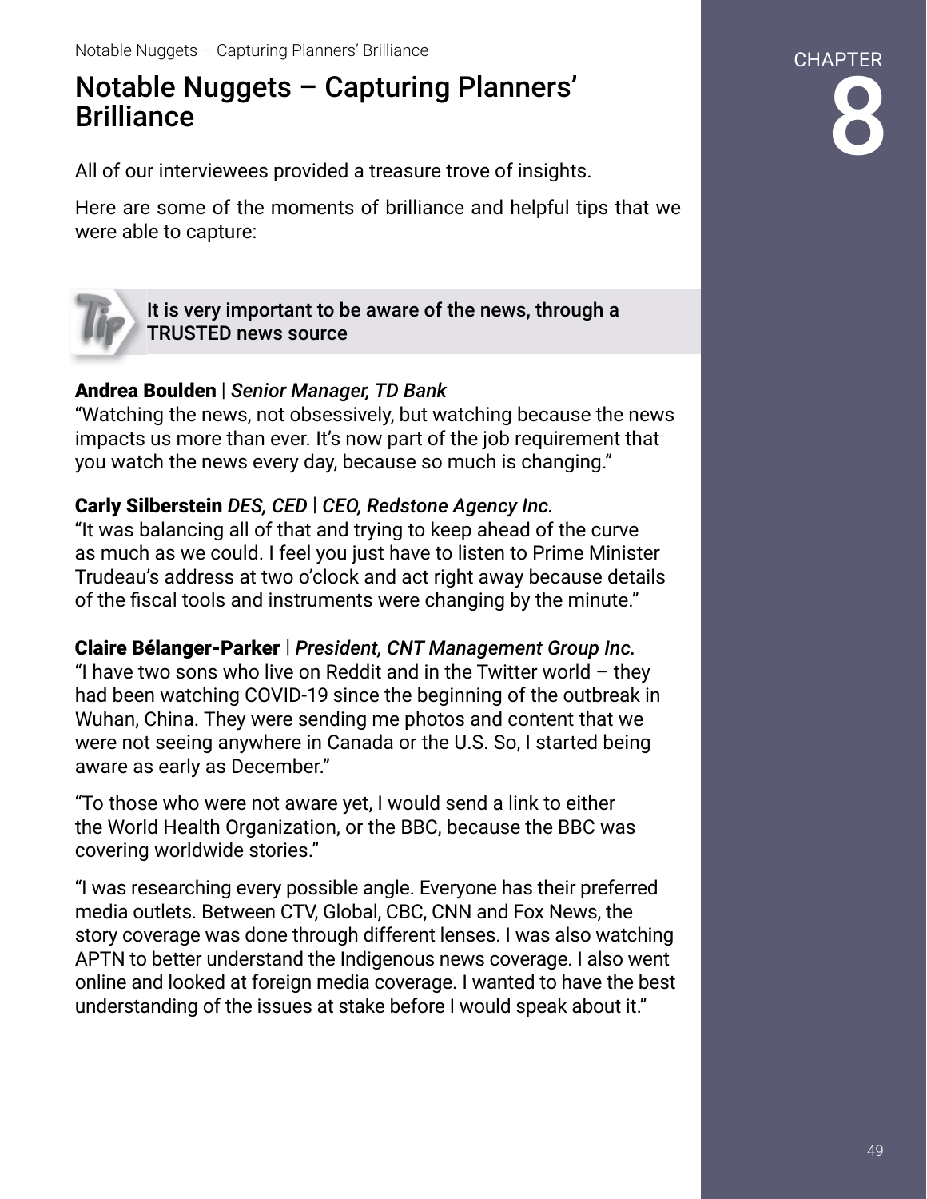# Notable Nuggets – Capturing Planners' Brilliance

All of our interviewees provided a treasure trove of insights.

Here are some of the moments of brilliance and helpful tips that we were able to capture:

**It is very important to be aware of the news, through a TRUSTED news source**

**Andrea Boulden** | ***Senior Manager, TD Bank***
"Watching the news, not obsessively, but watching because the news impacts us more than ever. It's now part of the job requirement that you watch the news every day, because so much is changing."

**Carly Silberstein** ***DES, CED*** | ***CEO, Redstone Agency Inc.***
"It was balancing all of that and trying to keep ahead of the curve as much as we could. I feel you just have to listen to Prime Minister Trudeau's address at two o'clock and act right away because details of the fiscal tools and instruments were changing by the minute."

**Claire Bélanger-Parker** | ***President, CNT Management Group Inc.***
"I have two sons who live on Reddit and in the Twitter world – they had been watching COVID-19 since the beginning of the outbreak in Wuhan, China. They were sending me photos and content that we were not seeing anywhere in Canada or the U.S. So, I started being aware as early as December."

"To those who were not aware yet, I would send a link to either the World Health Organization, or the BBC, because the BBC was covering worldwide stories."

"I was researching every possible angle. Everyone has their preferred media outlets. Between CTV, Global, CBC, CNN and Fox News, the story coverage was done through different lenses. I was also watching APTN to better understand the Indigenous news coverage. I also went online and looked at foreign media coverage. I wanted to have the best understanding of the issues at stake before I would speak about it."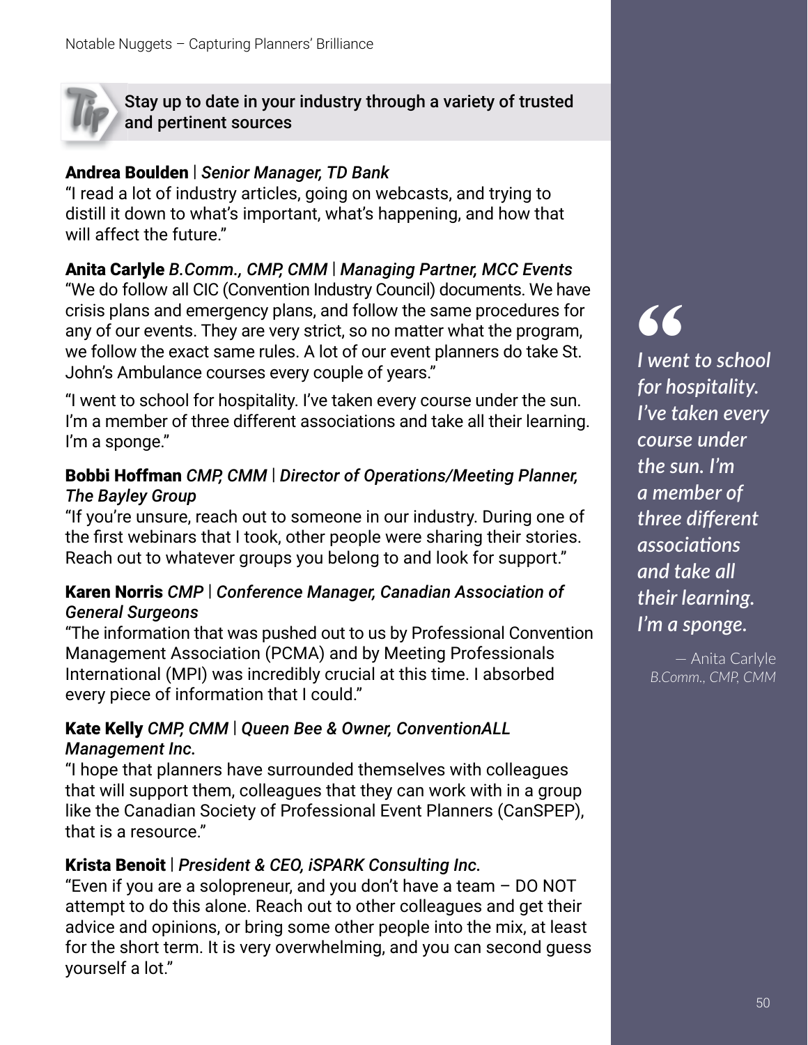## Stay up to date in your industry through a variety of trusted and pertinent sources

**Andrea Boulden** | ***Senior Manager, TD Bank***
"I read a lot of industry articles, going on webcasts, and trying to distill it down to what's important, what's happening, and how that will affect the future."

**Anita Carlyle** ***B.Comm., CMP, CMM*** | ***Managing Partner, MCC Events***
"We do follow all CIC (Convention Industry Council) documents. We have crisis plans and emergency plans, and follow the same procedures for any of our events. They are very strict, so no matter what the program, we follow the exact same rules. A lot of our event planners do take St. John's Ambulance courses every couple of years."

"I went to school for hospitality. I've taken every course under the sun. I'm a member of three different associations and take all their learning. I'm a sponge."

**Bobbi Hoffman** ***CMP, CMM*** | ***Director of Operations/Meeting Planner, The Bayley Group***
"If you're unsure, reach out to someone in our industry. During one of the first webinars that I took, other people were sharing their stories. Reach out to whatever groups you belong to and look for support."

**Karen Norris** ***CMP*** | ***Conference Manager, Canadian Association of General Surgeons***
"The information that was pushed out to us by Professional Convention Management Association (PCMA) and by Meeting Professionals International (MPI) was incredibly crucial at this time. I absorbed every piece of information that I could."

**Kate Kelly** ***CMP, CMM*** | ***Queen Bee & Owner, ConventionALL Management Inc.***
"I hope that planners have surrounded themselves with colleagues that will support them, colleagues that they can work with in a group like the Canadian Society of Professional Event Planners (CanSPEP), that is a resource."

**Krista Benoit** | ***President & CEO, iSPARK Consulting Inc.***
"Even if you are a solopreneur, and you don't have a team – DO NOT attempt to do this alone. Reach out to other colleagues and get their advice and opinions, or bring some other people into the mix, at least for the short term. It is very overwhelming, and you can second guess yourself a lot."

> *"I went to school for hospitality. I've taken every course under the sun. I'm a member of three different associations and take all their learning. I'm a sponge.*
>
> — Anita Carlyle
> *B.Comm., CMP, CMM*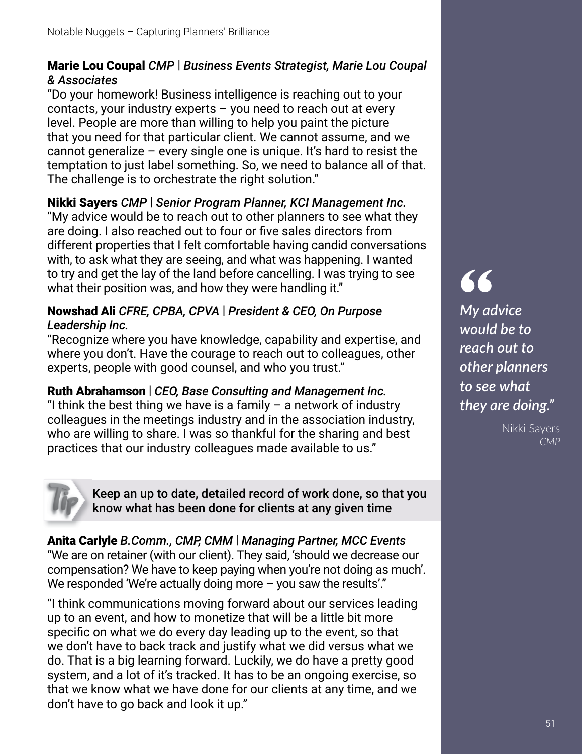**Marie Lou Coupal** ***CMP | Business Events Strategist, Marie Lou Coupal & Associates***

"Do your homework! Business intelligence is reaching out to your contacts, your industry experts – you need to reach out at every level. People are more than willing to help you paint the picture that you need for that particular client. We cannot assume, and we cannot generalize – every single one is unique. It's hard to resist the temptation to just label something. So, we need to balance all of that. The challenge is to orchestrate the right solution."

**Nikki Sayers** ***CMP | Senior Program Planner, KCI Management Inc.***

"My advice would be to reach out to other planners to see what they are doing. I also reached out to four or five sales directors from different properties that I felt comfortable having candid conversations with, to ask what they are seeing, and what was happening. I wanted to try and get the lay of the land before cancelling. I was trying to see what their position was, and how they were handling it."

**Nowshad Ali** ***CFRE, CPBA, CPVA | President & CEO, On Purpose Leadership Inc.***

"Recognize where you have knowledge, capability and expertise, and where you don't. Have the courage to reach out to colleagues, other experts, people with good counsel, and who you trust."

**Ruth Abrahamson** ***| CEO, Base Consulting and Management Inc.***

"I think the best thing we have is a family – a network of industry colleagues in the meetings industry and in the association industry, who are willing to share. I was so thankful for the sharing and best practices that our industry colleagues made available to us."

> **Tip:** Keep an up to date, detailed record of work done, so that you know what has been done for clients at any given time

**Anita Carlyle** ***B.Comm., CMP, CMM | Managing Partner, MCC Events***

"We are on retainer (with our client). They said, 'should we decrease our compensation? We have to keep paying when you're not doing as much'. We responded 'We're actually doing more – you saw the results'."

"I think communications moving forward about our services leading up to an event, and how to monetize that will be a little bit more specific on what we do every day leading up to the event, so that we don't have to back track and justify what we did versus what we do. That is a big learning forward. Luckily, we do have a pretty good system, and a lot of it's tracked. It has to be an ongoing exercise, so that we know what we have done for our clients at any time, and we don't have to go back and look it up."

> *"My advice would be to reach out to other planners to see what they are doing."*
>
> — Nikki Sayers *CMP*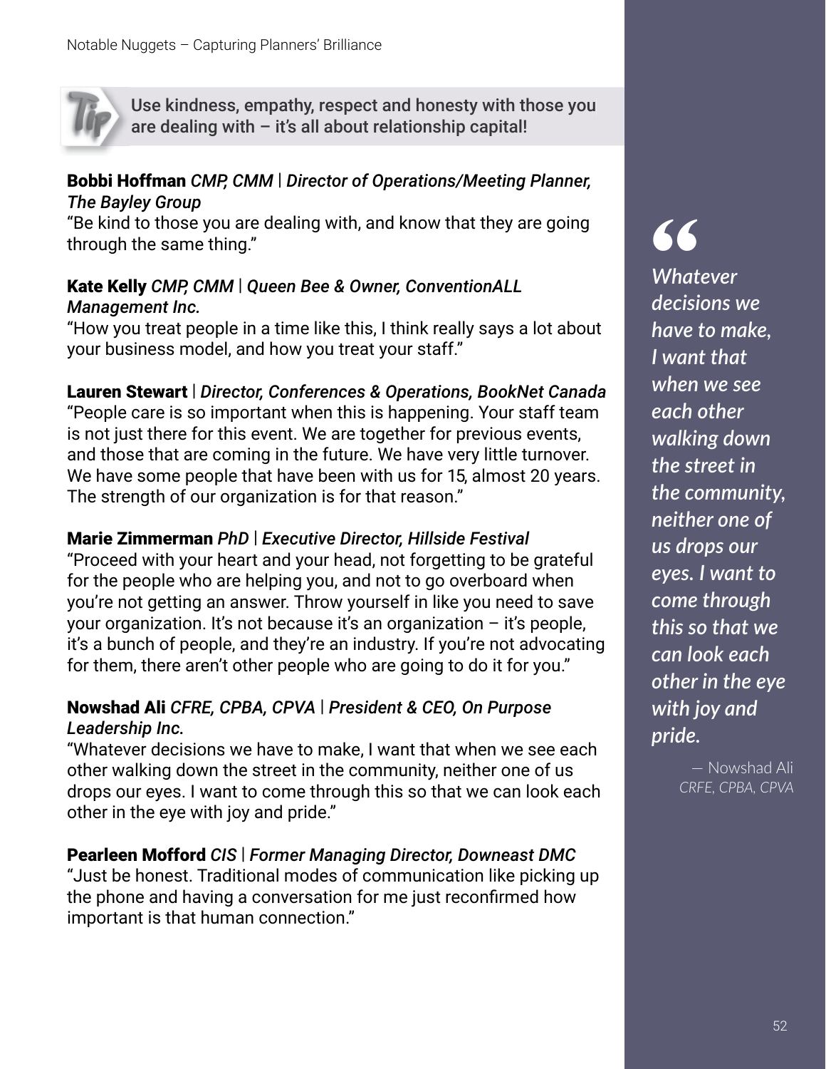**Use kindness, empathy, respect and honesty with those you are dealing with – it's all about relationship capital!**

**Bobbi Hoffman** *CMP, CMM* | ***Director of Operations/Meeting Planner, The Bayley Group***

"Be kind to those you are dealing with, and know that they are going through the same thing."

**Kate Kelly** *CMP, CMM* | ***Queen Bee & Owner, ConventionALL Management Inc.***

"How you treat people in a time like this, I think really says a lot about your business model, and how you treat your staff."

**Lauren Stewart** | ***Director, Conferences & Operations, BookNet Canada***

"People care is so important when this is happening. Your staff team is not just there for this event. We are together for previous events, and those that are coming in the future. We have very little turnover. We have some people that have been with us for 15, almost 20 years. The strength of our organization is for that reason."

**Marie Zimmerman** *PhD* | ***Executive Director, Hillside Festival***

"Proceed with your heart and your head, not forgetting to be grateful for the people who are helping you, and not to go overboard when you're not getting an answer. Throw yourself in like you need to save your organization. It's not because it's an organization – it's people, it's a bunch of people, and they're an industry. If you're not advocating for them, there aren't other people who are going to do it for you."

**Nowshad Ali** *CFRE, CPBA, CPVA* | ***President & CEO, On Purpose Leadership Inc.***

"Whatever decisions we have to make, I want that when we see each other walking down the street in the community, neither one of us drops our eyes. I want to come through this so that we can look each other in the eye with joy and pride."

**Pearleen Mofford** *CIS* | ***Former Managing Director, Downeast DMC***

"Just be honest. Traditional modes of communication like picking up the phone and having a conversation for me just reconfirmed how important is that human connection."

> *"Whatever decisions we have to make, I want that when we see each other walking down the street in the community, neither one of us drops our eyes. I want to come through this so that we can look each other in the eye with joy and pride.*
>
> — Nowshad Ali *CRFE, CPBA, CPVA*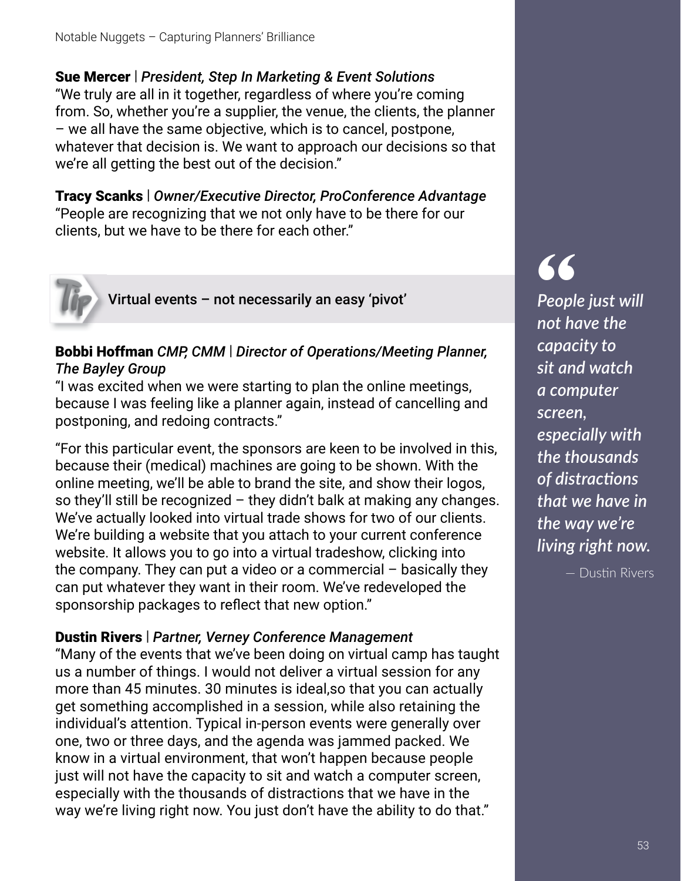**Sue Mercer** | *President, Step In Marketing & Event Solutions*
"We truly are all in it together, regardless of where you're coming from. So, whether you're a supplier, the venue, the clients, the planner – we all have the same objective, which is to cancel, postpone, whatever that decision is. We want to approach our decisions so that we're all getting the best out of the decision."

**Tracy Scanks** | *Owner/Executive Director, ProConference Advantage*
"People are recognizing that we not only have to be there for our clients, but we have to be there for each other."

**Tip:** Virtual events – not necessarily an easy 'pivot'

**Bobbi Hoffman** *CMP, CMM* | *Director of Operations/Meeting Planner, The Bayley Group*
"I was excited when we were starting to plan the online meetings, because I was feeling like a planner again, instead of cancelling and postponing, and redoing contracts."

"For this particular event, the sponsors are keen to be involved in this, because their (medical) machines are going to be shown. With the online meeting, we'll be able to brand the site, and show their logos, so they'll still be recognized – they didn't balk at making any changes. We've actually looked into virtual trade shows for two of our clients. We're building a website that you attach to your current conference website. It allows you to go into a virtual tradeshow, clicking into the company. They can put a video or a commercial – basically they can put whatever they want in their room. We've redeveloped the sponsorship packages to reflect that new option."

**Dustin Rivers** | *Partner, Verney Conference Management*
"Many of the events that we've been doing on virtual camp has taught us a number of things. I would not deliver a virtual session for any more than 45 minutes. 30 minutes is ideal,so that you can actually get something accomplished in a session, while also retaining the individual's attention. Typical in-person events were generally over one, two or three days, and the agenda was jammed packed. We know in a virtual environment, that won't happen because people just will not have the capacity to sit and watch a computer screen, especially with the thousands of distractions that we have in the way we're living right now. You just don't have the ability to do that."

> *"People just will not have the capacity to sit and watch a computer screen, especially with the thousands of distractions that we have in the way we're living right now.*
>
> — Dustin Rivers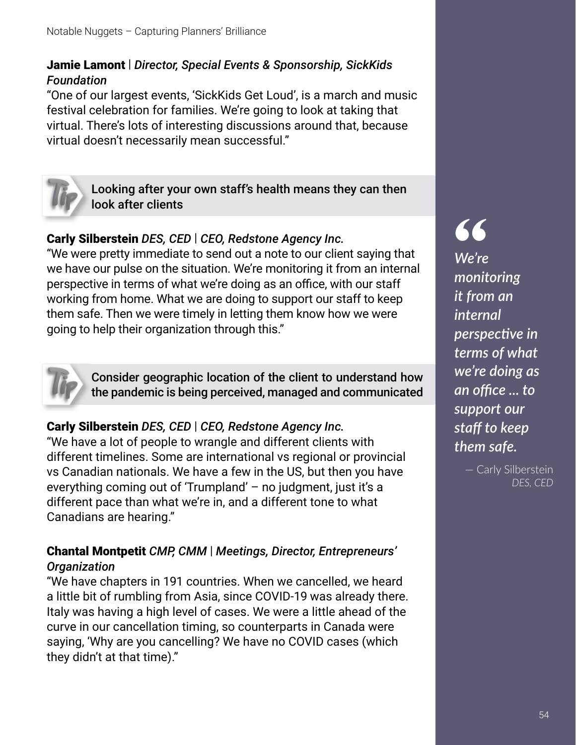**Jamie Lamont** | ***Director, Special Events & Sponsorship, SickKids Foundation***
"One of our largest events, 'SickKids Get Loud', is a march and music festival celebration for families. We're going to look at taking that virtual. There's lots of interesting discussions around that, because virtual doesn't necessarily mean successful."

> **Tip:** Looking after your own staff's health means they can then look after clients

**Carly Silberstein** ***DES, CED | CEO, Redstone Agency Inc.***
"We were pretty immediate to send out a note to our client saying that we have our pulse on the situation. We're monitoring it from an internal perspective in terms of what we're doing as an office, with our staff working from home. What we are doing to support our staff to keep them safe. Then we were timely in letting them know how we were going to help their organization through this."

> *We're monitoring it from an internal perspective in terms of what we're doing as an office ... to support our staff to keep them safe.*
>
> — Carly Silberstein *DES, CED*

> **Tip:** Consider geographic location of the client to understand how the pandemic is being perceived, managed and communicated

**Carly Silberstein** ***DES, CED | CEO, Redstone Agency Inc.***
"We have a lot of people to wrangle and different clients with different timelines. Some are international vs regional or provincial vs Canadian nationals. We have a few in the US, but then you have everything coming out of 'Trumpland' – no judgment, just it's a different pace than what we're in, and a different tone to what Canadians are hearing."

**Chantal Montpetit** ***CMP, CMM | Meetings, Director, Entrepreneurs' Organization***
"We have chapters in 191 countries. When we cancelled, we heard a little bit of rumbling from Asia, since COVID-19 was already there. Italy was having a high level of cases. We were a little ahead of the curve in our cancellation timing, so counterparts in Canada were saying, 'Why are you cancelling? We have no COVID cases (which they didn't at that time)."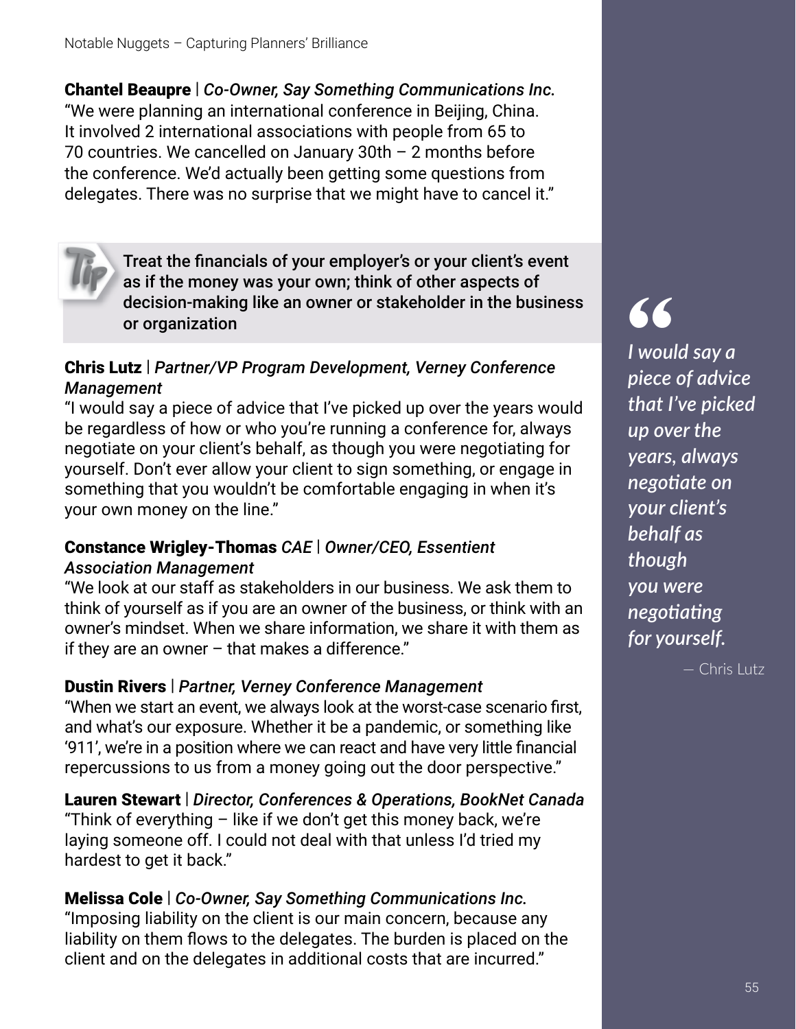**Chantel Beaupre** | ***Co-Owner, Say Something Communications Inc.***
"We were planning an international conference in Beijing, China. It involved 2 international associations with people from 65 to 70 countries. We cancelled on January 30th – 2 months before the conference. We'd actually been getting some questions from delegates. There was no surprise that we might have to cancel it."

> **Tip:** Treat the financials of your employer's or your client's event as if the money was your own; think of other aspects of decision-making like an owner or stakeholder in the business or organization

**Chris Lutz** | ***Partner/VP Program Development, Verney Conference Management***
"I would say a piece of advice that I've picked up over the years would be regardless of how or who you're running a conference for, always negotiate on your client's behalf, as though you were negotiating for yourself. Don't ever allow your client to sign something, or engage in something that you wouldn't be comfortable engaging in when it's your own money on the line."

**Constance Wrigley-Thomas** *CAE* | ***Owner/CEO, Essentient Association Management***
"We look at our staff as stakeholders in our business. We ask them to think of yourself as if you are an owner of the business, or think with an owner's mindset. When we share information, we share it with them as if they are an owner – that makes a difference."

**Dustin Rivers** | ***Partner, Verney Conference Management***
"When we start an event, we always look at the worst-case scenario first, and what's our exposure. Whether it be a pandemic, or something like '911', we're in a position where we can react and have very little financial repercussions to us from a money going out the door perspective."

**Lauren Stewart** | ***Director, Conferences & Operations, BookNet Canada***
"Think of everything – like if we don't get this money back, we're laying someone off. I could not deal with that unless I'd tried my hardest to get it back."

**Melissa Cole** | ***Co-Owner, Say Something Communications Inc.***
"Imposing liability on the client is our main concern, because any liability on them flows to the delegates. The burden is placed on the client and on the delegates in additional costs that are incurred."

> *"I would say a piece of advice that I've picked up over the years, always negotiate on your client's behalf as though you were negotiating for yourself.*
>
> — Chris Lutz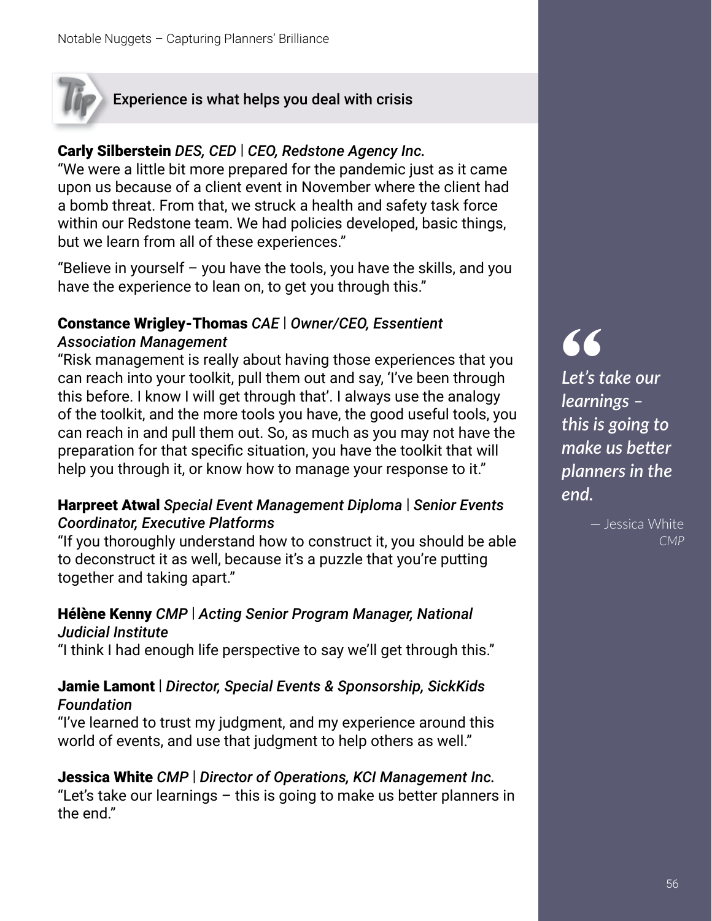## Tip: Experience is what helps you deal with crisis

**Carly Silberstein** *DES, CED | CEO, Redstone Agency Inc.*
"We were a little bit more prepared for the pandemic just as it came upon us because of a client event in November where the client had a bomb threat. From that, we struck a health and safety task force within our Redstone team. We had policies developed, basic things, but we learn from all of these experiences."

"Believe in yourself – you have the tools, you have the skills, and you have the experience to lean on, to get you through this."

**Constance Wrigley-Thomas** *CAE | Owner/CEO, Essentient Association Management*
"Risk management is really about having those experiences that you can reach into your toolkit, pull them out and say, 'I've been through this before. I know I will get through that'. I always use the analogy of the toolkit, and the more tools you have, the good useful tools, you can reach in and pull them out. So, as much as you may not have the preparation for that specific situation, you have the toolkit that will help you through it, or know how to manage your response to it."

**Harpreet Atwal** *Special Event Management Diploma | Senior Events Coordinator, Executive Platforms*
"If you thoroughly understand how to construct it, you should be able to deconstruct it as well, because it's a puzzle that you're putting together and taking apart."

**Hélène Kenny** *CMP | Acting Senior Program Manager, National Judicial Institute*
"I think I had enough life perspective to say we'll get through this."

**Jamie Lamont** | *Director, Special Events & Sponsorship, SickKids Foundation*
"I've learned to trust my judgment, and my experience around this world of events, and use that judgment to help others as well."

**Jessica White** *CMP | Director of Operations, KCI Management Inc.*
"Let's take our learnings – this is going to make us better planners in the end."

> *Let's take our learnings – this is going to make us better planners in the end.*
>
> — Jessica White *CMP*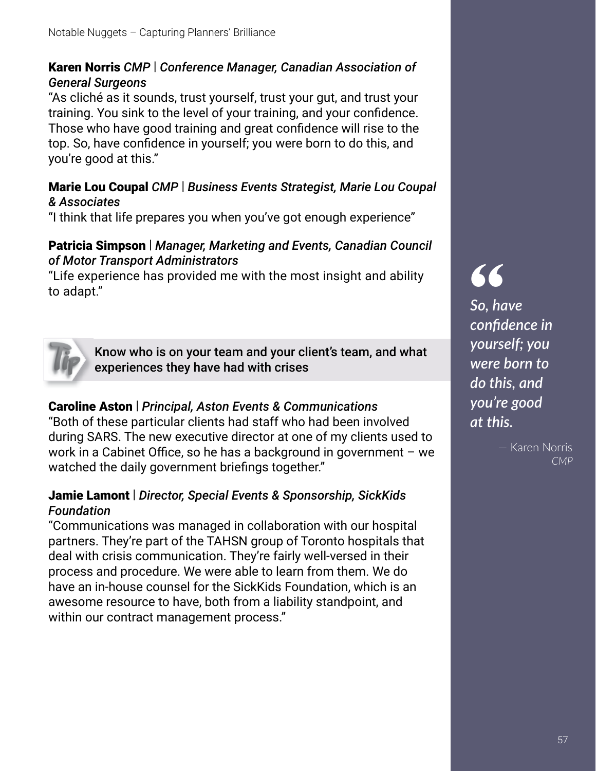**Karen Norris** *CMP | Conference Manager, Canadian Association of General Surgeons*
"As cliché as it sounds, trust yourself, trust your gut, and trust your training. You sink to the level of your training, and your confidence. Those who have good training and great confidence will rise to the top. So, have confidence in yourself; you were born to do this, and you're good at this."

**Marie Lou Coupal** *CMP | Business Events Strategist, Marie Lou Coupal & Associates*
"I think that life prepares you when you've got enough experience"

**Patricia Simpson** | *Manager, Marketing and Events, Canadian Council of Motor Transport Administrators*
"Life experience has provided me with the most insight and ability to adapt."

> **Tip:** Know who is on your team and your client's team, and what experiences they have had with crises

**Caroline Aston** | *Principal, Aston Events & Communications*
"Both of these particular clients had staff who had been involved during SARS. The new executive director at one of my clients used to work in a Cabinet Office, so he has a background in government – we watched the daily government briefings together."

**Jamie Lamont** | *Director, Special Events & Sponsorship, SickKids Foundation*
"Communications was managed in collaboration with our hospital partners. They're part of the TAHSN group of Toronto hospitals that deal with crisis communication. They're fairly well-versed in their process and procedure. We were able to learn from them. We do have an in-house counsel for the SickKids Foundation, which is an awesome resource to have, both from a liability standpoint, and within our contract management process."

> *"So, have confidence in yourself; you were born to do this, and you're good at this.*
>
> — Karen Norris *CMP*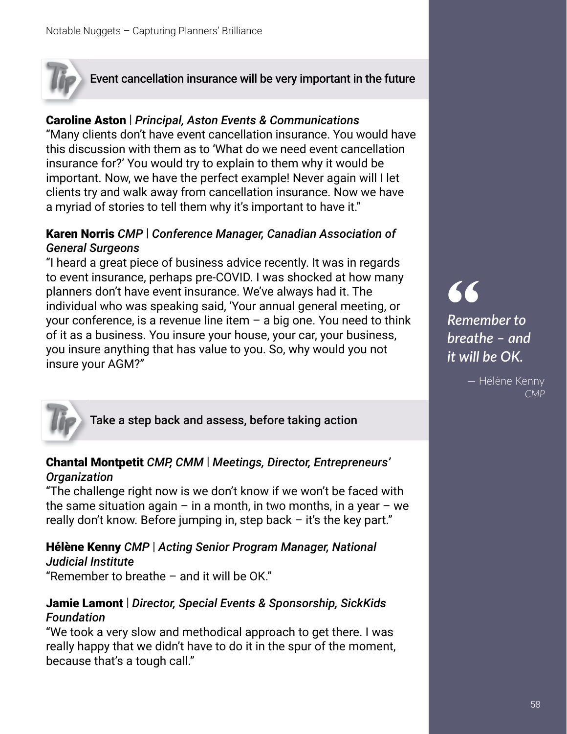## Event cancellation insurance will be very important in the future

**Caroline Aston** | ***Principal, Aston Events & Communications***
"Many clients don't have event cancellation insurance. You would have this discussion with them as to 'What do we need event cancellation insurance for?' You would try to explain to them why it would be important. Now, we have the perfect example! Never again will I let clients try and walk away from cancellation insurance. Now we have a myriad of stories to tell them why it's important to have it."

**Karen Norris** *CMP* | ***Conference Manager, Canadian Association of General Surgeons***
"I heard a great piece of business advice recently. It was in regards to event insurance, perhaps pre-COVID. I was shocked at how many planners don't have event insurance. We've always had it. The individual who was speaking said, 'Your annual general meeting, or your conference, is a revenue line item – a big one. You need to think of it as a business. You insure your house, your car, your business, you insure anything that has value to you. So, why would you not insure your AGM?"

## Take a step back and assess, before taking action

**Chantal Montpetit** *CMP, CMM* | ***Meetings, Director, Entrepreneurs' Organization***
"The challenge right now is we don't know if we won't be faced with the same situation again – in a month, in two months, in a year – we really don't know. Before jumping in, step back – it's the key part."

**Hélène Kenny** *CMP* | ***Acting Senior Program Manager, National Judicial Institute***
"Remember to breathe – and it will be OK."

**Jamie Lamont** | ***Director, Special Events & Sponsorship, SickKids Foundation***
"We took a very slow and methodical approach to get there. I was really happy that we didn't have to do it in the spur of the moment, because that's a tough call."

> *Remember to breathe – and it will be OK.*
>
> — Hélène Kenny *CMP*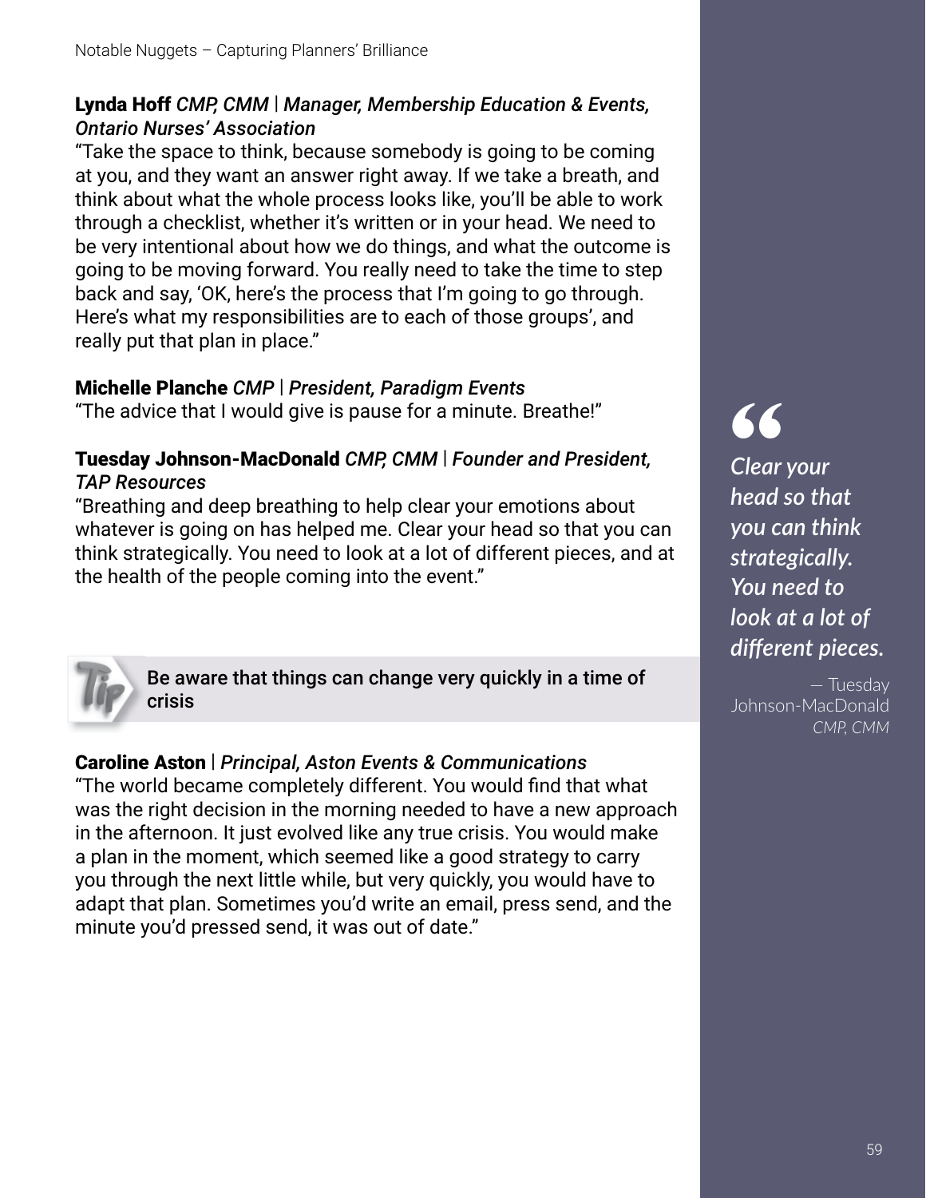**Lynda Hoff** *CMP, CMM* | ***Manager, Membership Education & Events, Ontario Nurses' Association***

"Take the space to think, because somebody is going to be coming at you, and they want an answer right away. If we take a breath, and think about what the whole process looks like, you'll be able to work through a checklist, whether it's written or in your head. We need to be very intentional about how we do things, and what the outcome is going to be moving forward. You really need to take the time to step back and say, 'OK, here's the process that I'm going to go through. Here's what my responsibilities are to each of those groups', and really put that plan in place."

**Michelle Planche** *CMP* | ***President, Paradigm Events***

"The advice that I would give is pause for a minute. Breathe!"

**Tuesday Johnson-MacDonald** *CMP, CMM* | ***Founder and President, TAP Resources***

"Breathing and deep breathing to help clear your emotions about whatever is going on has helped me. Clear your head so that you can think strategically. You need to look at a lot of different pieces, and at the health of the people coming into the event."

> *Clear your head so that you can think strategically. You need to look at a lot of different pieces.*
>
> — Tuesday Johnson-MacDonald *CMP, CMM*

**Tip:** Be aware that things can change very quickly in a time of crisis

**Caroline Aston** | ***Principal, Aston Events & Communications***

"The world became completely different. You would find that what was the right decision in the morning needed to have a new approach in the afternoon. It just evolved like any true crisis. You would make a plan in the moment, which seemed like a good strategy to carry you through the next little while, but very quickly, you would have to adapt that plan. Sometimes you'd write an email, press send, and the minute you'd pressed send, it was out of date."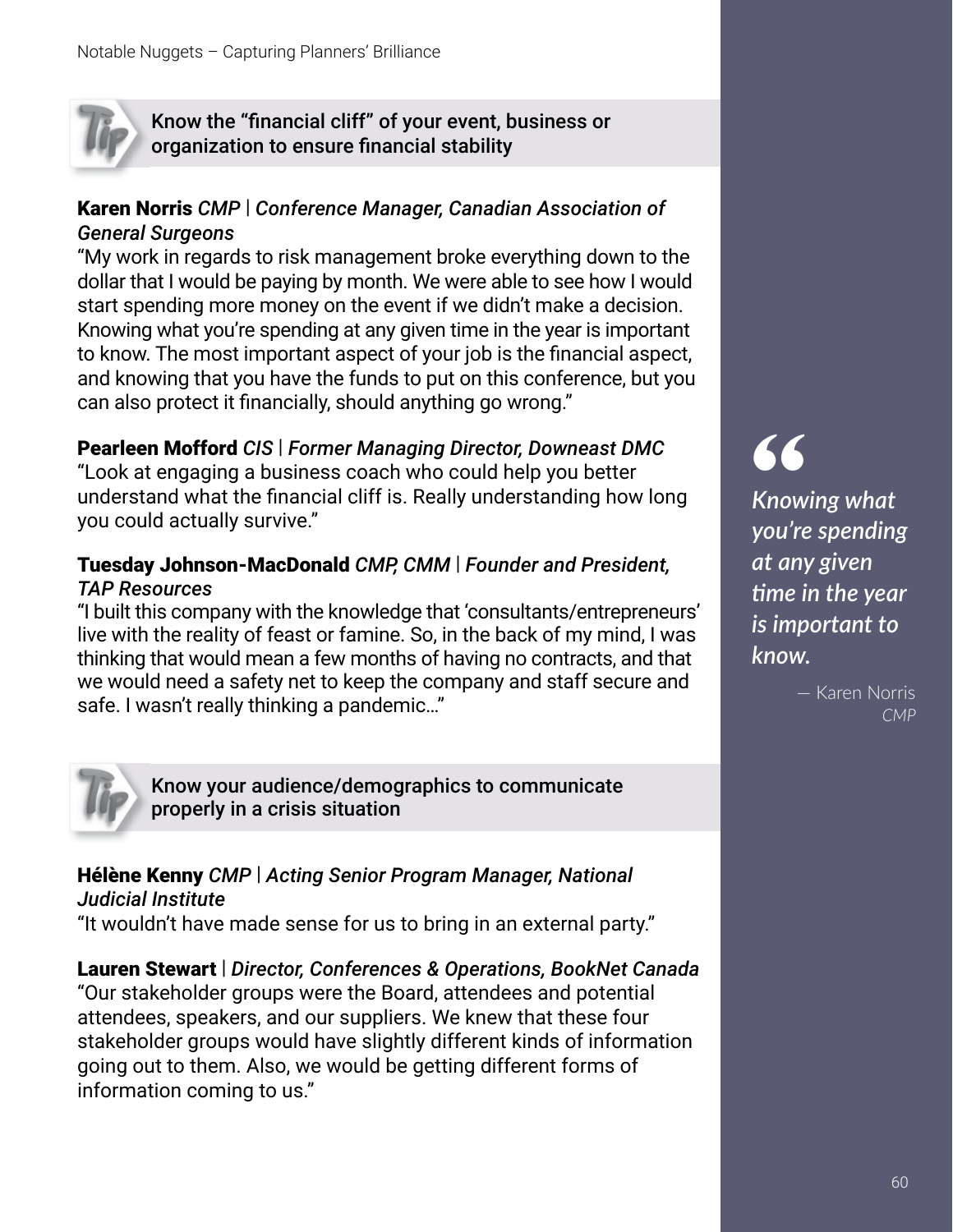**Know the "financial cliff" of your event, business or organization to ensure financial stability**

**Karen Norris** *CMP* | *Conference Manager, Canadian Association of General Surgeons*
"My work in regards to risk management broke everything down to the dollar that I would be paying by month. We were able to see how I would start spending more money on the event if we didn't make a decision. Knowing what you're spending at any given time in the year is important to know. The most important aspect of your job is the financial aspect, and knowing that you have the funds to put on this conference, but you can also protect it financially, should anything go wrong."

**Pearleen Mofford** *CIS* | *Former Managing Director, Downeast DMC*
"Look at engaging a business coach who could help you better understand what the financial cliff is. Really understanding how long you could actually survive."

**Tuesday Johnson-MacDonald** *CMP, CMM* | *Founder and President, TAP Resources*
"I built this company with the knowledge that 'consultants/entrepreneurs' live with the reality of feast or famine. So, in the back of my mind, I was thinking that would mean a few months of having no contracts, and that we would need a safety net to keep the company and staff secure and safe. I wasn't really thinking a pandemic…"

**Know your audience/demographics to communicate properly in a crisis situation**

**Hélène Kenny** *CMP* | *Acting Senior Program Manager, National Judicial Institute*
"It wouldn't have made sense for us to bring in an external party."

**Lauren Stewart** | *Director, Conferences & Operations, BookNet Canada*
"Our stakeholder groups were the Board, attendees and potential attendees, speakers, and our suppliers. We knew that these four stakeholder groups would have slightly different kinds of information going out to them. Also, we would be getting different forms of information coming to us."

> *Knowing what you're spending at any given time in the year is important to know.*
>
> — Karen Norris *CMP*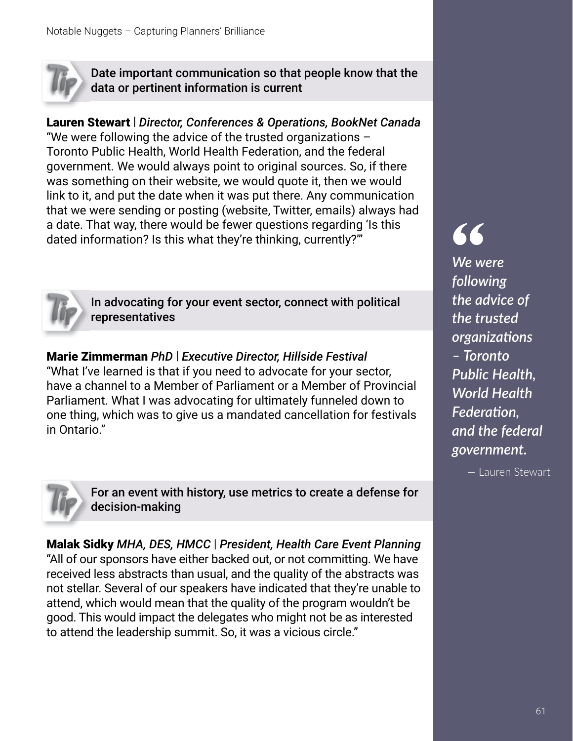**Tip:** Date important communication so that people know that the data or pertinent information is current

**Lauren Stewart** | *Director, Conferences & Operations, BookNet Canada*
"We were following the advice of the trusted organizations – Toronto Public Health, World Health Federation, and the federal government. We would always point to original sources. So, if there was something on their website, we would quote it, then we would link to it, and put the date when it was put there. Any communication that we were sending or posting (website, Twitter, emails) always had a date. That way, there would be fewer questions regarding 'Is this dated information? Is this what they're thinking, currently?'"

**Tip:** In advocating for your event sector, connect with political representatives

**Marie Zimmerman** *PhD* | *Executive Director, Hillside Festival*
"What I've learned is that if you need to advocate for your sector, have a channel to a Member of Parliament or a Member of Provincial Parliament. What I was advocating for ultimately funneled down to one thing, which was to give us a mandated cancellation for festivals in Ontario."

**Tip:** For an event with history, use metrics to create a defense for decision-making

**Malak Sidky** *MHA, DES, HMCC* | *President, Health Care Event Planning*
"All of our sponsors have either backed out, or not committing. We have received less abstracts than usual, and the quality of the abstracts was not stellar. Several of our speakers have indicated that they're unable to attend, which would mean that the quality of the program wouldn't be good. This would impact the delegates who might not be as interested to attend the leadership summit. So, it was a vicious circle."

> *We were following the advice of the trusted organizations – Toronto Public Health, World Health Federation, and the federal government.*
>
> — Lauren Stewart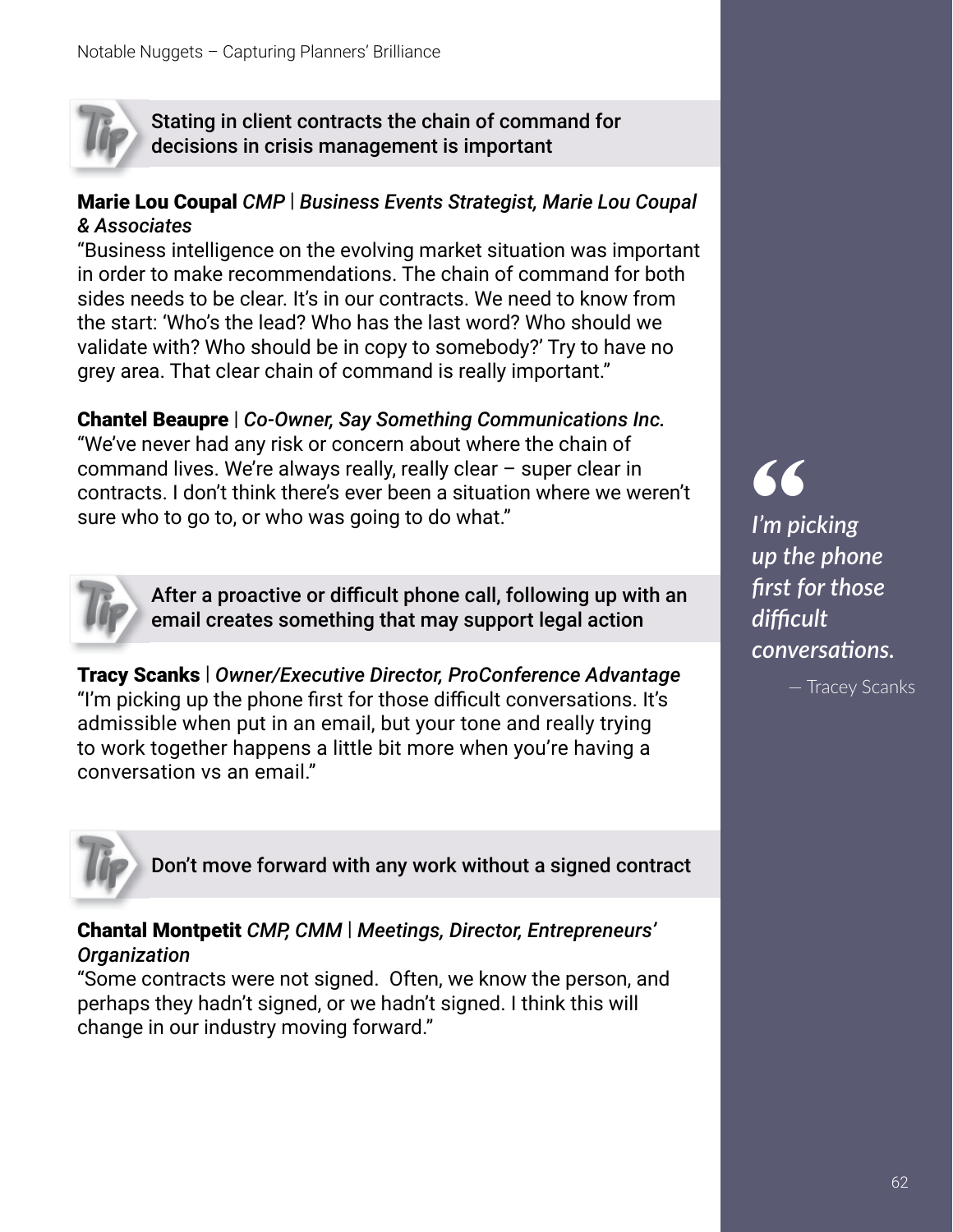**Tip:** Stating in client contracts the chain of command for decisions in crisis management is important

**Marie Lou Coupal** *CMP* | ***Business Events Strategist, Marie Lou Coupal & Associates***
"Business intelligence on the evolving market situation was important in order to make recommendations. The chain of command for both sides needs to be clear. It's in our contracts. We need to know from the start: 'Who's the lead? Who has the last word? Who should we validate with? Who should be in copy to somebody?' Try to have no grey area. That clear chain of command is really important."

**Chantel Beaupre** | ***Co-Owner, Say Something Communications Inc.***
"We've never had any risk or concern about where the chain of command lives. We're always really, really clear – super clear in contracts. I don't think there's ever been a situation where we weren't sure who to go to, or who was going to do what."

> *"I'm picking up the phone first for those difficult conversations.*
>
> — Tracey Scanks

**Tip:** After a proactive or difficult phone call, following up with an email creates something that may support legal action

**Tracy Scanks** | ***Owner/Executive Director, ProConference Advantage***
"I'm picking up the phone first for those difficult conversations. It's admissible when put in an email, but your tone and really trying to work together happens a little bit more when you're having a conversation vs an email."

**Tip:** Don't move forward with any work without a signed contract

**Chantal Montpetit** *CMP, CMM* | ***Meetings, Director, Entrepreneurs' Organization***
"Some contracts were not signed. Often, we know the person, and perhaps they hadn't signed, or we hadn't signed. I think this will change in our industry moving forward."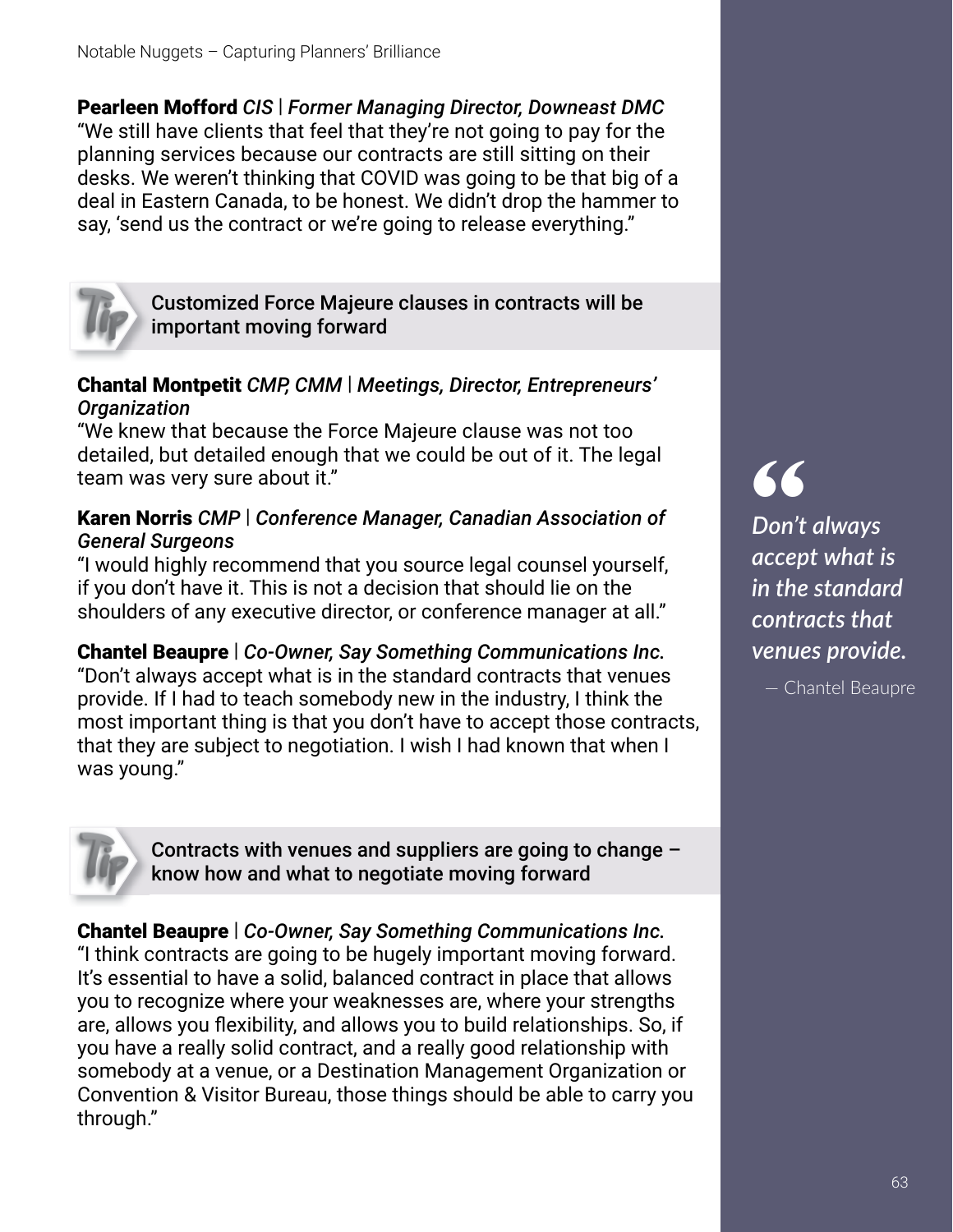**Pearleen Mofford** ***CIS | Former Managing Director, Downeast DMC***
"We still have clients that feel that they're not going to pay for the planning services because our contracts are still sitting on their desks. We weren't thinking that COVID was going to be that big of a deal in Eastern Canada, to be honest. We didn't drop the hammer to say, 'send us the contract or we're going to release everything."

> **Tip:** Customized Force Majeure clauses in contracts will be important moving forward

**Chantal Montpetit** ***CMP, CMM | Meetings, Director, Entrepreneurs' Organization***
"We knew that because the Force Majeure clause was not too detailed, but detailed enough that we could be out of it. The legal team was very sure about it."

**Karen Norris** ***CMP | Conference Manager, Canadian Association of General Surgeons***
"I would highly recommend that you source legal counsel yourself, if you don't have it. This is not a decision that should lie on the shoulders of any executive director, or conference manager at all."

**Chantel Beaupre** | ***Co-Owner, Say Something Communications Inc.***
"Don't always accept what is in the standard contracts that venues provide. If I had to teach somebody new in the industry, I think the most important thing is that you don't have to accept those contracts, that they are subject to negotiation. I wish I had known that when I was young."

> **Tip:** Contracts with venues and suppliers are going to change – know how and what to negotiate moving forward

**Chantel Beaupre** | ***Co-Owner, Say Something Communications Inc.***
"I think contracts are going to be hugely important moving forward. It's essential to have a solid, balanced contract in place that allows you to recognize where your weaknesses are, where your strengths are, allows you flexibility, and allows you to build relationships. So, if you have a really solid contract, and a really good relationship with somebody at a venue, or a Destination Management Organization or Convention & Visitor Bureau, those things should be able to carry you through."

> "*Don't always accept what is in the standard contracts that venues provide.*"
>
> — Chantel Beaupre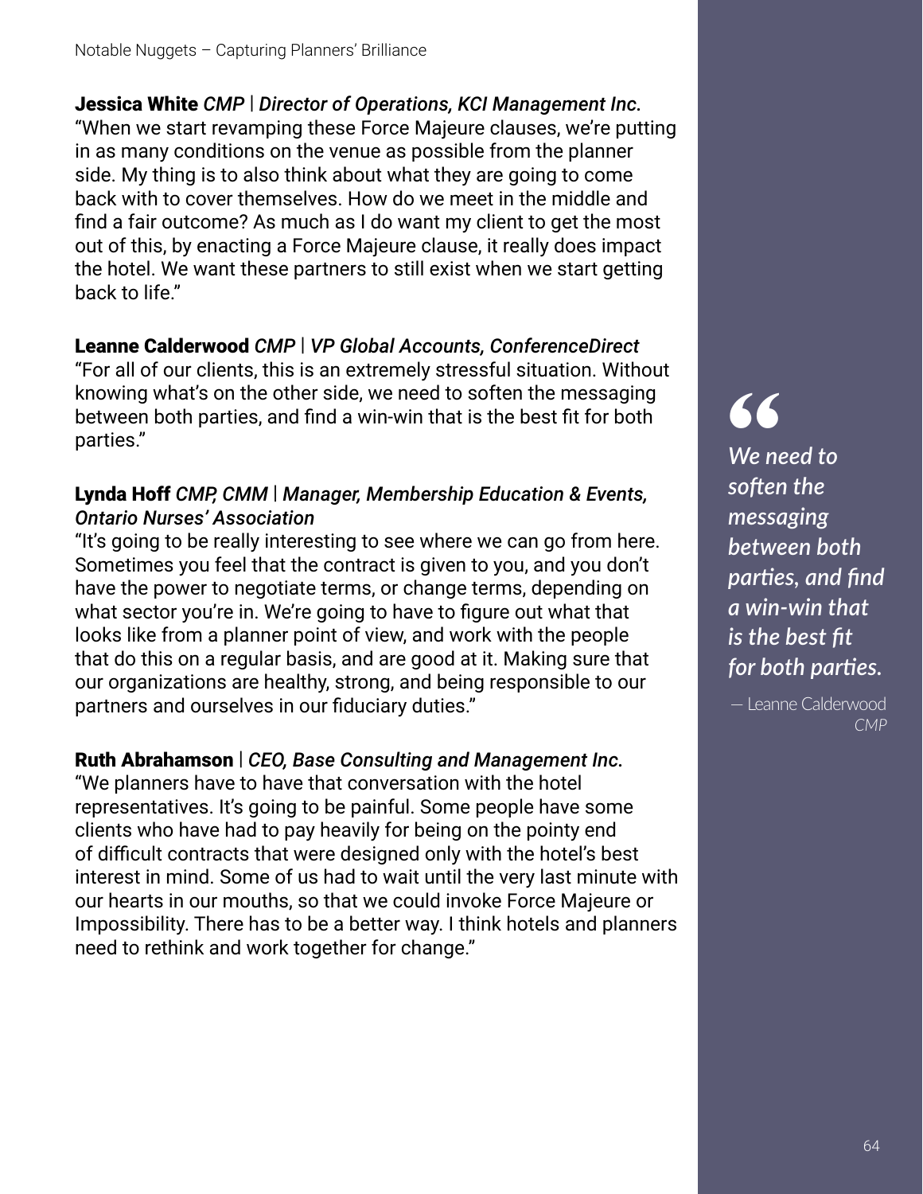**Jessica White** ***CMP | Director of Operations, KCI Management Inc.***
"When we start revamping these Force Majeure clauses, we're putting in as many conditions on the venue as possible from the planner side. My thing is to also think about what they are going to come back with to cover themselves. How do we meet in the middle and find a fair outcome? As much as I do want my client to get the most out of this, by enacting a Force Majeure clause, it really does impact the hotel. We want these partners to still exist when we start getting back to life."

**Leanne Calderwood** ***CMP | VP Global Accounts, ConferenceDirect***
"For all of our clients, this is an extremely stressful situation. Without knowing what's on the other side, we need to soften the messaging between both parties, and find a win-win that is the best fit for both parties."

**Lynda Hoff** ***CMP, CMM | Manager, Membership Education & Events, Ontario Nurses' Association***
"It's going to be really interesting to see where we can go from here. Sometimes you feel that the contract is given to you, and you don't have the power to negotiate terms, or change terms, depending on what sector you're in. We're going to have to figure out what that looks like from a planner point of view, and work with the people that do this on a regular basis, and are good at it. Making sure that our organizations are healthy, strong, and being responsible to our partners and ourselves in our fiduciary duties."

**Ruth Abrahamson** | ***CEO, Base Consulting and Management Inc.***
"We planners have to have that conversation with the hotel representatives. It's going to be painful. Some people have some clients who have had to pay heavily for being on the pointy end of difficult contracts that were designed only with the hotel's best interest in mind. Some of us had to wait until the very last minute with our hearts in our mouths, so that we could invoke Force Majeure or Impossibility. There has to be a better way. I think hotels and planners need to rethink and work together for change."

> *"We need to soften the messaging between both parties, and find a win-win that is the best fit for both parties.*
>
> — Leanne Calderwood *CMP*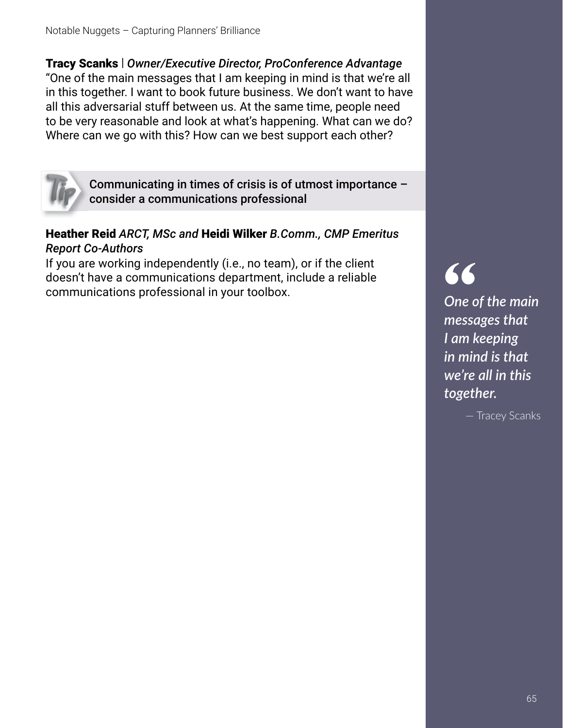**Tracy Scanks** | ***Owner/Executive Director, ProConference Advantage***
"One of the main messages that I am keeping in mind is that we're all in this together. I want to book future business. We don't want to have all this adversarial stuff between us. At the same time, people need to be very reasonable and look at what's happening. What can we do? Where can we go with this? How can we best support each other?

> **Tip:** Communicating in times of crisis is of utmost importance – consider a communications professional

**Heather Reid** *ARCT, MSc and* **Heidi Wilker** *B.Comm., CMP Emeritus*
*Report Co-Authors*
If you are working independently (i.e., no team), or if the client doesn't have a communications department, include a reliable communications professional in your toolbox.

> *"One of the main messages that I am keeping in mind is that we're all in this together.*
>
> — Tracey Scanks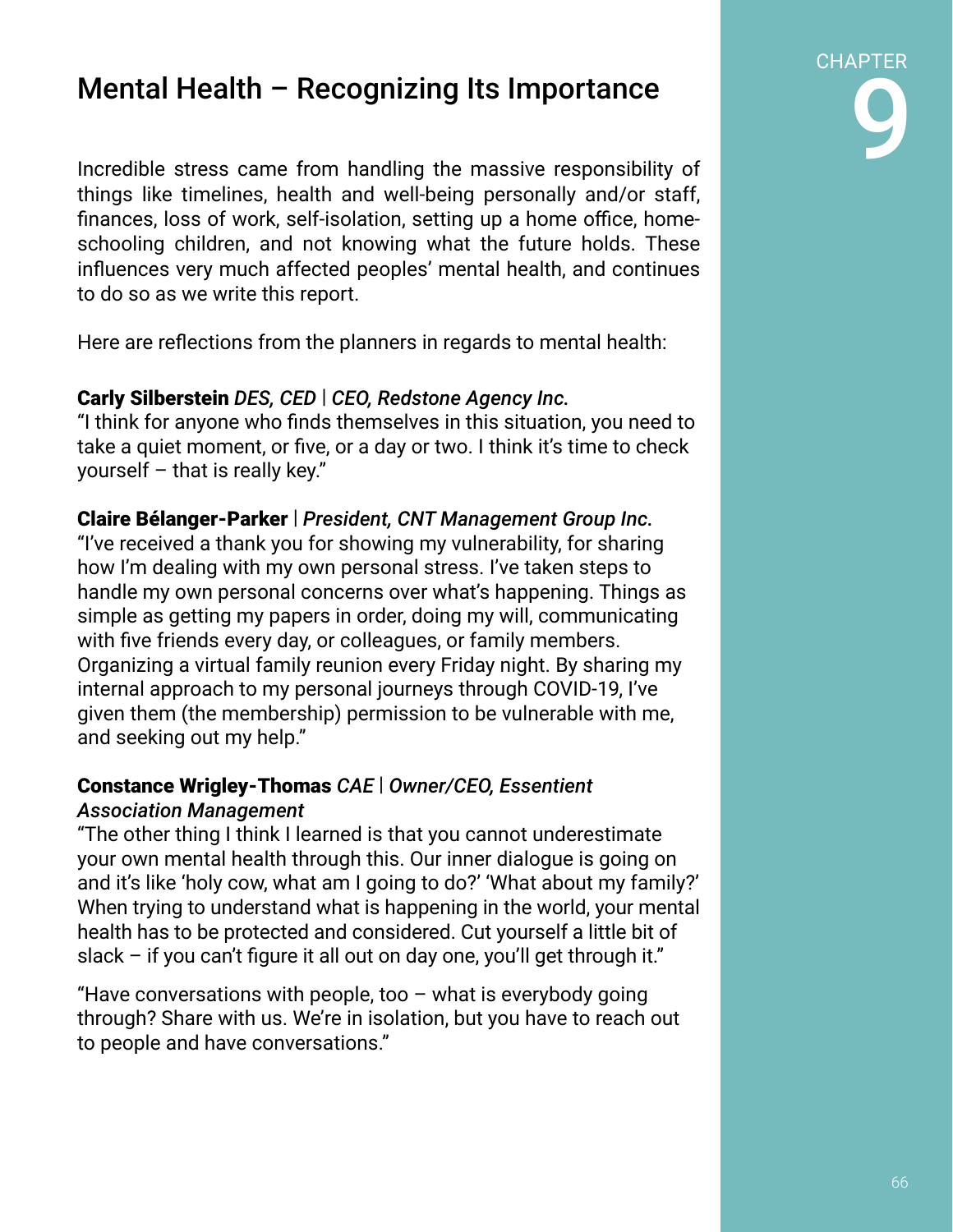CHAPTER 9

# Mental Health – Recognizing Its Importance

Incredible stress came from handling the massive responsibility of things like timelines, health and well-being personally and/or staff, finances, loss of work, self-isolation, setting up a home office, home-schooling children, and not knowing what the future holds. These influences very much affected peoples' mental health, and continues to do so as we write this report.

Here are reflections from the planners in regards to mental health:

**Carly Silberstein** *DES, CED* | *CEO, Redstone Agency Inc.*
"I think for anyone who finds themselves in this situation, you need to take a quiet moment, or five, or a day or two. I think it's time to check yourself – that is really key."

**Claire Bélanger-Parker** | *President, CNT Management Group Inc.*
"I've received a thank you for showing my vulnerability, for sharing how I'm dealing with my own personal stress. I've taken steps to handle my own personal concerns over what's happening. Things as simple as getting my papers in order, doing my will, communicating with five friends every day, or colleagues, or family members. Organizing a virtual family reunion every Friday night. By sharing my internal approach to my personal journeys through COVID-19, I've given them (the membership) permission to be vulnerable with me, and seeking out my help."

**Constance Wrigley-Thomas** *CAE* | *Owner/CEO, Essentient Association Management*
"The other thing I think I learned is that you cannot underestimate your own mental health through this. Our inner dialogue is going on and it's like 'holy cow, what am I going to do?' 'What about my family?' When trying to understand what is happening in the world, your mental health has to be protected and considered. Cut yourself a little bit of slack – if you can't figure it all out on day one, you'll get through it."

"Have conversations with people, too – what is everybody going through? Share with us. We're in isolation, but you have to reach out to people and have conversations."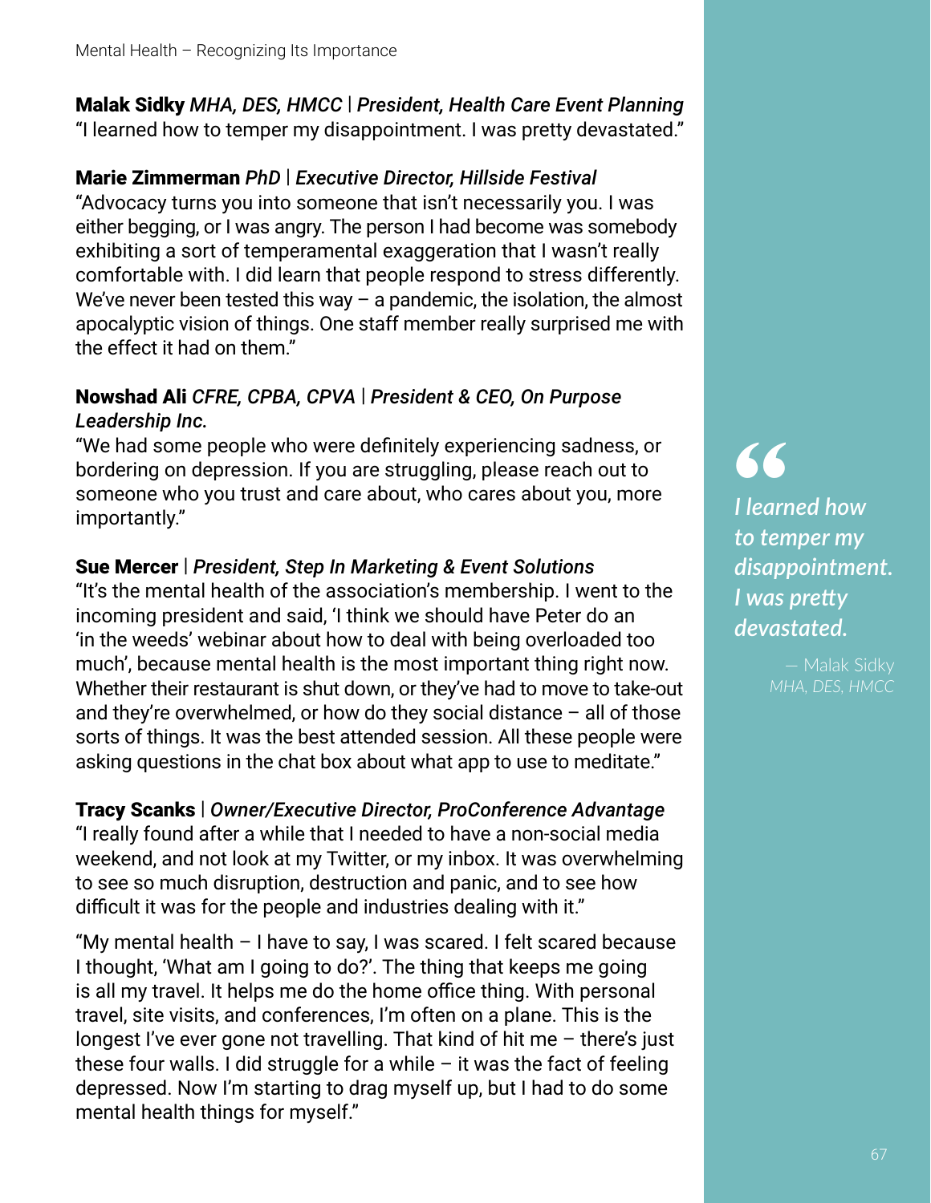**Malak Sidky** *MHA, DES, HMCC* | ***President, Health Care Event Planning***
"I learned how to temper my disappointment. I was pretty devastated."

**Marie Zimmerman** *PhD* | ***Executive Director, Hillside Festival***
"Advocacy turns you into someone that isn't necessarily you. I was either begging, or I was angry. The person I had become was somebody exhibiting a sort of temperamental exaggeration that I wasn't really comfortable with. I did learn that people respond to stress differently. We've never been tested this way – a pandemic, the isolation, the almost apocalyptic vision of things. One staff member really surprised me with the effect it had on them."

**Nowshad Ali** *CFRE, CPBA, CPVA* | ***President & CEO, On Purpose Leadership Inc.***
"We had some people who were definitely experiencing sadness, or bordering on depression. If you are struggling, please reach out to someone who you trust and care about, who cares about you, more importantly."

**Sue Mercer** | ***President, Step In Marketing & Event Solutions***
"It's the mental health of the association's membership. I went to the incoming president and said, 'I think we should have Peter do an 'in the weeds' webinar about how to deal with being overloaded too much', because mental health is the most important thing right now. Whether their restaurant is shut down, or they've had to move to take-out and they're overwhelmed, or how do they social distance – all of those sorts of things. It was the best attended session. All these people were asking questions in the chat box about what app to use to meditate."

**Tracy Scanks** | ***Owner/Executive Director, ProConference Advantage***
"I really found after a while that I needed to have a non-social media weekend, and not look at my Twitter, or my inbox. It was overwhelming to see so much disruption, destruction and panic, and to see how difficult it was for the people and industries dealing with it."

"My mental health – I have to say, I was scared. I felt scared because I thought, 'What am I going to do?'. The thing that keeps me going is all my travel. It helps me do the home office thing. With personal travel, site visits, and conferences, I'm often on a plane. This is the longest I've ever gone not travelling. That kind of hit me – there's just these four walls. I did struggle for a while – it was the fact of feeling depressed. Now I'm starting to drag myself up, but I had to do some mental health things for myself."

> *I learned how to temper my disappointment. I was pretty devastated.*
>
> — Malak Sidky
> *MHA, DES, HMCC*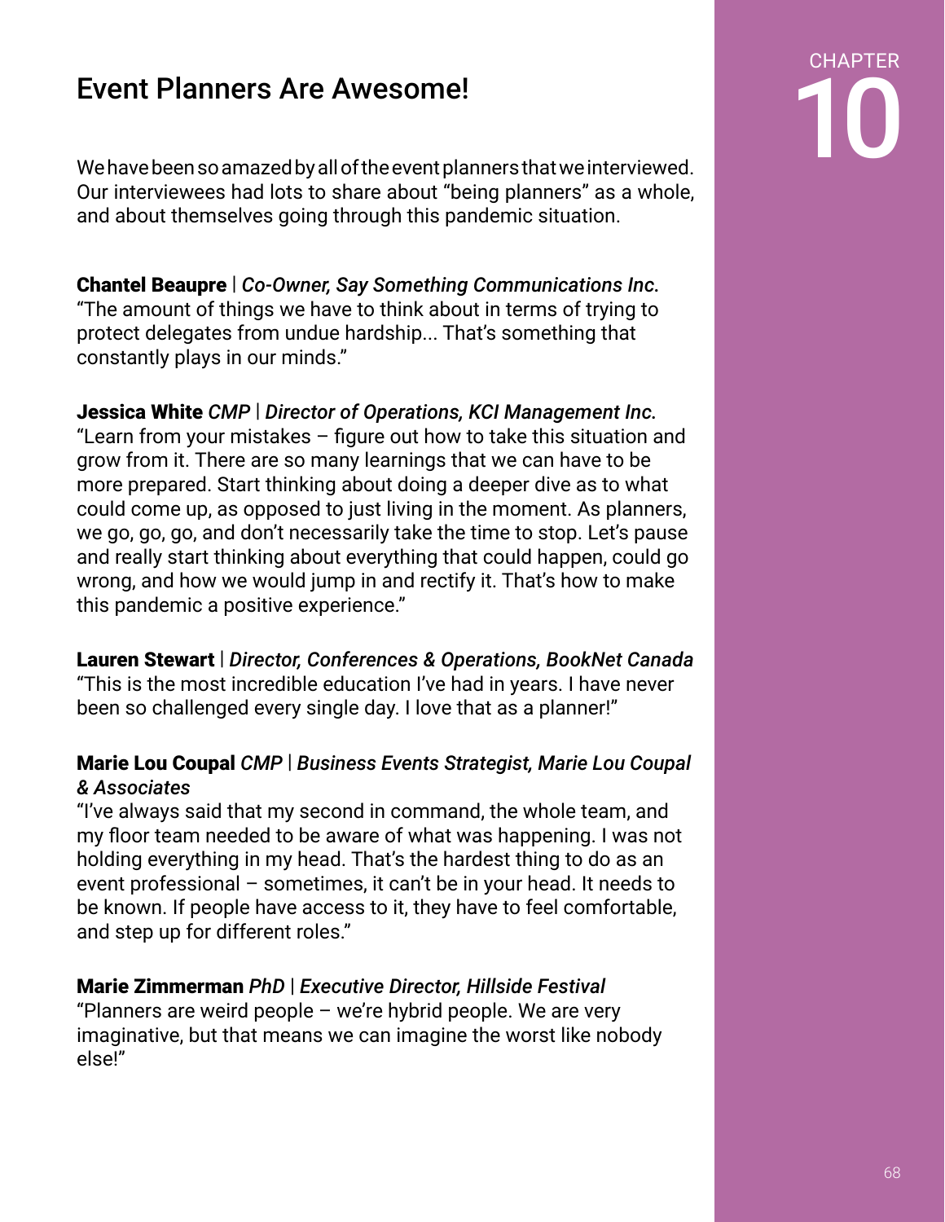CHAPTER 10

# Event Planners Are Awesome!

We have been so amazed by all of the event planners that we interviewed. Our interviewees had lots to share about "being planners" as a whole, and about themselves going through this pandemic situation.

**Chantel Beaupre** | ***Co-Owner, Say Something Communications Inc.***
"The amount of things we have to think about in terms of trying to protect delegates from undue hardship... That's something that constantly plays in our minds."

**Jessica White** ***CMP*** | ***Director of Operations, KCI Management Inc.***
"Learn from your mistakes – figure out how to take this situation and grow from it. There are so many learnings that we can have to be more prepared. Start thinking about doing a deeper dive as to what could come up, as opposed to just living in the moment. As planners, we go, go, go, and don't necessarily take the time to stop. Let's pause and really start thinking about everything that could happen, could go wrong, and how we would jump in and rectify it. That's how to make this pandemic a positive experience."

**Lauren Stewart** | ***Director, Conferences & Operations, BookNet Canada***
"This is the most incredible education I've had in years. I have never been so challenged every single day. I love that as a planner!"

**Marie Lou Coupal** ***CMP*** | ***Business Events Strategist, Marie Lou Coupal & Associates***
"I've always said that my second in command, the whole team, and my floor team needed to be aware of what was happening. I was not holding everything in my head. That's the hardest thing to do as an event professional – sometimes, it can't be in your head. It needs to be known. If people have access to it, they have to feel comfortable, and step up for different roles."

**Marie Zimmerman** ***PhD*** | ***Executive Director, Hillside Festival***
"Planners are weird people – we're hybrid people. We are very imaginative, but that means we can imagine the worst like nobody else!"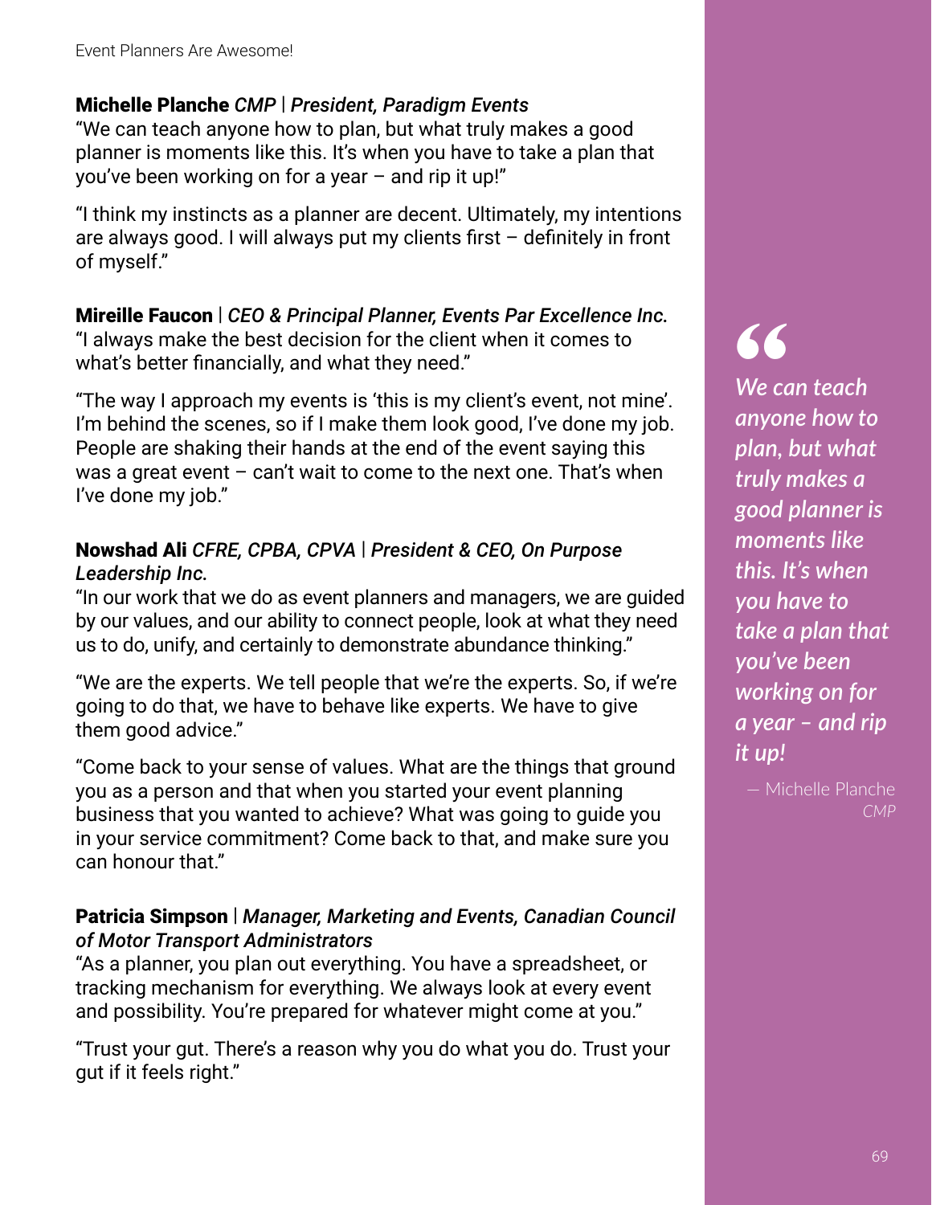**Michelle Planche** *CMP* | ***President, Paradigm Events***
"We can teach anyone how to plan, but what truly makes a good planner is moments like this. It's when you have to take a plan that you've been working on for a year – and rip it up!"

"I think my instincts as a planner are decent. Ultimately, my intentions are always good. I will always put my clients first – definitely in front of myself."

**Mireille Faucon** | *CEO & Principal Planner, Events Par Excellence Inc.*
"I always make the best decision for the client when it comes to what's better financially, and what they need."

"The way I approach my events is 'this is my client's event, not mine'. I'm behind the scenes, so if I make them look good, I've done my job. People are shaking their hands at the end of the event saying this was a great event – can't wait to come to the next one. That's when I've done my job."

**Nowshad Ali** *CFRE, CPBA, CPVA* | ***President & CEO, On Purpose Leadership Inc.***
"In our work that we do as event planners and managers, we are guided by our values, and our ability to connect people, look at what they need us to do, unify, and certainly to demonstrate abundance thinking."

"We are the experts. We tell people that we're the experts. So, if we're going to do that, we have to behave like experts. We have to give them good advice."

"Come back to your sense of values. What are the things that ground you as a person and that when you started your event planning business that you wanted to achieve? What was going to guide you in your service commitment? Come back to that, and make sure you can honour that."

**Patricia Simpson** | *Manager, Marketing and Events, Canadian Council of Motor Transport Administrators*
"As a planner, you plan out everything. You have a spreadsheet, or tracking mechanism for everything. We always look at every event and possibility. You're prepared for whatever might come at you."

"Trust your gut. There's a reason why you do what you do. Trust your gut if it feels right."

> *We can teach anyone how to plan, but what truly makes a good planner is moments like this. It's when you have to take a plan that you've been working on for a year – and rip it up!*
>
> — Michelle Planche *CMP*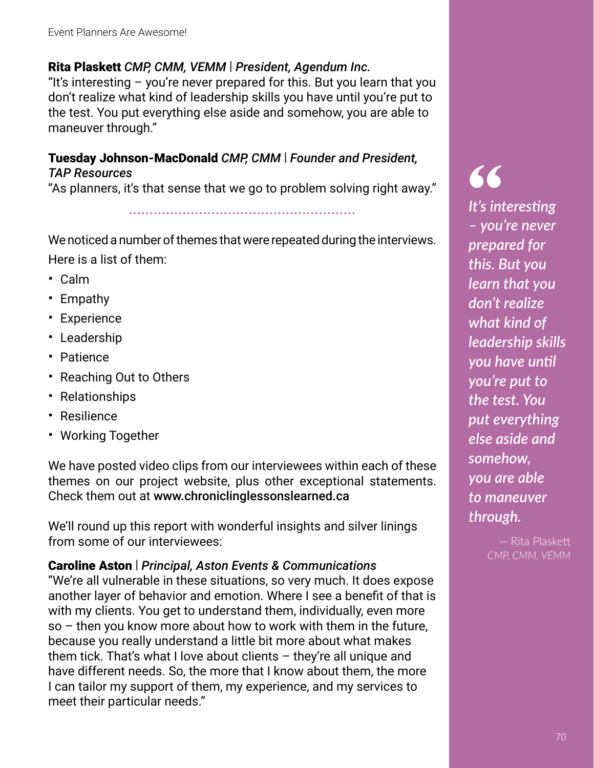**Rita Plaskett** *CMP, CMM, VEMM* | *President, Agendum Inc.*
"It's interesting – you're never prepared for this. But you learn that you don't realize what kind of leadership skills you have until you're put to the test. You put everything else aside and somehow, you are able to maneuver through."

**Tuesday Johnson-MacDonald** *CMP, CMM* | *Founder and President, TAP Resources*
"As planners, it's that sense that we go to problem solving right away."

We noticed a number of themes that were repeated during the interviews. Here is a list of them:

- Calm
- Empathy
- Experience
- Leadership
- Patience
- Reaching Out to Others
- Relationships
- Resilience
- Working Together

We have posted video clips from our interviewees within each of these themes on our project website, plus other exceptional statements. Check them out at www.chroniclinglessonslearned.ca

We'll round up this report with wonderful insights and silver linings from some of our interviewees:

**Caroline Aston** | *Principal, Aston Events & Communications*
"We're all vulnerable in these situations, so very much. It does expose another layer of behavior and emotion. Where I see a benefit of that is with my clients. You get to understand them, individually, even more so – then you know more about how to work with them in the future, because you really understand a little bit more about what makes them tick. That's what I love about clients – they're all unique and have different needs. So, the more that I know about them, the more I can tailor my support of them, my experience, and my services to meet their particular needs."

> *It's interesting – you're never prepared for this. But you learn that you don't realize what kind of leadership skills you have until you're put to the test. You put everything else aside and somehow, you are able to maneuver through.*
>
> — Rita Plaskett *CMP, CMM, VEMM*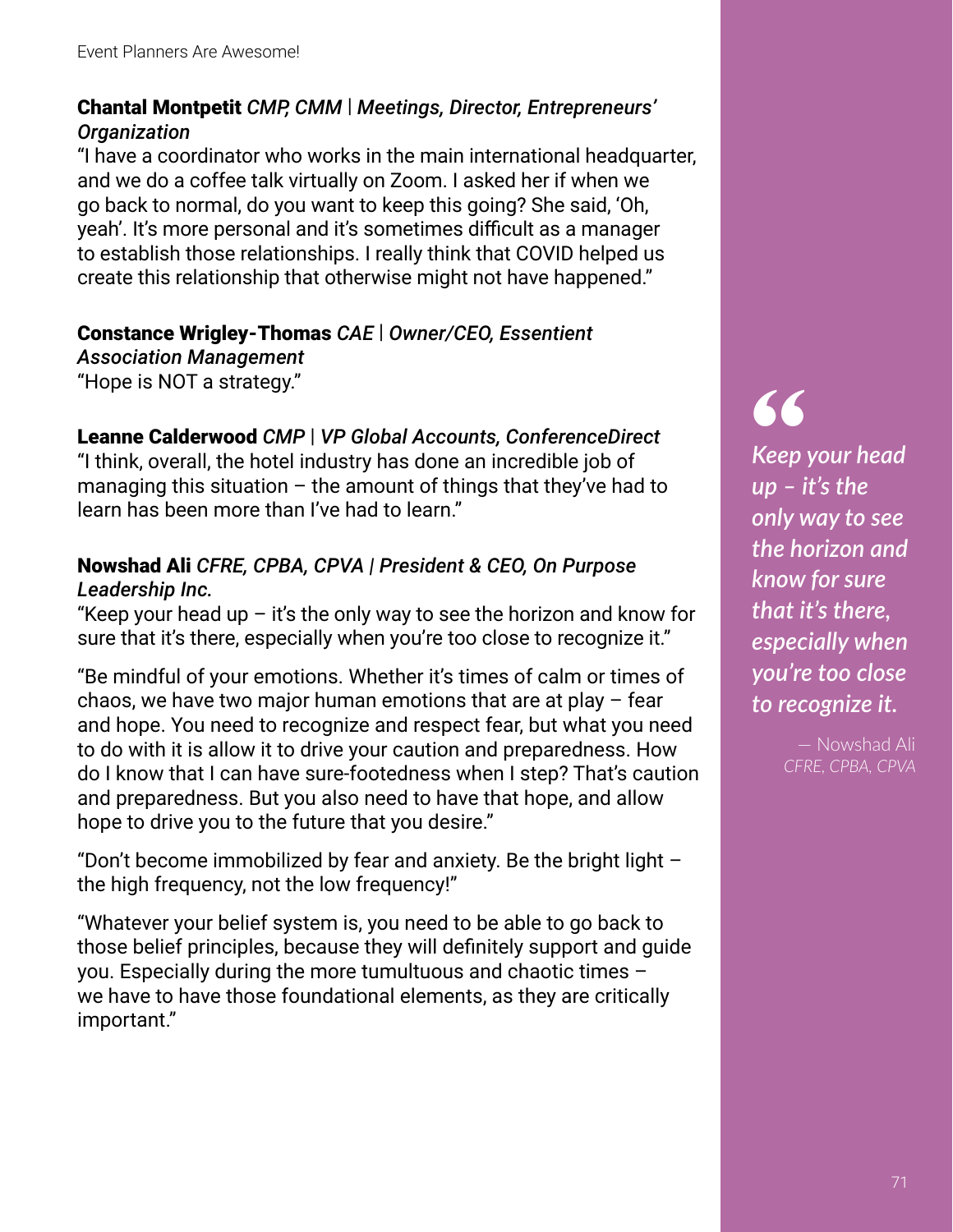**Chantal Montpetit** *CMP, CMM* | ***Meetings, Director, Entrepreneurs' Organization***

"I have a coordinator who works in the main international headquarter, and we do a coffee talk virtually on Zoom. I asked her if when we go back to normal, do you want to keep this going? She said, 'Oh, yeah'. It's more personal and it's sometimes difficult as a manager to establish those relationships. I really think that COVID helped us create this relationship that otherwise might not have happened."

**Constance Wrigley-Thomas** *CAE* | ***Owner/CEO, Essentient Association Management***

"Hope is NOT a strategy."

**Leanne Calderwood** *CMP* | ***VP Global Accounts, ConferenceDirect***

"I think, overall, the hotel industry has done an incredible job of managing this situation – the amount of things that they've had to learn has been more than I've had to learn."

**Nowshad Ali** *CFRE, CPBA, CPVA* | ***President & CEO, On Purpose Leadership Inc.***

"Keep your head up – it's the only way to see the horizon and know for sure that it's there, especially when you're too close to recognize it."

"Be mindful of your emotions. Whether it's times of calm or times of chaos, we have two major human emotions that are at play – fear and hope. You need to recognize and respect fear, but what you need to do with it is allow it to drive your caution and preparedness. How do I know that I can have sure-footedness when I step? That's caution and preparedness. But you also need to have that hope, and allow hope to drive you to the future that you desire."

"Don't become immobilized by fear and anxiety. Be the bright light – the high frequency, not the low frequency!"

"Whatever your belief system is, you need to be able to go back to those belief principles, because they will definitely support and guide you. Especially during the more tumultuous and chaotic times – we have to have those foundational elements, as they are critically important."

> *Keep your head up – it's the only way to see the horizon and know for sure that it's there, especially when you're too close to recognize it.*
>
> — Nowshad Ali *CFRE, CPBA, CPVA*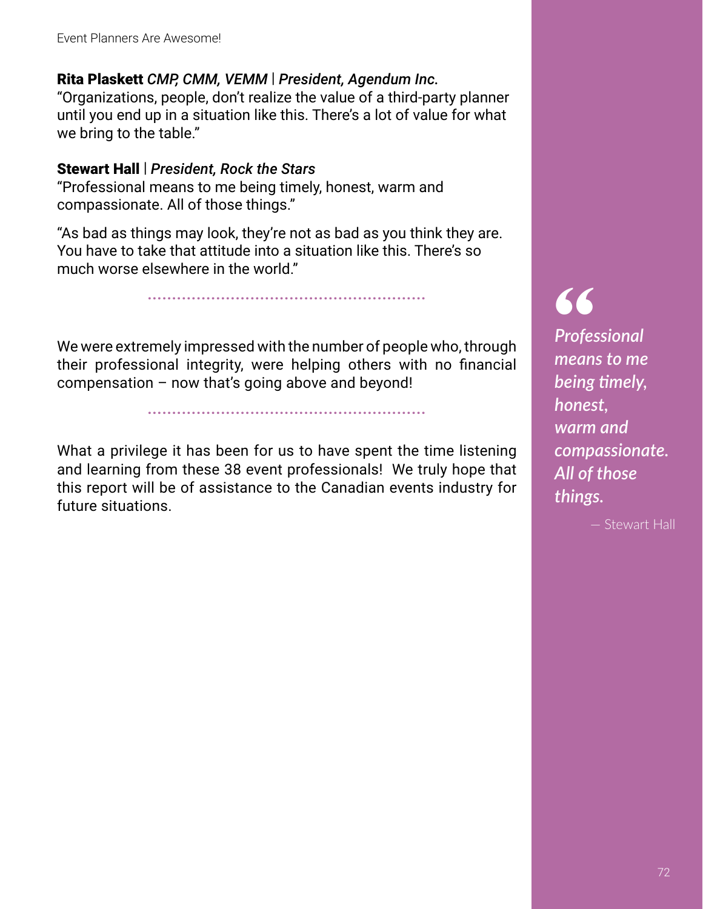**Rita Plaskett** *CMP, CMM, VEMM* | *President, Agendum Inc.*
"Organizations, people, don't realize the value of a third-party planner until you end up in a situation like this. There's a lot of value for what we bring to the table."

**Stewart Hall** | *President, Rock the Stars*
"Professional means to me being timely, honest, warm and compassionate. All of those things."

"As bad as things may look, they're not as bad as you think they are. You have to take that attitude into a situation like this. There's so much worse elsewhere in the world."

---

We were extremely impressed with the number of people who, through their professional integrity, were helping others with no financial compensation – now that's going above and beyond!

---

What a privilege it has been for us to have spent the time listening and learning from these 38 event professionals! We truly hope that this report will be of assistance to the Canadian events industry for future situations.

> *Professional means to me being timely, honest, warm and compassionate. All of those things.*
>
> — Stewart Hall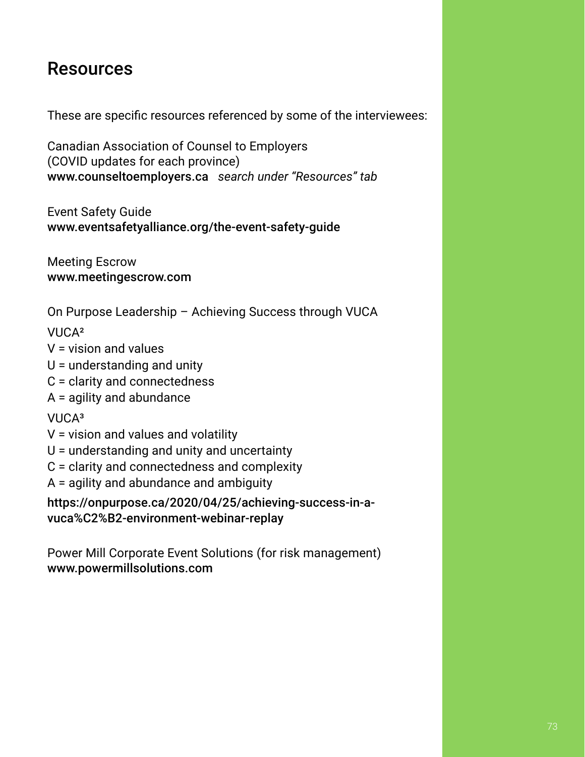# Resources

These are specific resources referenced by some of the interviewees:

Canadian Association of Counsel to Employers
(COVID updates for each province)
**www.counseltoemployers.ca** *search under "Resources" tab*

Event Safety Guide
**www.eventsafetyalliance.org/the-event-safety-guide**

Meeting Escrow
**www.meetingescrow.com**

On Purpose Leadership – Achieving Success through VUCA

VUCA²
V = vision and values
U = understanding and unity
C = clarity and connectedness
A = agility and abundance

VUCA³
V = vision and values and volatility
U = understanding and unity and uncertainty
C = clarity and connectedness and complexity
A = agility and abundance and ambiguity

**https://onpurpose.ca/2020/04/25/achieving-success-in-a-vuca%C2%B2-environment-webinar-replay**

Power Mill Corporate Event Solutions (for risk management)
**www.powermillsolutions.com**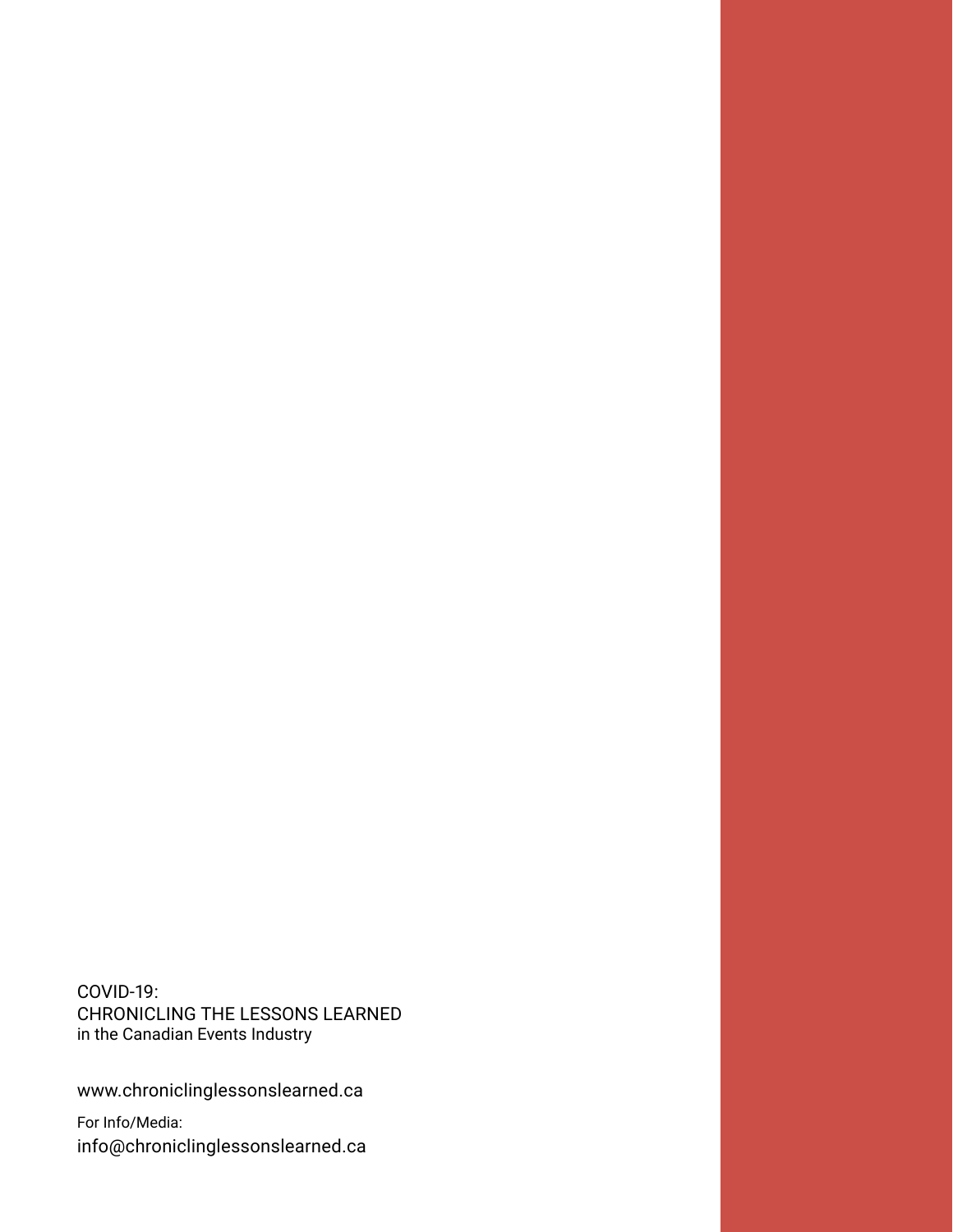COVID-19:
CHRONICLING THE LESSONS LEARNED
in the Canadian Events Industry

www.chroniclinglessonslearned.ca

For Info/Media:
info@chroniclinglessonslearned.ca